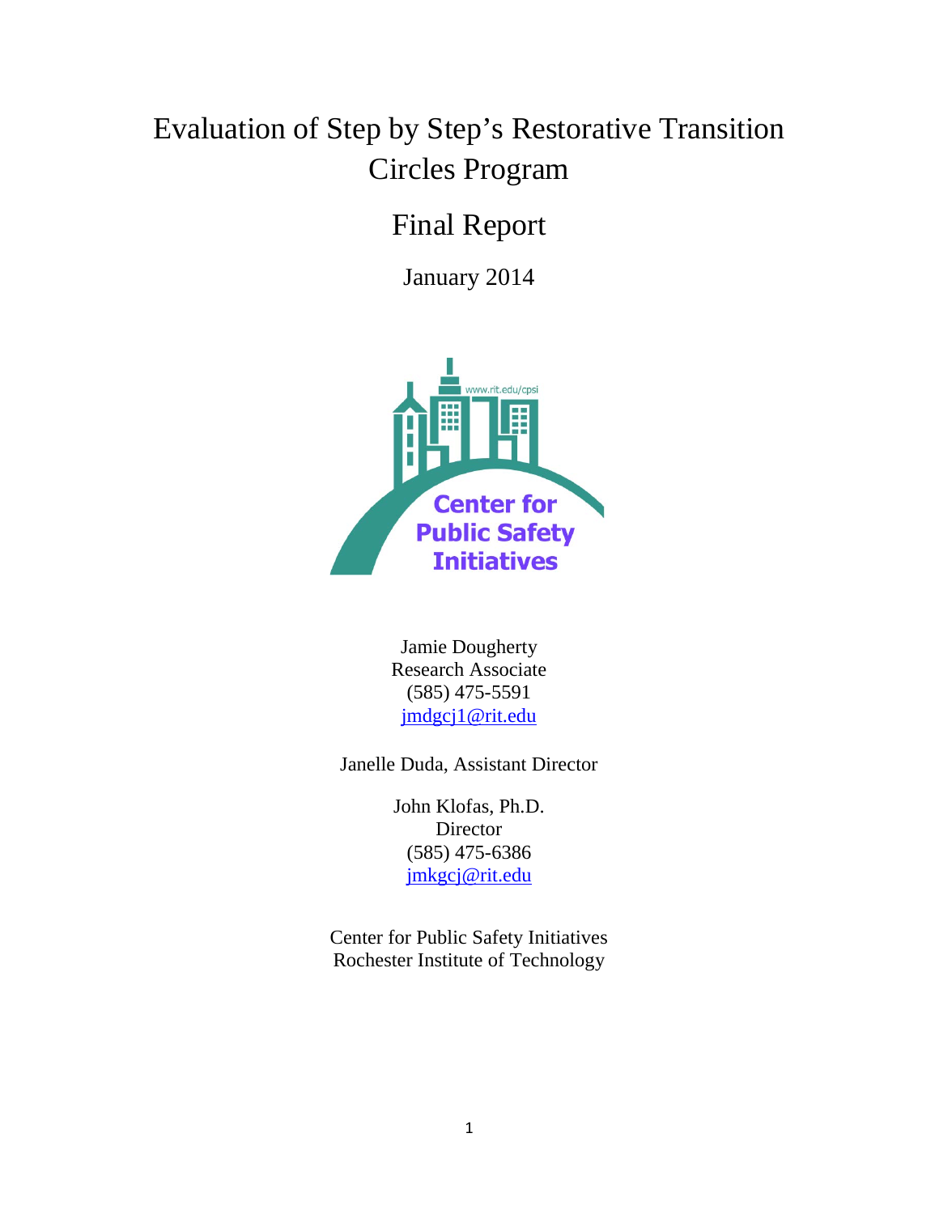# Evaluation of Step by Step's Restorative Transition Circles Program

## Final Report

January 2014

www.rit.edu/cpsi

Center for Public Safety Initiatives

Jamie Dougherty
Research Associate
(585) 475-5591
jmdgcj1@rit.edu

Janelle Duda, Assistant Director

John Klofas, Ph.D.
Director
(585) 475-6386
jmkgcj@rit.edu

Center for Public Safety Initiatives
Rochester Institute of Technology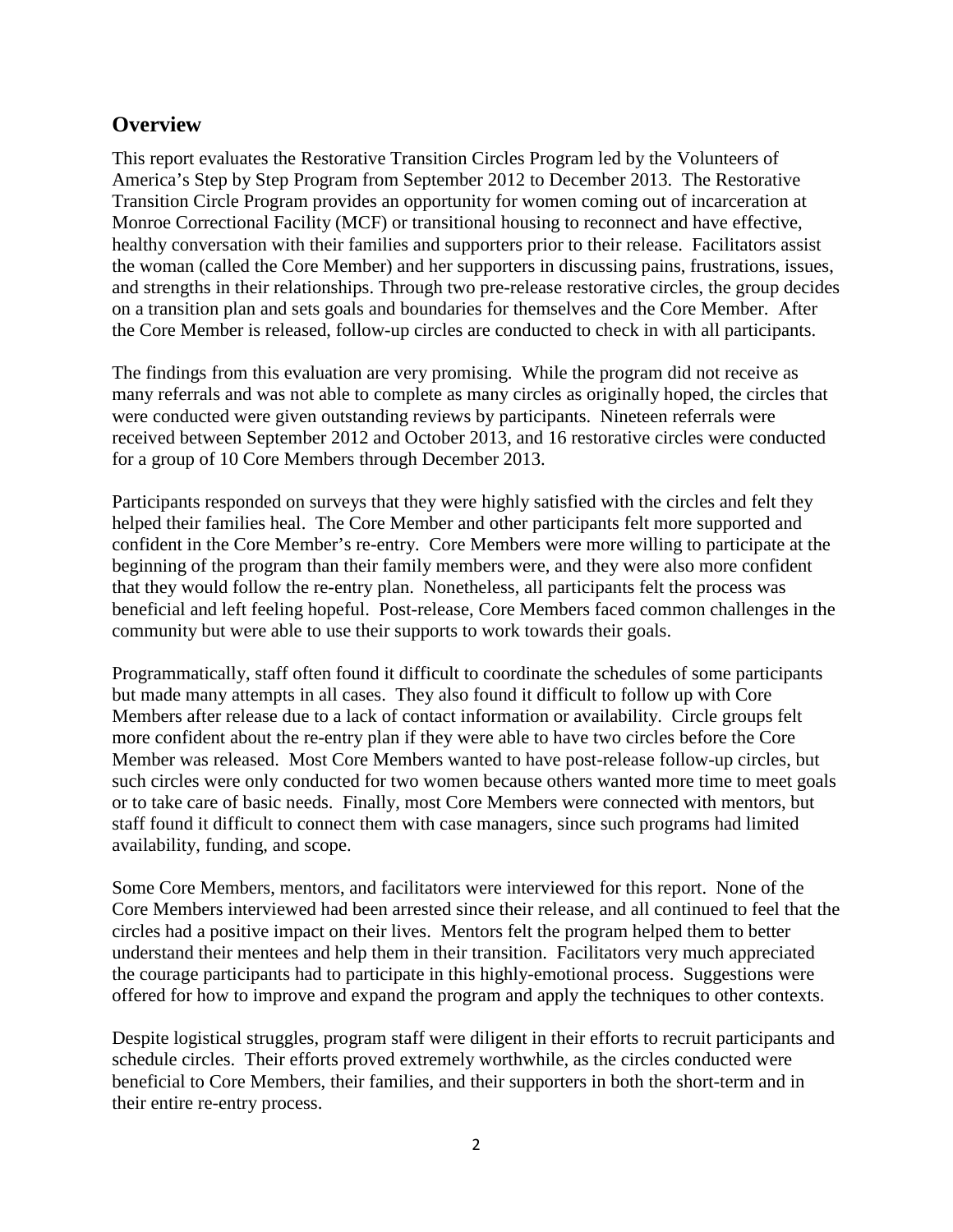## Overview

This report evaluates the Restorative Transition Circles Program led by the Volunteers of America's Step by Step Program from September 2012 to December 2013. The Restorative Transition Circle Program provides an opportunity for women coming out of incarceration at Monroe Correctional Facility (MCF) or transitional housing to reconnect and have effective, healthy conversation with their families and supporters prior to their release. Facilitators assist the woman (called the Core Member) and her supporters in discussing pains, frustrations, issues, and strengths in their relationships. Through two pre-release restorative circles, the group decides on a transition plan and sets goals and boundaries for themselves and the Core Member. After the Core Member is released, follow-up circles are conducted to check in with all participants.

The findings from this evaluation are very promising. While the program did not receive as many referrals and was not able to complete as many circles as originally hoped, the circles that were conducted were given outstanding reviews by participants. Nineteen referrals were received between September 2012 and October 2013, and 16 restorative circles were conducted for a group of 10 Core Members through December 2013.

Participants responded on surveys that they were highly satisfied with the circles and felt they helped their families heal. The Core Member and other participants felt more supported and confident in the Core Member's re-entry. Core Members were more willing to participate at the beginning of the program than their family members were, and they were also more confident that they would follow the re-entry plan. Nonetheless, all participants felt the process was beneficial and left feeling hopeful. Post-release, Core Members faced common challenges in the community but were able to use their supports to work towards their goals.

Programmatically, staff often found it difficult to coordinate the schedules of some participants but made many attempts in all cases. They also found it difficult to follow up with Core Members after release due to a lack of contact information or availability. Circle groups felt more confident about the re-entry plan if they were able to have two circles before the Core Member was released. Most Core Members wanted to have post-release follow-up circles, but such circles were only conducted for two women because others wanted more time to meet goals or to take care of basic needs. Finally, most Core Members were connected with mentors, but staff found it difficult to connect them with case managers, since such programs had limited availability, funding, and scope.

Some Core Members, mentors, and facilitators were interviewed for this report. None of the Core Members interviewed had been arrested since their release, and all continued to feel that the circles had a positive impact on their lives. Mentors felt the program helped them to better understand their mentees and help them in their transition. Facilitators very much appreciated the courage participants had to participate in this highly-emotional process. Suggestions were offered for how to improve and expand the program and apply the techniques to other contexts.

Despite logistical struggles, program staff were diligent in their efforts to recruit participants and schedule circles. Their efforts proved extremely worthwhile, as the circles conducted were beneficial to Core Members, their families, and their supporters in both the short-term and in their entire re-entry process.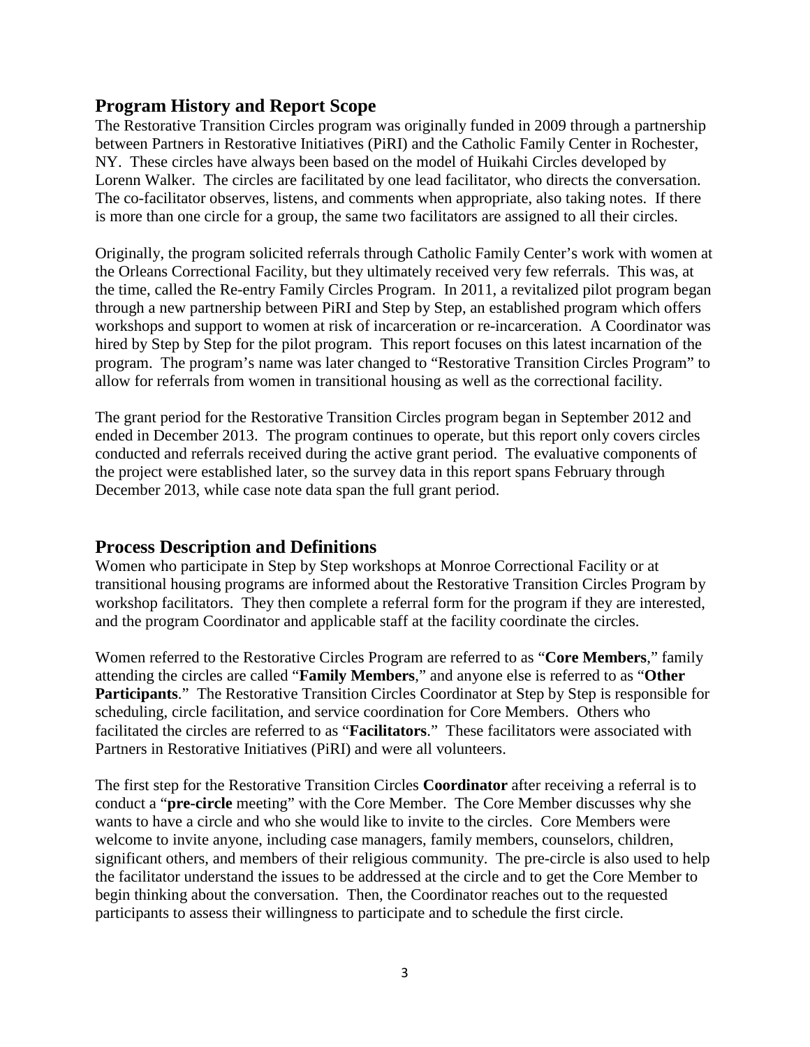## Program History and Report Scope

The Restorative Transition Circles program was originally funded in 2009 through a partnership between Partners in Restorative Initiatives (PiRI) and the Catholic Family Center in Rochester, NY. These circles have always been based on the model of Huikahi Circles developed by Lorenn Walker. The circles are facilitated by one lead facilitator, who directs the conversation. The co-facilitator observes, listens, and comments when appropriate, also taking notes. If there is more than one circle for a group, the same two facilitators are assigned to all their circles.

Originally, the program solicited referrals through Catholic Family Center's work with women at the Orleans Correctional Facility, but they ultimately received very few referrals. This was, at the time, called the Re-entry Family Circles Program. In 2011, a revitalized pilot program began through a new partnership between PiRI and Step by Step, an established program which offers workshops and support to women at risk of incarceration or re-incarceration. A Coordinator was hired by Step by Step for the pilot program. This report focuses on this latest incarnation of the program. The program's name was later changed to "Restorative Transition Circles Program" to allow for referrals from women in transitional housing as well as the correctional facility.

The grant period for the Restorative Transition Circles program began in September 2012 and ended in December 2013. The program continues to operate, but this report only covers circles conducted and referrals received during the active grant period. The evaluative components of the project were established later, so the survey data in this report spans February through December 2013, while case note data span the full grant period.

## Process Description and Definitions

Women who participate in Step by Step workshops at Monroe Correctional Facility or at transitional housing programs are informed about the Restorative Transition Circles Program by workshop facilitators. They then complete a referral form for the program if they are interested, and the program Coordinator and applicable staff at the facility coordinate the circles.

Women referred to the Restorative Circles Program are referred to as "**Core Members**," family attending the circles are called "**Family Members**," and anyone else is referred to as "**Other Participants**." The Restorative Transition Circles Coordinator at Step by Step is responsible for scheduling, circle facilitation, and service coordination for Core Members. Others who facilitated the circles are referred to as "**Facilitators**." These facilitators were associated with Partners in Restorative Initiatives (PiRI) and were all volunteers.

The first step for the Restorative Transition Circles **Coordinator** after receiving a referral is to conduct a "**pre-circle** meeting" with the Core Member. The Core Member discusses why she wants to have a circle and who she would like to invite to the circles. Core Members were welcome to invite anyone, including case managers, family members, counselors, children, significant others, and members of their religious community. The pre-circle is also used to help the facilitator understand the issues to be addressed at the circle and to get the Core Member to begin thinking about the conversation. Then, the Coordinator reaches out to the requested participants to assess their willingness to participate and to schedule the first circle.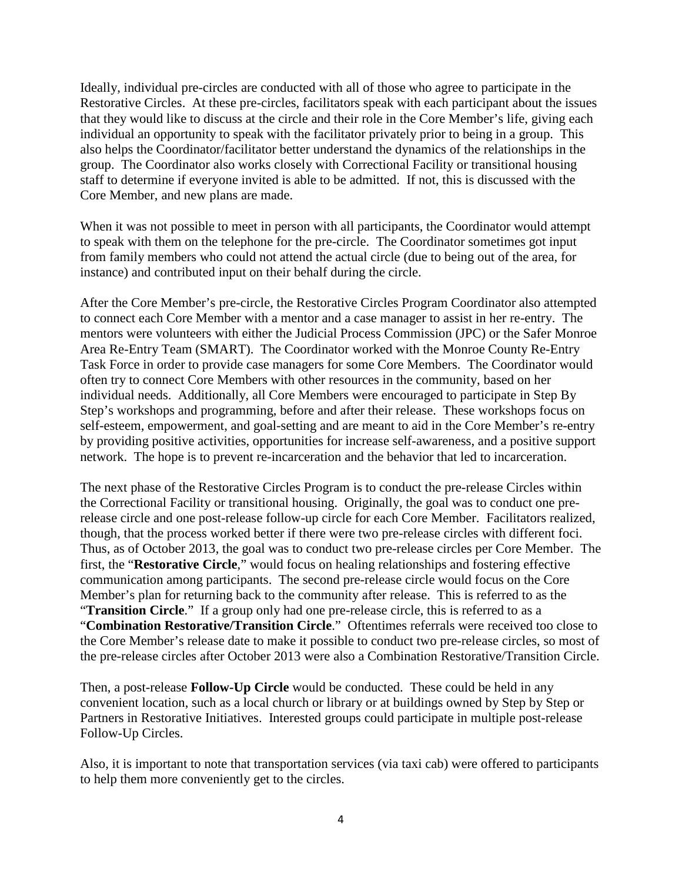Ideally, individual pre-circles are conducted with all of those who agree to participate in the Restorative Circles. At these pre-circles, facilitators speak with each participant about the issues that they would like to discuss at the circle and their role in the Core Member's life, giving each individual an opportunity to speak with the facilitator privately prior to being in a group. This also helps the Coordinator/facilitator better understand the dynamics of the relationships in the group. The Coordinator also works closely with Correctional Facility or transitional housing staff to determine if everyone invited is able to be admitted. If not, this is discussed with the Core Member, and new plans are made.

When it was not possible to meet in person with all participants, the Coordinator would attempt to speak with them on the telephone for the pre-circle. The Coordinator sometimes got input from family members who could not attend the actual circle (due to being out of the area, for instance) and contributed input on their behalf during the circle.

After the Core Member's pre-circle, the Restorative Circles Program Coordinator also attempted to connect each Core Member with a mentor and a case manager to assist in her re-entry. The mentors were volunteers with either the Judicial Process Commission (JPC) or the Safer Monroe Area Re-Entry Team (SMART). The Coordinator worked with the Monroe County Re-Entry Task Force in order to provide case managers for some Core Members. The Coordinator would often try to connect Core Members with other resources in the community, based on her individual needs. Additionally, all Core Members were encouraged to participate in Step By Step's workshops and programming, before and after their release. These workshops focus on self-esteem, empowerment, and goal-setting and are meant to aid in the Core Member's re-entry by providing positive activities, opportunities for increase self-awareness, and a positive support network. The hope is to prevent re-incarceration and the behavior that led to incarceration.

The next phase of the Restorative Circles Program is to conduct the pre-release Circles within the Correctional Facility or transitional housing. Originally, the goal was to conduct one pre-release circle and one post-release follow-up circle for each Core Member. Facilitators realized, though, that the process worked better if there were two pre-release circles with different foci. Thus, as of October 2013, the goal was to conduct two pre-release circles per Core Member. The first, the "**Restorative Circle**," would focus on healing relationships and fostering effective communication among participants. The second pre-release circle would focus on the Core Member's plan for returning back to the community after release. This is referred to as the "**Transition Circle**." If a group only had one pre-release circle, this is referred to as a "**Combination Restorative/Transition Circle**." Oftentimes referrals were received too close to the Core Member's release date to make it possible to conduct two pre-release circles, so most of the pre-release circles after October 2013 were also a Combination Restorative/Transition Circle.

Then, a post-release **Follow-Up Circle** would be conducted. These could be held in any convenient location, such as a local church or library or at buildings owned by Step by Step or Partners in Restorative Initiatives. Interested groups could participate in multiple post-release Follow-Up Circles.

Also, it is important to note that transportation services (via taxi cab) were offered to participants to help them more conveniently get to the circles.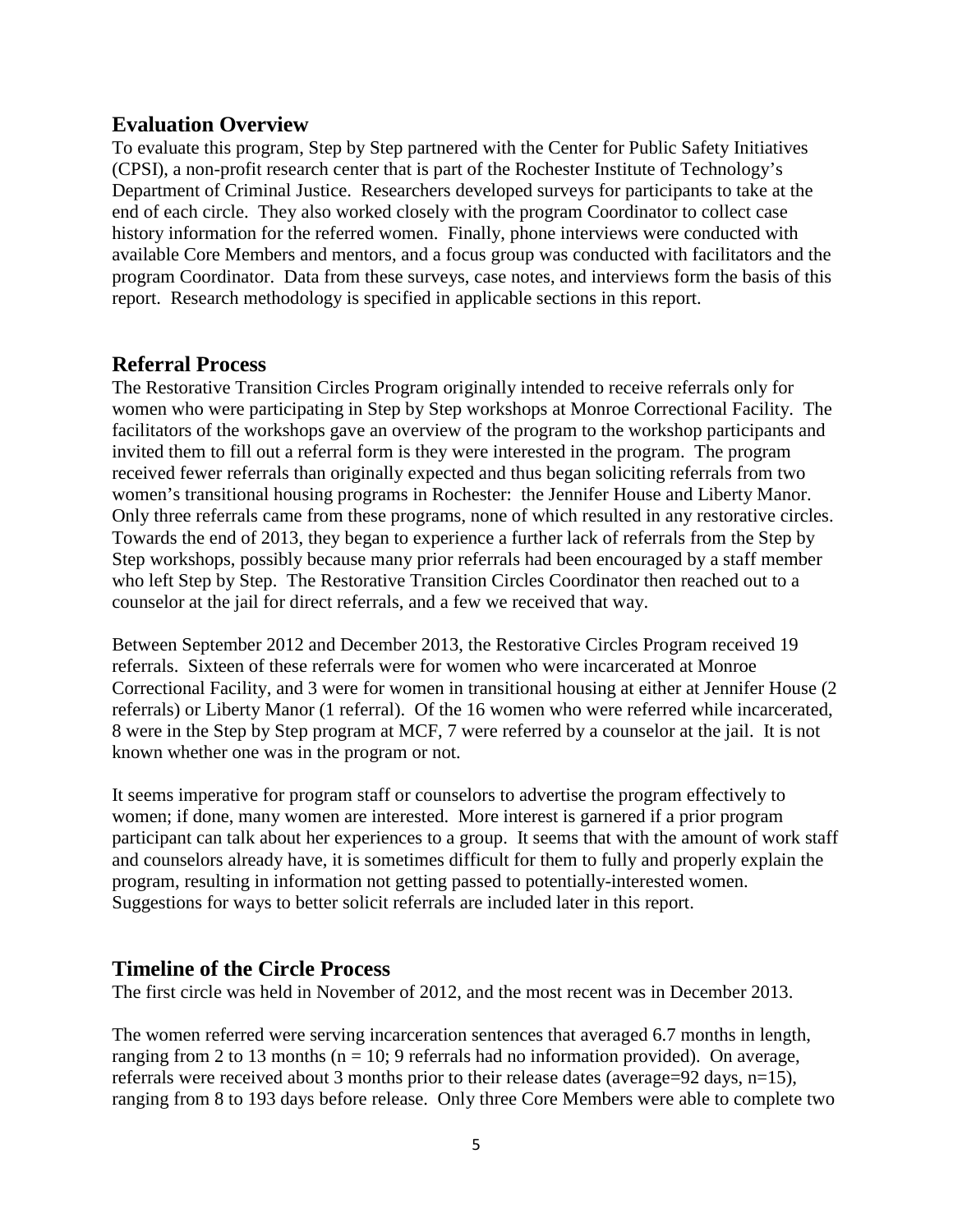## Evaluation Overview

To evaluate this program, Step by Step partnered with the Center for Public Safety Initiatives (CPSI), a non-profit research center that is part of the Rochester Institute of Technology's Department of Criminal Justice. Researchers developed surveys for participants to take at the end of each circle. They also worked closely with the program Coordinator to collect case history information for the referred women. Finally, phone interviews were conducted with available Core Members and mentors, and a focus group was conducted with facilitators and the program Coordinator. Data from these surveys, case notes, and interviews form the basis of this report. Research methodology is specified in applicable sections in this report.

## Referral Process

The Restorative Transition Circles Program originally intended to receive referrals only for women who were participating in Step by Step workshops at Monroe Correctional Facility. The facilitators of the workshops gave an overview of the program to the workshop participants and invited them to fill out a referral form is they were interested in the program. The program received fewer referrals than originally expected and thus began soliciting referrals from two women's transitional housing programs in Rochester: the Jennifer House and Liberty Manor. Only three referrals came from these programs, none of which resulted in any restorative circles. Towards the end of 2013, they began to experience a further lack of referrals from the Step by Step workshops, possibly because many prior referrals had been encouraged by a staff member who left Step by Step. The Restorative Transition Circles Coordinator then reached out to a counselor at the jail for direct referrals, and a few we received that way.

Between September 2012 and December 2013, the Restorative Circles Program received 19 referrals. Sixteen of these referrals were for women who were incarcerated at Monroe Correctional Facility, and 3 were for women in transitional housing at either at Jennifer House (2 referrals) or Liberty Manor (1 referral). Of the 16 women who were referred while incarcerated, 8 were in the Step by Step program at MCF, 7 were referred by a counselor at the jail. It is not known whether one was in the program or not.

It seems imperative for program staff or counselors to advertise the program effectively to women; if done, many women are interested. More interest is garnered if a prior program participant can talk about her experiences to a group. It seems that with the amount of work staff and counselors already have, it is sometimes difficult for them to fully and properly explain the program, resulting in information not getting passed to potentially-interested women. Suggestions for ways to better solicit referrals are included later in this report.

## Timeline of the Circle Process

The first circle was held in November of 2012, and the most recent was in December 2013.

The women referred were serving incarceration sentences that averaged 6.7 months in length, ranging from 2 to 13 months ($n = 10$; 9 referrals had no information provided). On average, referrals were received about 3 months prior to their release dates (average=92 days, $n$=15), ranging from 8 to 193 days before release. Only three Core Members were able to complete two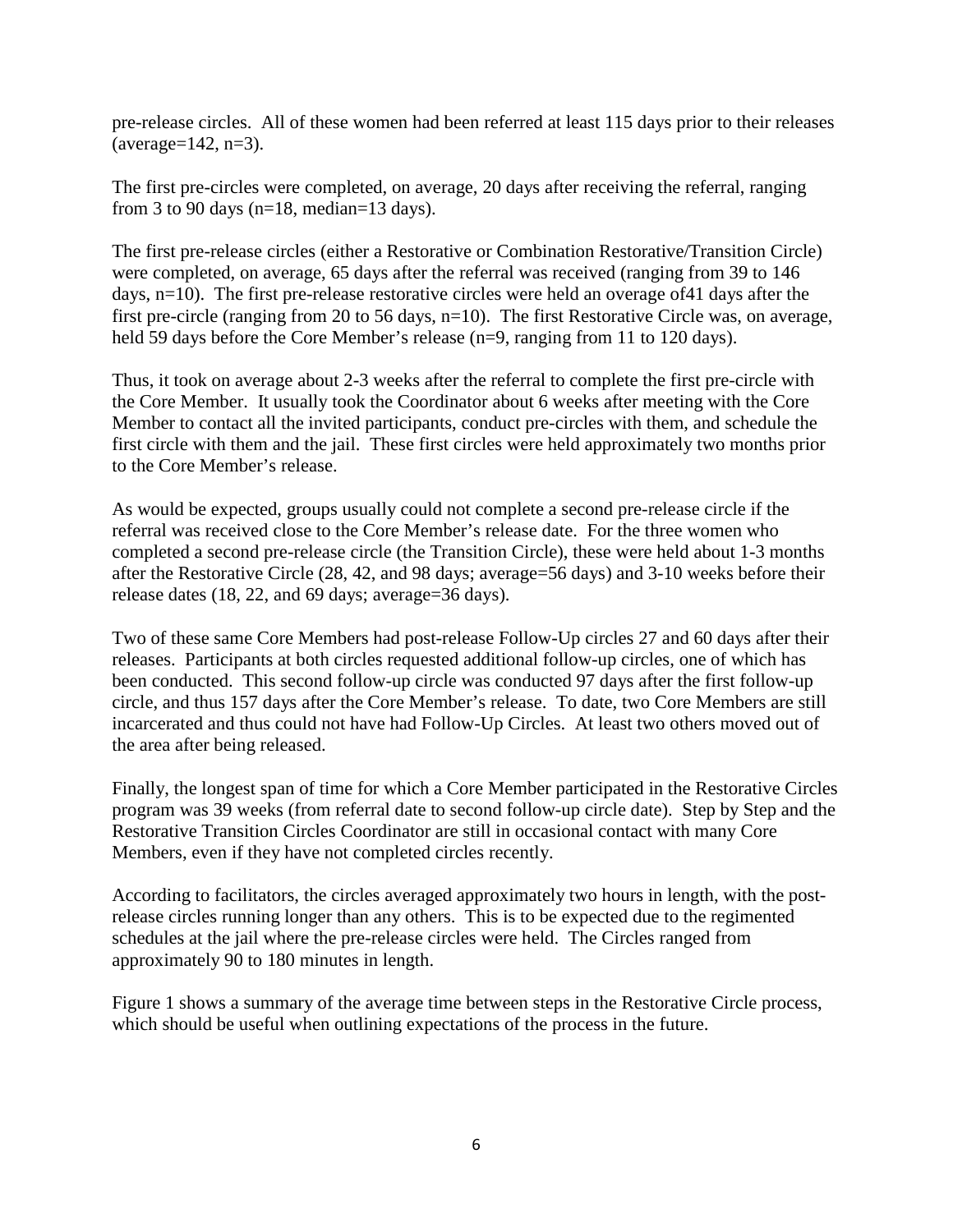pre-release circles. All of these women had been referred at least 115 days prior to their releases (average=142, n=3).

The first pre-circles were completed, on average, 20 days after receiving the referral, ranging from 3 to 90 days (n=18, median=13 days).

The first pre-release circles (either a Restorative or Combination Restorative/Transition Circle) were completed, on average, 65 days after the referral was received (ranging from 39 to 146 days, n=10). The first pre-release restorative circles were held an overage of41 days after the first pre-circle (ranging from 20 to 56 days, n=10). The first Restorative Circle was, on average, held 59 days before the Core Member's release (n=9, ranging from 11 to 120 days).

Thus, it took on average about 2-3 weeks after the referral to complete the first pre-circle with the Core Member. It usually took the Coordinator about 6 weeks after meeting with the Core Member to contact all the invited participants, conduct pre-circles with them, and schedule the first circle with them and the jail. These first circles were held approximately two months prior to the Core Member's release.

As would be expected, groups usually could not complete a second pre-release circle if the referral was received close to the Core Member's release date. For the three women who completed a second pre-release circle (the Transition Circle), these were held about 1-3 months after the Restorative Circle (28, 42, and 98 days; average=56 days) and 3-10 weeks before their release dates (18, 22, and 69 days; average=36 days).

Two of these same Core Members had post-release Follow-Up circles 27 and 60 days after their releases. Participants at both circles requested additional follow-up circles, one of which has been conducted. This second follow-up circle was conducted 97 days after the first follow-up circle, and thus 157 days after the Core Member's release. To date, two Core Members are still incarcerated and thus could not have had Follow-Up Circles. At least two others moved out of the area after being released.

Finally, the longest span of time for which a Core Member participated in the Restorative Circles program was 39 weeks (from referral date to second follow-up circle date). Step by Step and the Restorative Transition Circles Coordinator are still in occasional contact with many Core Members, even if they have not completed circles recently.

According to facilitators, the circles averaged approximately two hours in length, with the post-release circles running longer than any others. This is to be expected due to the regimented schedules at the jail where the pre-release circles were held. The Circles ranged from approximately 90 to 180 minutes in length.

Figure 1 shows a summary of the average time between steps in the Restorative Circle process, which should be useful when outlining expectations of the process in the future.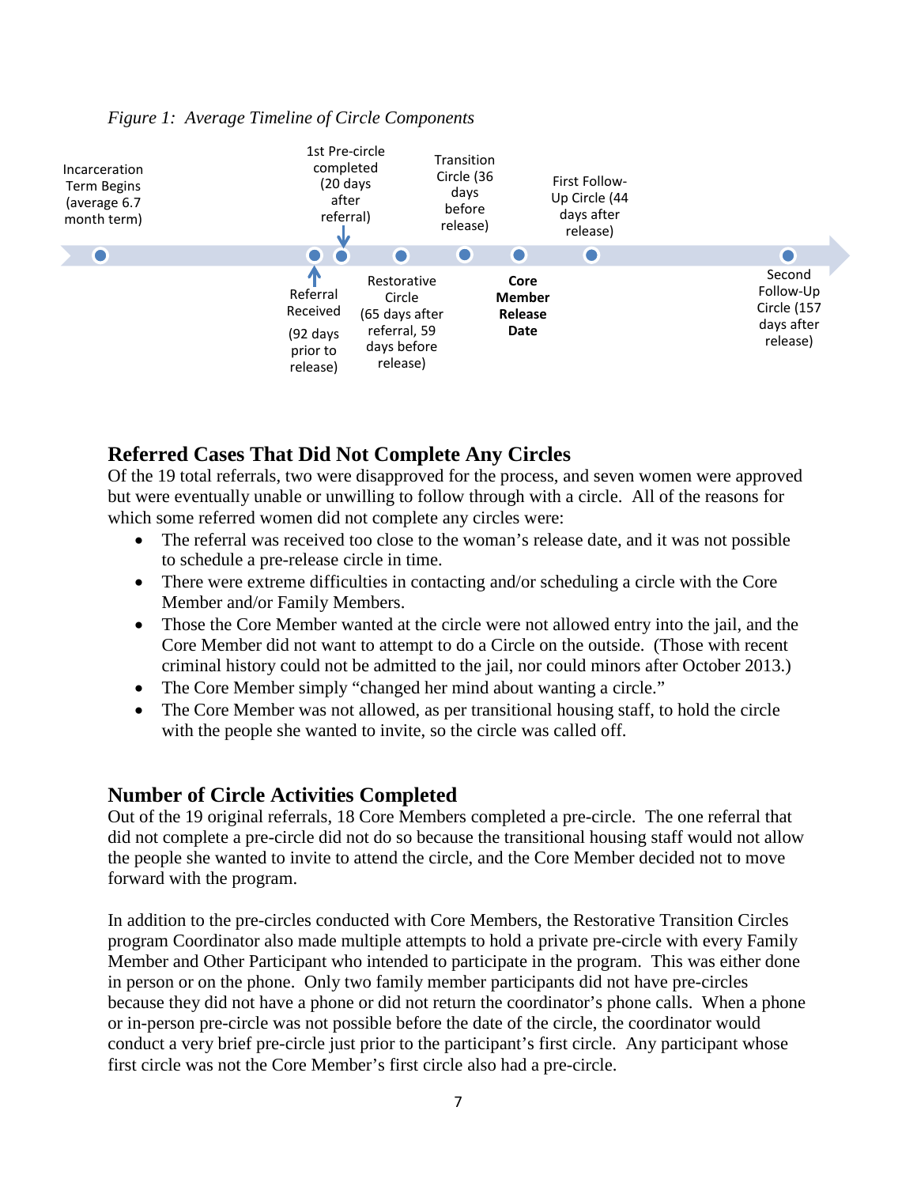*Figure 1: Average Timeline of Circle Components*

- Incarceration Term Begins (average 6.7 month term)
- Referral Received (92 days prior to release)
- 1st Pre-circle completed (20 days after referral)
- Restorative Circle (65 days after referral, 59 days before release)
- Transition Circle (36 days before release)
- **Core Member Release Date**
- First Follow-Up Circle (44 days after release)
- Second Follow-Up Circle (157 days after release)

## Referred Cases That Did Not Complete Any Circles

Of the 19 total referrals, two were disapproved for the process, and seven women were approved but were eventually unable or unwilling to follow through with a circle. All of the reasons for which some referred women did not complete any circles were:

- The referral was received too close to the woman's release date, and it was not possible to schedule a pre-release circle in time.
- There were extreme difficulties in contacting and/or scheduling a circle with the Core Member and/or Family Members.
- Those the Core Member wanted at the circle were not allowed entry into the jail, and the Core Member did not want to attempt to do a Circle on the outside. (Those with recent criminal history could not be admitted to the jail, nor could minors after October 2013.)
- The Core Member simply "changed her mind about wanting a circle."
- The Core Member was not allowed, as per transitional housing staff, to hold the circle with the people she wanted to invite, so the circle was called off.

## Number of Circle Activities Completed

Out of the 19 original referrals, 18 Core Members completed a pre-circle. The one referral that did not complete a pre-circle did not do so because the transitional housing staff would not allow the people she wanted to invite to attend the circle, and the Core Member decided not to move forward with the program.

In addition to the pre-circles conducted with Core Members, the Restorative Transition Circles program Coordinator also made multiple attempts to hold a private pre-circle with every Family Member and Other Participant who intended to participate in the program. This was either done in person or on the phone. Only two family member participants did not have pre-circles because they did not have a phone or did not return the coordinator's phone calls. When a phone or in-person pre-circle was not possible before the date of the circle, the coordinator would conduct a very brief pre-circle just prior to the participant's first circle. Any participant whose first circle was not the Core Member's first circle also had a pre-circle.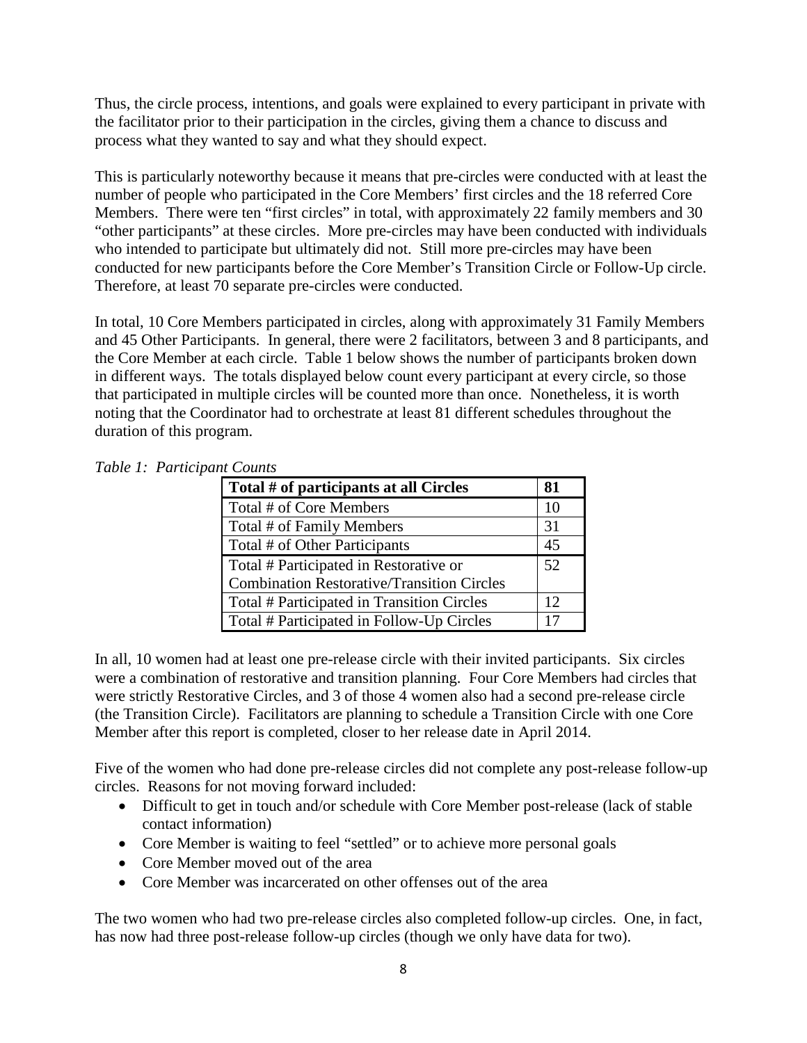Thus, the circle process, intentions, and goals were explained to every participant in private with the facilitator prior to their participation in the circles, giving them a chance to discuss and process what they wanted to say and what they should expect.

This is particularly noteworthy because it means that pre-circles were conducted with at least the number of people who participated in the Core Members' first circles and the 18 referred Core Members. There were ten "first circles" in total, with approximately 22 family members and 30 "other participants" at these circles. More pre-circles may have been conducted with individuals who intended to participate but ultimately did not. Still more pre-circles may have been conducted for new participants before the Core Member's Transition Circle or Follow-Up circle. Therefore, at least 70 separate pre-circles were conducted.

In total, 10 Core Members participated in circles, along with approximately 31 Family Members and 45 Other Participants. In general, there were 2 facilitators, between 3 and 8 participants, and the Core Member at each circle. Table 1 below shows the number of participants broken down in different ways. The totals displayed below count every participant at every circle, so those that participated in multiple circles will be counted more than once. Nonetheless, it is worth noting that the Coordinator had to orchestrate at least 81 different schedules throughout the duration of this program.

*Table 1: Participant Counts*

| **Total # of participants at all Circles** | **81** |
|---|---|
| Total # of Core Members | 10 |
| Total # of Family Members | 31 |
| Total # of Other Participants | 45 |
| Total # Participated in Restorative or Combination Restorative/Transition Circles | 52 |
| Total # Participated in Transition Circles | 12 |
| Total # Participated in Follow-Up Circles | 17 |

In all, 10 women had at least one pre-release circle with their invited participants. Six circles were a combination of restorative and transition planning. Four Core Members had circles that were strictly Restorative Circles, and 3 of those 4 women also had a second pre-release circle (the Transition Circle). Facilitators are planning to schedule a Transition Circle with one Core Member after this report is completed, closer to her release date in April 2014.

Five of the women who had done pre-release circles did not complete any post-release follow-up circles. Reasons for not moving forward included:

- Difficult to get in touch and/or schedule with Core Member post-release (lack of stable contact information)
- Core Member is waiting to feel "settled" or to achieve more personal goals
- Core Member moved out of the area
- Core Member was incarcerated on other offenses out of the area

The two women who had two pre-release circles also completed follow-up circles. One, in fact, has now had three post-release follow-up circles (though we only have data for two).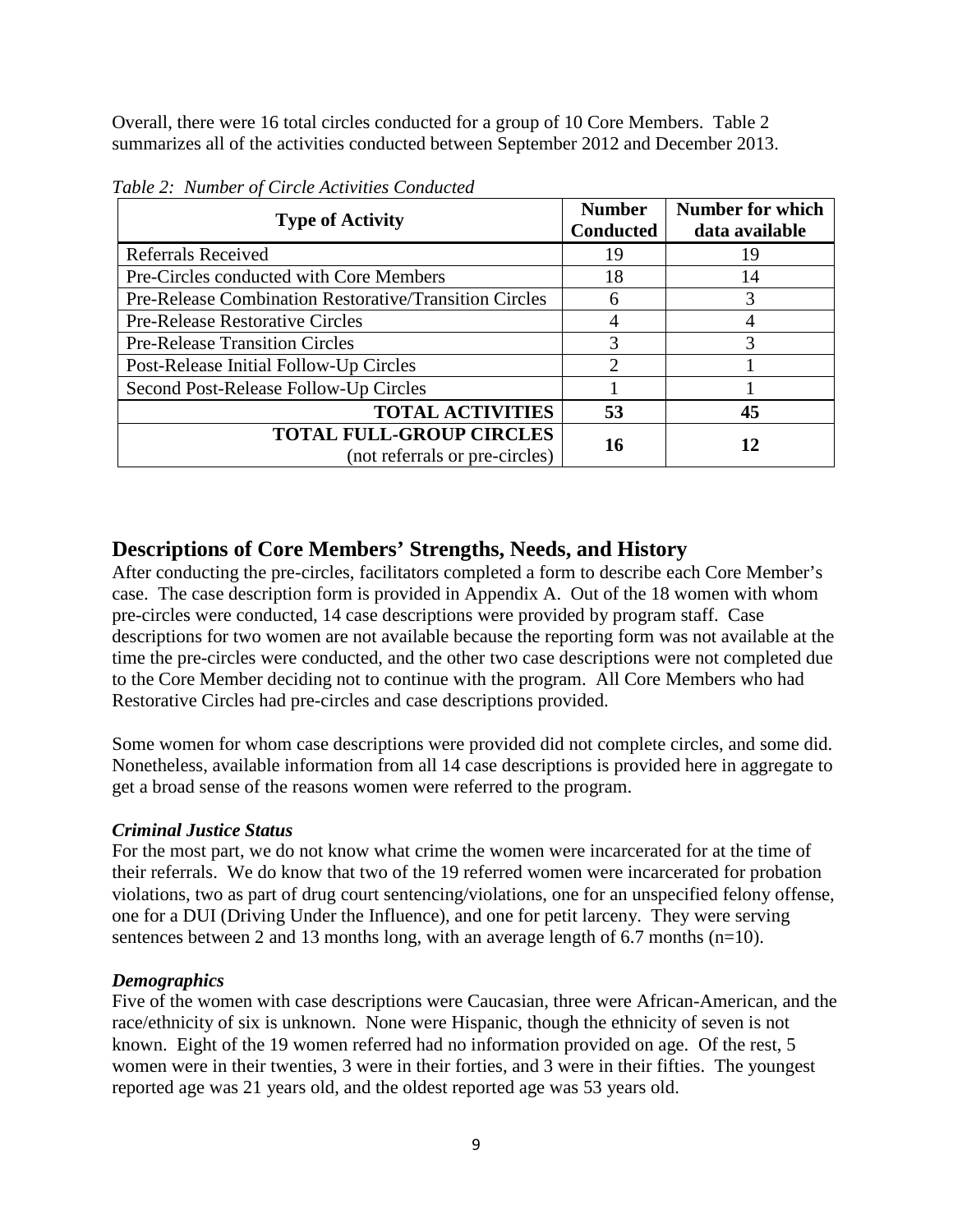Overall, there were 16 total circles conducted for a group of 10 Core Members. Table 2 summarizes all of the activities conducted between September 2012 and December 2013.

*Table 2: Number of Circle Activities Conducted*

| Type of Activity | Number Conducted | Number for which data available |
|---|---|---|
| Referrals Received | 19 | 19 |
| Pre-Circles conducted with Core Members | 18 | 14 |
| Pre-Release Combination Restorative/Transition Circles | 6 | 3 |
| Pre-Release Restorative Circles | 4 | 4 |
| Pre-Release Transition Circles | 3 | 3 |
| Post-Release Initial Follow-Up Circles | 2 | 1 |
| Second Post-Release Follow-Up Circles | 1 | 1 |
| **TOTAL ACTIVITIES** | **53** | **45** |
| **TOTAL FULL-GROUP CIRCLES** (not referrals or pre-circles) | **16** | **12** |

## Descriptions of Core Members' Strengths, Needs, and History

After conducting the pre-circles, facilitators completed a form to describe each Core Member's case. The case description form is provided in Appendix A. Out of the 18 women with whom pre-circles were conducted, 14 case descriptions were provided by program staff. Case descriptions for two women are not available because the reporting form was not available at the time the pre-circles were conducted, and the other two case descriptions were not completed due to the Core Member deciding not to continue with the program. All Core Members who had Restorative Circles had pre-circles and case descriptions provided.

Some women for whom case descriptions were provided did not complete circles, and some did. Nonetheless, available information from all 14 case descriptions is provided here in aggregate to get a broad sense of the reasons women were referred to the program.

### *Criminal Justice Status*

For the most part, we do not know what crime the women were incarcerated for at the time of their referrals. We do know that two of the 19 referred women were incarcerated for probation violations, two as part of drug court sentencing/violations, one for an unspecified felony offense, one for a DUI (Driving Under the Influence), and one for petit larceny. They were serving sentences between 2 and 13 months long, with an average length of 6.7 months (n=10).

### *Demographics*

Five of the women with case descriptions were Caucasian, three were African-American, and the race/ethnicity of six is unknown. None were Hispanic, though the ethnicity of seven is not known. Eight of the 19 women referred had no information provided on age. Of the rest, 5 women were in their twenties, 3 were in their forties, and 3 were in their fifties. The youngest reported age was 21 years old, and the oldest reported age was 53 years old.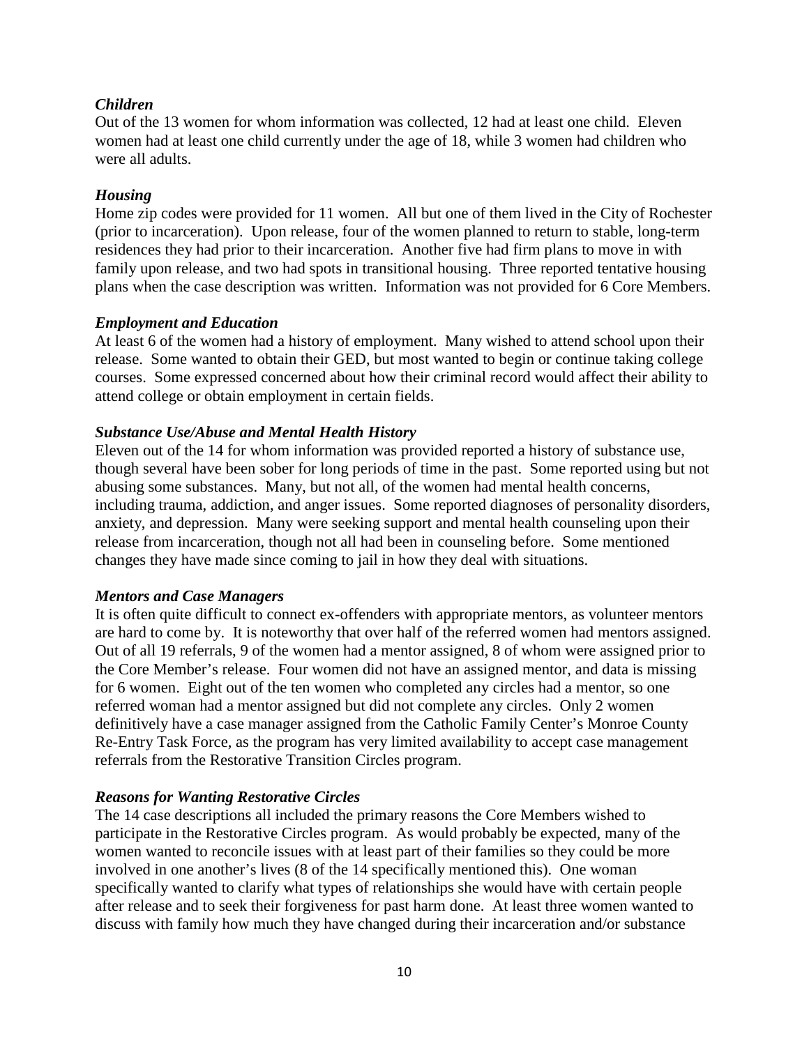### *Children*

Out of the 13 women for whom information was collected, 12 had at least one child. Eleven women had at least one child currently under the age of 18, while 3 women had children who were all adults.

### *Housing*

Home zip codes were provided for 11 women. All but one of them lived in the City of Rochester (prior to incarceration). Upon release, four of the women planned to return to stable, long-term residences they had prior to their incarceration. Another five had firm plans to move in with family upon release, and two had spots in transitional housing. Three reported tentative housing plans when the case description was written. Information was not provided for 6 Core Members.

### *Employment and Education*

At least 6 of the women had a history of employment. Many wished to attend school upon their release. Some wanted to obtain their GED, but most wanted to begin or continue taking college courses. Some expressed concerned about how their criminal record would affect their ability to attend college or obtain employment in certain fields.

### *Substance Use/Abuse and Mental Health History*

Eleven out of the 14 for whom information was provided reported a history of substance use, though several have been sober for long periods of time in the past. Some reported using but not abusing some substances. Many, but not all, of the women had mental health concerns, including trauma, addiction, and anger issues. Some reported diagnoses of personality disorders, anxiety, and depression. Many were seeking support and mental health counseling upon their release from incarceration, though not all had been in counseling before. Some mentioned changes they have made since coming to jail in how they deal with situations.

### *Mentors and Case Managers*

It is often quite difficult to connect ex-offenders with appropriate mentors, as volunteer mentors are hard to come by. It is noteworthy that over half of the referred women had mentors assigned. Out of all 19 referrals, 9 of the women had a mentor assigned, 8 of whom were assigned prior to the Core Member's release. Four women did not have an assigned mentor, and data is missing for 6 women. Eight out of the ten women who completed any circles had a mentor, so one referred woman had a mentor assigned but did not complete any circles. Only 2 women definitively have a case manager assigned from the Catholic Family Center's Monroe County Re-Entry Task Force, as the program has very limited availability to accept case management referrals from the Restorative Transition Circles program.

### *Reasons for Wanting Restorative Circles*

The 14 case descriptions all included the primary reasons the Core Members wished to participate in the Restorative Circles program. As would probably be expected, many of the women wanted to reconcile issues with at least part of their families so they could be more involved in one another's lives (8 of the 14 specifically mentioned this). One woman specifically wanted to clarify what types of relationships she would have with certain people after release and to seek their forgiveness for past harm done. At least three women wanted to discuss with family how much they have changed during their incarceration and/or substance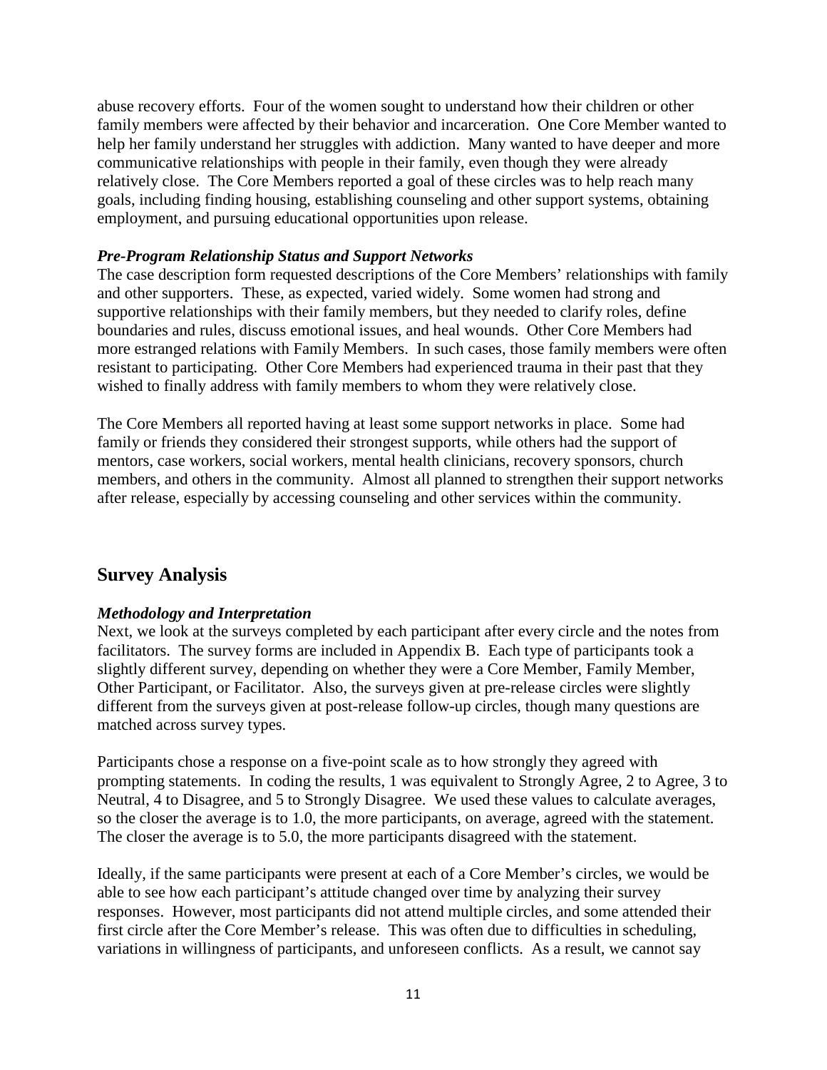abuse recovery efforts. Four of the women sought to understand how their children or other family members were affected by their behavior and incarceration. One Core Member wanted to help her family understand her struggles with addiction. Many wanted to have deeper and more communicative relationships with people in their family, even though they were already relatively close. The Core Members reported a goal of these circles was to help reach many goals, including finding housing, establishing counseling and other support systems, obtaining employment, and pursuing educational opportunities upon release.

### *Pre-Program Relationship Status and Support Networks*

The case description form requested descriptions of the Core Members' relationships with family and other supporters. These, as expected, varied widely. Some women had strong and supportive relationships with their family members, but they needed to clarify roles, define boundaries and rules, discuss emotional issues, and heal wounds. Other Core Members had more estranged relations with Family Members. In such cases, those family members were often resistant to participating. Other Core Members had experienced trauma in their past that they wished to finally address with family members to whom they were relatively close.

The Core Members all reported having at least some support networks in place. Some had family or friends they considered their strongest supports, while others had the support of mentors, case workers, social workers, mental health clinicians, recovery sponsors, church members, and others in the community. Almost all planned to strengthen their support networks after release, especially by accessing counseling and other services within the community.

## Survey Analysis

### *Methodology and Interpretation*

Next, we look at the surveys completed by each participant after every circle and the notes from facilitators. The survey forms are included in Appendix B. Each type of participants took a slightly different survey, depending on whether they were a Core Member, Family Member, Other Participant, or Facilitator. Also, the surveys given at pre-release circles were slightly different from the surveys given at post-release follow-up circles, though many questions are matched across survey types.

Participants chose a response on a five-point scale as to how strongly they agreed with prompting statements. In coding the results, 1 was equivalent to Strongly Agree, 2 to Agree, 3 to Neutral, 4 to Disagree, and 5 to Strongly Disagree. We used these values to calculate averages, so the closer the average is to 1.0, the more participants, on average, agreed with the statement. The closer the average is to 5.0, the more participants disagreed with the statement.

Ideally, if the same participants were present at each of a Core Member's circles, we would be able to see how each participant's attitude changed over time by analyzing their survey responses. However, most participants did not attend multiple circles, and some attended their first circle after the Core Member's release. This was often due to difficulties in scheduling, variations in willingness of participants, and unforeseen conflicts. As a result, we cannot say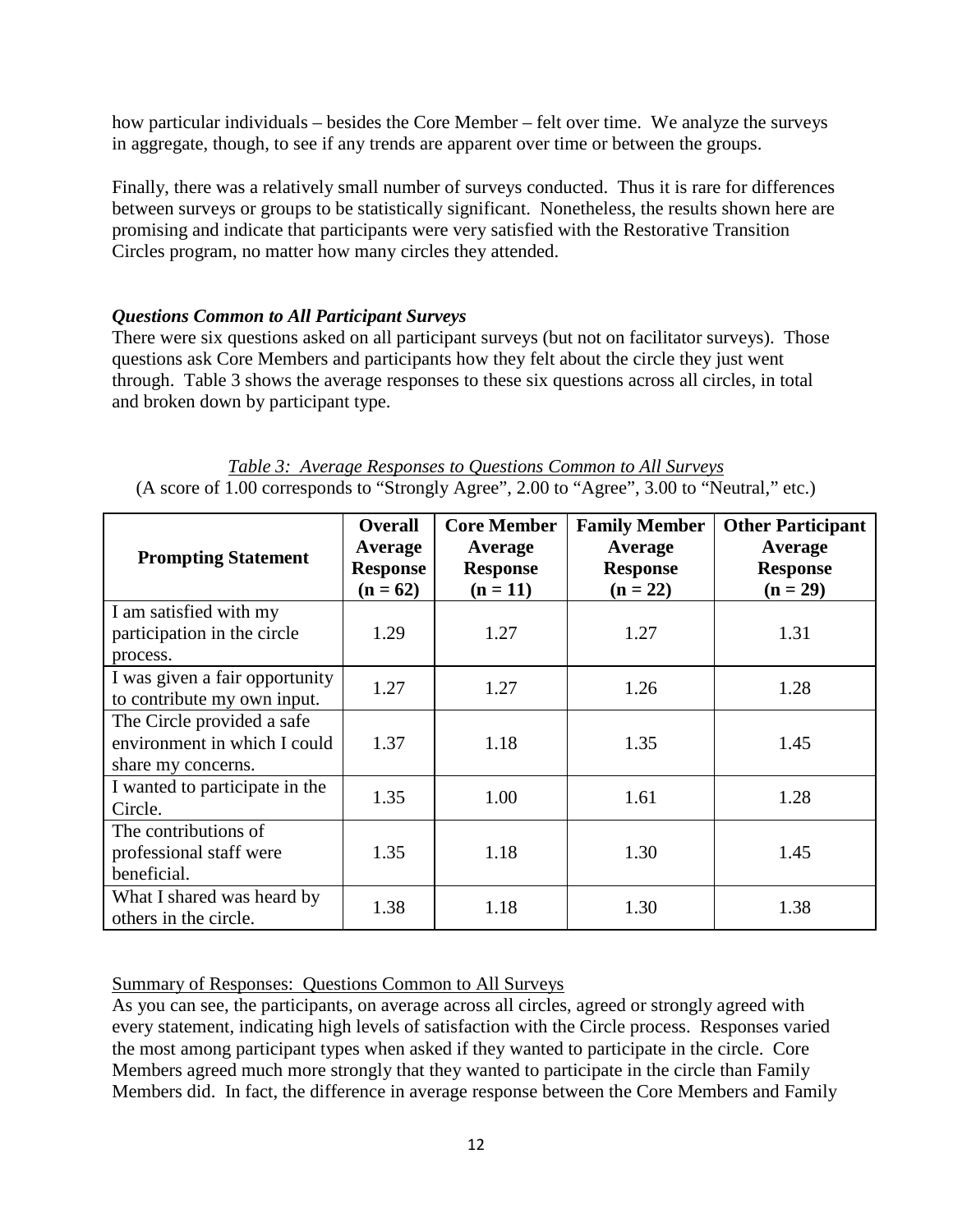how particular individuals – besides the Core Member – felt over time. We analyze the surveys in aggregate, though, to see if any trends are apparent over time or between the groups.

Finally, there was a relatively small number of surveys conducted. Thus it is rare for differences between surveys or groups to be statistically significant. Nonetheless, the results shown here are promising and indicate that participants were very satisfied with the Restorative Transition Circles program, no matter how many circles they attended.

### *Questions Common to All Participant Surveys*

There were six questions asked on all participant surveys (but not on facilitator surveys). Those questions ask Core Members and participants how they felt about the circle they just went through. Table 3 shows the average responses to these six questions across all circles, in total and broken down by participant type.

*Table 3: Average Responses to Questions Common to All Surveys*

(A score of 1.00 corresponds to "Strongly Agree", 2.00 to "Agree", 3.00 to "Neutral," etc.)

| Prompting Statement | Overall Average Response (n = 62) | Core Member Average Response (n = 11) | Family Member Average Response (n = 22) | Other Participant Average Response (n = 29) |
|---|---|---|---|---|
| I am satisfied with my participation in the circle process. | 1.29 | 1.27 | 1.27 | 1.31 |
| I was given a fair opportunity to contribute my own input. | 1.27 | 1.27 | 1.26 | 1.28 |
| The Circle provided a safe environment in which I could share my concerns. | 1.37 | 1.18 | 1.35 | 1.45 |
| I wanted to participate in the Circle. | 1.35 | 1.00 | 1.61 | 1.28 |
| The contributions of professional staff were beneficial. | 1.35 | 1.18 | 1.30 | 1.45 |
| What I shared was heard by others in the circle. | 1.38 | 1.18 | 1.30 | 1.38 |

Summary of Responses: Questions Common to All Surveys

As you can see, the participants, on average across all circles, agreed or strongly agreed with every statement, indicating high levels of satisfaction with the Circle process. Responses varied the most among participant types when asked if they wanted to participate in the circle. Core Members agreed much more strongly that they wanted to participate in the circle than Family Members did. In fact, the difference in average response between the Core Members and Family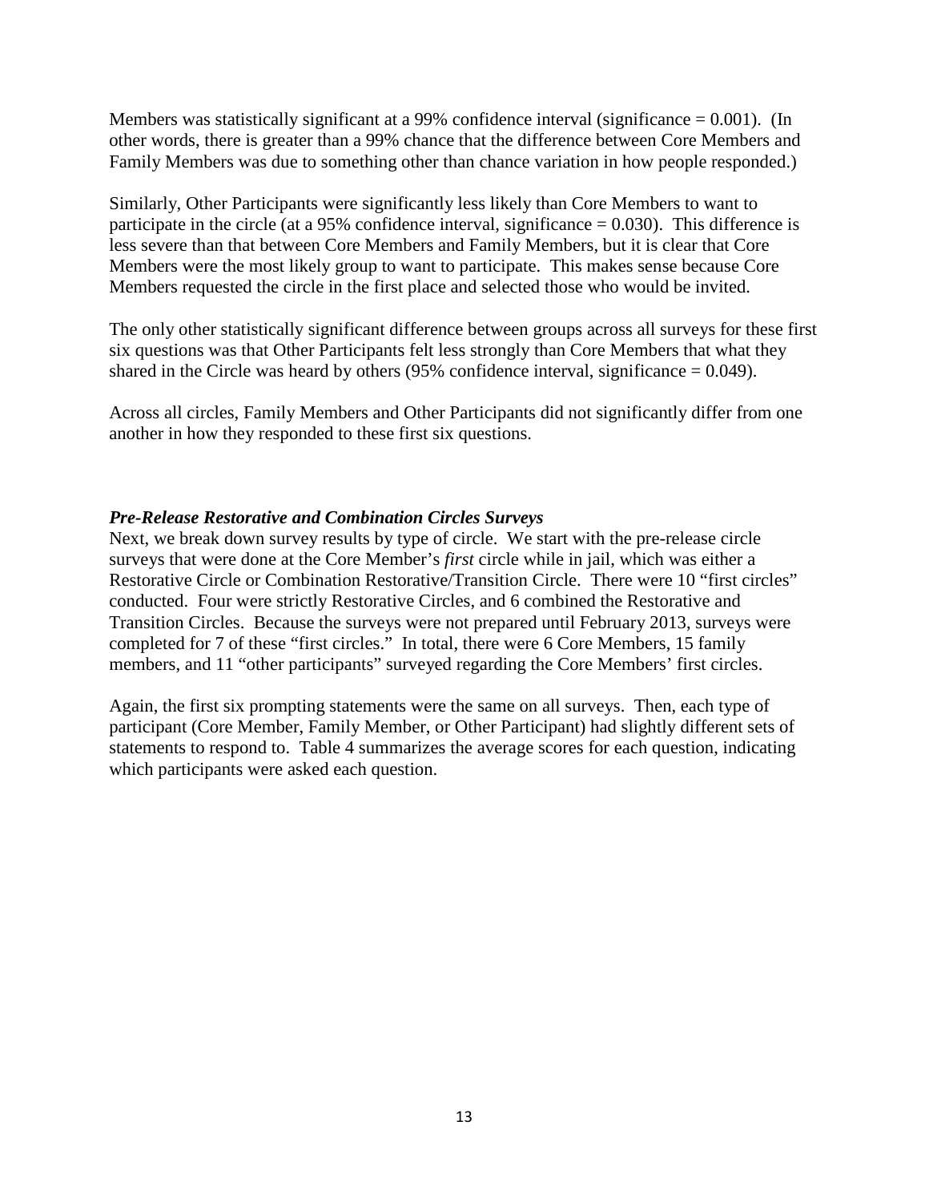Members was statistically significant at a 99% confidence interval (significance = 0.001). (In other words, there is greater than a 99% chance that the difference between Core Members and Family Members was due to something other than chance variation in how people responded.)

Similarly, Other Participants were significantly less likely than Core Members to want to participate in the circle (at a 95% confidence interval, significance = 0.030). This difference is less severe than that between Core Members and Family Members, but it is clear that Core Members were the most likely group to want to participate. This makes sense because Core Members requested the circle in the first place and selected those who would be invited.

The only other statistically significant difference between groups across all surveys for these first six questions was that Other Participants felt less strongly than Core Members that what they shared in the Circle was heard by others (95% confidence interval, significance = 0.049).

Across all circles, Family Members and Other Participants did not significantly differ from one another in how they responded to these first six questions.

### *Pre-Release Restorative and Combination Circles Surveys*

Next, we break down survey results by type of circle. We start with the pre-release circle surveys that were done at the Core Member's *first* circle while in jail, which was either a Restorative Circle or Combination Restorative/Transition Circle. There were 10 "first circles" conducted. Four were strictly Restorative Circles, and 6 combined the Restorative and Transition Circles. Because the surveys were not prepared until February 2013, surveys were completed for 7 of these "first circles." In total, there were 6 Core Members, 15 family members, and 11 "other participants" surveyed regarding the Core Members' first circles.

Again, the first six prompting statements were the same on all surveys. Then, each type of participant (Core Member, Family Member, or Other Participant) had slightly different sets of statements to respond to. Table 4 summarizes the average scores for each question, indicating which participants were asked each question.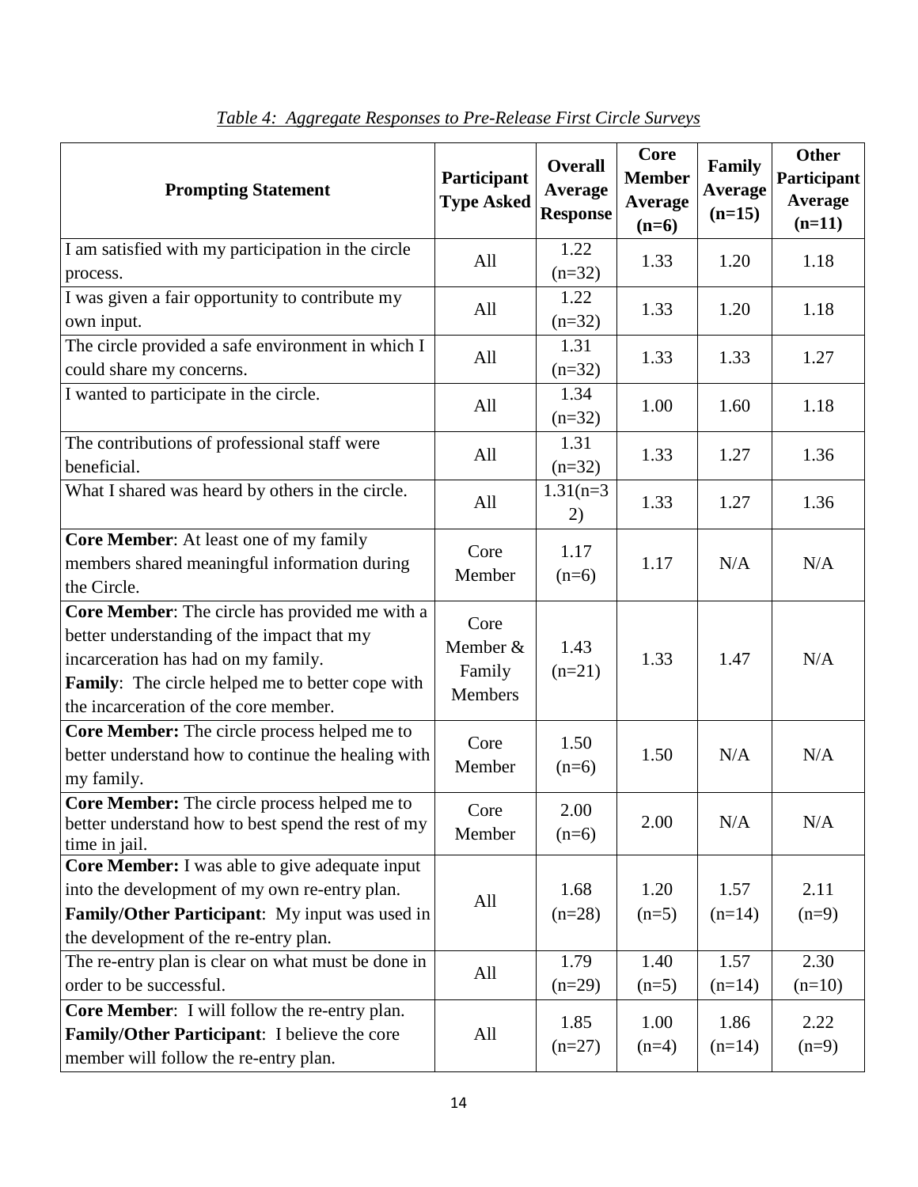*Table 4: Aggregate Responses to Pre-Release First Circle Surveys*

| Prompting Statement | Participant Type Asked | Overall Average Response | Core Member Average (n=6) | Family Average (n=15) | Other Participant Average (n=11) |
|---|---|---|---|---|---|
| I am satisfied with my participation in the circle process. | All | 1.22 (n=32) | 1.33 | 1.20 | 1.18 |
| I was given a fair opportunity to contribute my own input. | All | 1.22 (n=32) | 1.33 | 1.20 | 1.18 |
| The circle provided a safe environment in which I could share my concerns. | All | 1.31 (n=32) | 1.33 | 1.33 | 1.27 |
| I wanted to participate in the circle. | All | 1.34 (n=32) | 1.00 | 1.60 | 1.18 |
| The contributions of professional staff were beneficial. | All | 1.31 (n=32) | 1.33 | 1.27 | 1.36 |
| What I shared was heard by others in the circle. | All | 1.31(n=32) | 1.33 | 1.27 | 1.36 |
| **Core Member**: At least one of my family members shared meaningful information during the Circle. | Core Member | 1.17 (n=6) | 1.17 | N/A | N/A |
| **Core Member**: The circle has provided me with a better understanding of the impact that my incarceration has had on my family. **Family**: The circle helped me to better cope with the incarceration of the core member. | Core Member & Family Members | 1.43 (n=21) | 1.33 | 1.47 | N/A |
| **Core Member:** The circle process helped me to better understand how to continue the healing with my family. | Core Member | 1.50 (n=6) | 1.50 | N/A | N/A |
| **Core Member:** The circle process helped me to better understand how to best spend the rest of my time in jail. | Core Member | 2.00 (n=6) | 2.00 | N/A | N/A |
| **Core Member:** I was able to give adequate input into the development of my own re-entry plan. **Family/Other Participant**: My input was used in the development of the re-entry plan. | All | 1.68 (n=28) | 1.20 (n=5) | 1.57 (n=14) | 2.11 (n=9) |
| The re-entry plan is clear on what must be done in order to be successful. | All | 1.79 (n=29) | 1.40 (n=5) | 1.57 (n=14) | 2.30 (n=10) |
| **Core Member**: I will follow the re-entry plan. **Family/Other Participant**: I believe the core member will follow the re-entry plan. | All | 1.85 (n=27) | 1.00 (n=4) | 1.86 (n=14) | 2.22 (n=9) |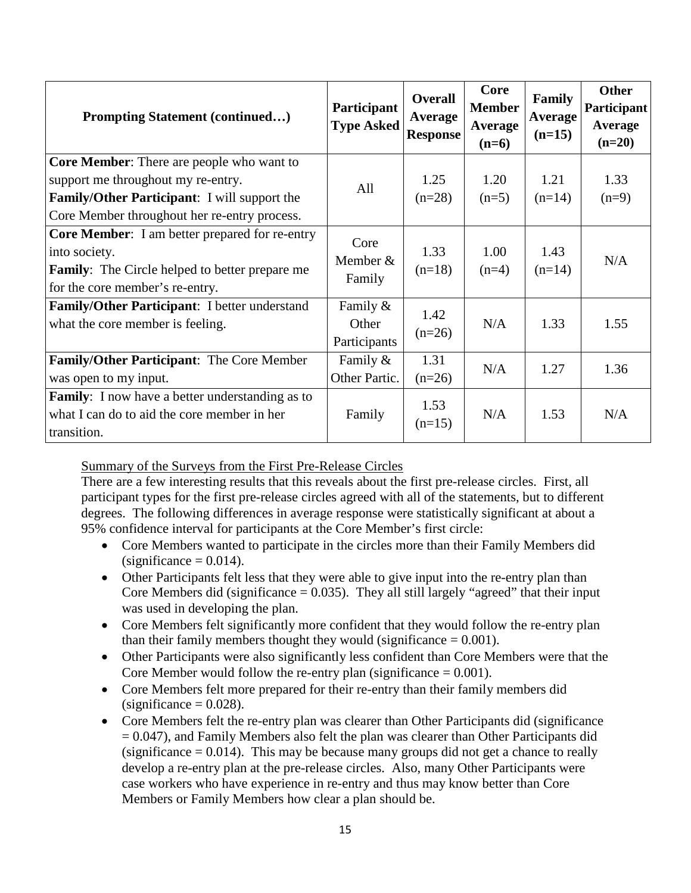| Prompting Statement (continued…) | Participant Type Asked | Overall Average Response | Core Member Average (n=6) | Family Average (n=15) | Other Participant Average (n=20) |
|---|---|---|---|---|---|
| **Core Member**: There are people who want to support me throughout my re-entry. **Family/Other Participant**: I will support the Core Member throughout her re-entry process. | All | 1.25 (n=28) | 1.20 (n=5) | 1.21 (n=14) | 1.33 (n=9) |
| **Core Member**: I am better prepared for re-entry into society. **Family**: The Circle helped to better prepare me for the core member's re-entry. | Core Member & Family | 1.33 (n=18) | 1.00 (n=4) | 1.43 (n=14) | N/A |
| **Family/Other Participant**: I better understand what the core member is feeling. | Family & Other Participants | 1.42 (n=26) | N/A | 1.33 | 1.55 |
| **Family/Other Participant**: The Core Member was open to my input. | Family & Other Partic. | 1.31 (n=26) | N/A | 1.27 | 1.36 |
| **Family**: I now have a better understanding as to what I can do to aid the core member in her transition. | Family | 1.53 (n=15) | N/A | 1.53 | N/A |

Summary of the Surveys from the First Pre-Release Circles

There are a few interesting results that this reveals about the first pre-release circles. First, all participant types for the first pre-release circles agreed with all of the statements, but to different degrees. The following differences in average response were statistically significant at about a 95% confidence interval for participants at the Core Member's first circle:

- Core Members wanted to participate in the circles more than their Family Members did (significance = 0.014).
- Other Participants felt less that they were able to give input into the re-entry plan than Core Members did (significance = 0.035). They all still largely "agreed" that their input was used in developing the plan.
- Core Members felt significantly more confident that they would follow the re-entry plan than their family members thought they would (significance = 0.001).
- Other Participants were also significantly less confident than Core Members were that the Core Member would follow the re-entry plan (significance = 0.001).
- Core Members felt more prepared for their re-entry than their family members did (significance = 0.028).
- Core Members felt the re-entry plan was clearer than Other Participants did (significance = 0.047), and Family Members also felt the plan was clearer than Other Participants did (significance = 0.014). This may be because many groups did not get a chance to really develop a re-entry plan at the pre-release circles. Also, many Other Participants were case workers who have experience in re-entry and thus may know better than Core Members or Family Members how clear a plan should be.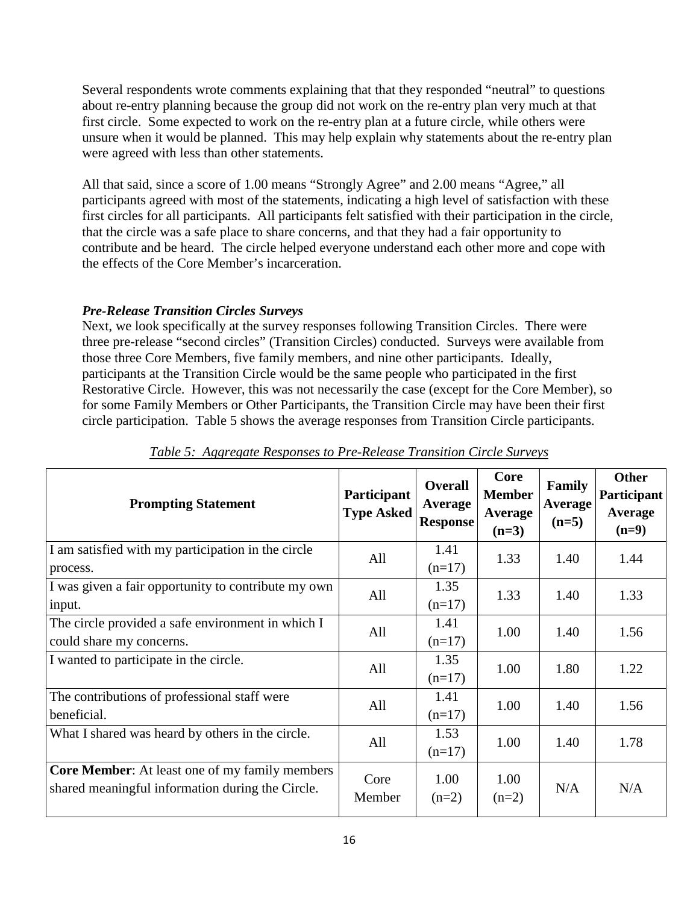Several respondents wrote comments explaining that that they responded "neutral" to questions about re-entry planning because the group did not work on the re-entry plan very much at that first circle. Some expected to work on the re-entry plan at a future circle, while others were unsure when it would be planned. This may help explain why statements about the re-entry plan were agreed with less than other statements.

All that said, since a score of 1.00 means "Strongly Agree" and 2.00 means "Agree," all participants agreed with most of the statements, indicating a high level of satisfaction with these first circles for all participants. All participants felt satisfied with their participation in the circle, that the circle was a safe place to share concerns, and that they had a fair opportunity to contribute and be heard. The circle helped everyone understand each other more and cope with the effects of the Core Member's incarceration.

### *Pre-Release Transition Circles Surveys*

Next, we look specifically at the survey responses following Transition Circles. There were three pre-release "second circles" (Transition Circles) conducted. Surveys were available from those three Core Members, five family members, and nine other participants. Ideally, participants at the Transition Circle would be the same people who participated in the first Restorative Circle. However, this was not necessarily the case (except for the Core Member), so for some Family Members or Other Participants, the Transition Circle may have been their first circle participation. Table 5 shows the average responses from Transition Circle participants.

*Table 5: Aggregate Responses to Pre-Release Transition Circle Surveys*

| Prompting Statement | Participant Type Asked | Overall Average Response | Core Member Average (n=3) | Family Average (n=5) | Other Participant Average (n=9) |
|---|---|---|---|---|---|
| I am satisfied with my participation in the circle process. | All | 1.41 (n=17) | 1.33 | 1.40 | 1.44 |
| I was given a fair opportunity to contribute my own input. | All | 1.35 (n=17) | 1.33 | 1.40 | 1.33 |
| The circle provided a safe environment in which I could share my concerns. | All | 1.41 (n=17) | 1.00 | 1.40 | 1.56 |
| I wanted to participate in the circle. | All | 1.35 (n=17) | 1.00 | 1.80 | 1.22 |
| The contributions of professional staff were beneficial. | All | 1.41 (n=17) | 1.00 | 1.40 | 1.56 |
| What I shared was heard by others in the circle. | All | 1.53 (n=17) | 1.00 | 1.40 | 1.78 |
| **Core Member**: At least one of my family members shared meaningful information during the Circle. | Core Member | 1.00 (n=2) | 1.00 (n=2) | N/A | N/A |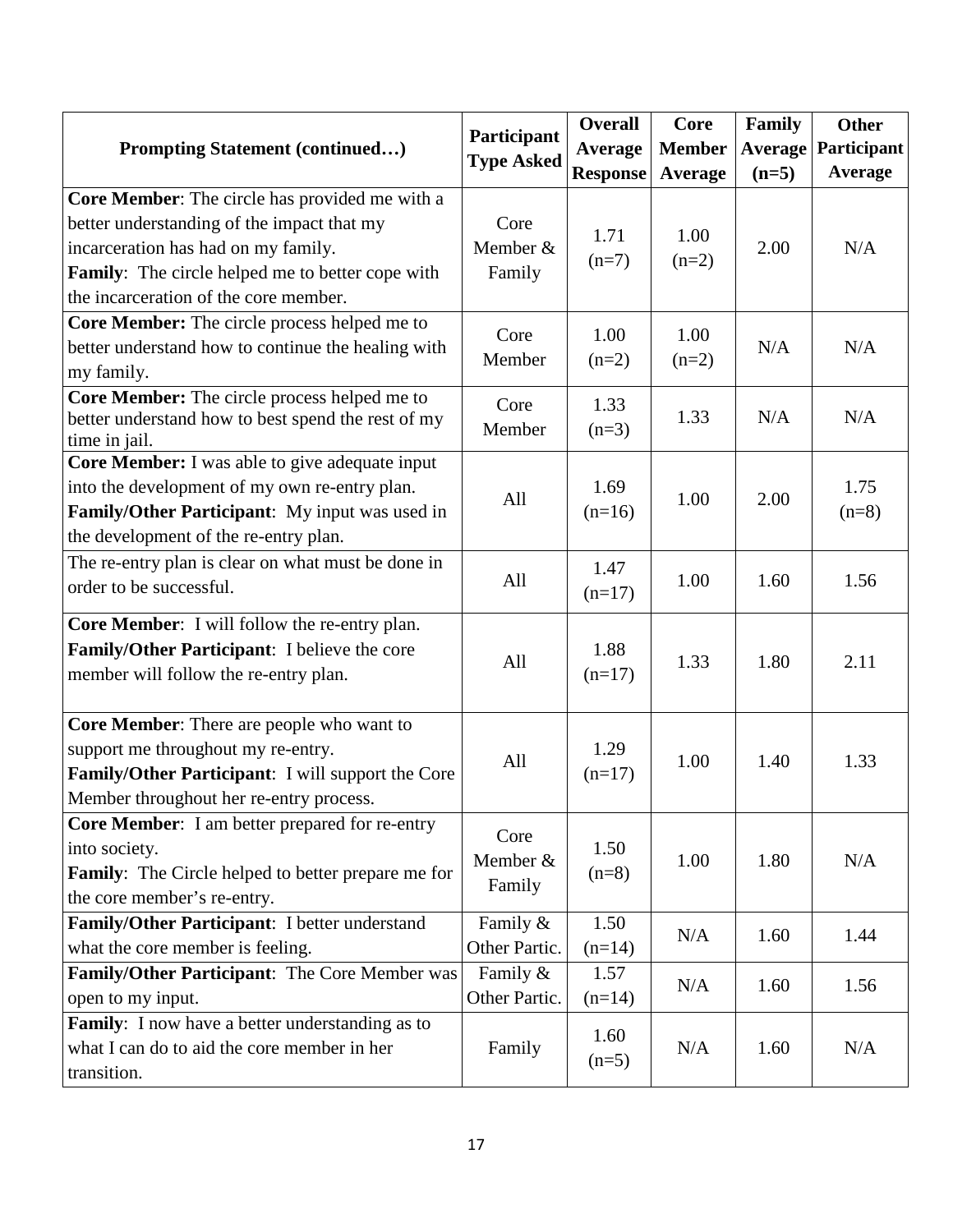| Prompting Statement (continued…) | Participant Type Asked | Overall Average Response | Core Member Average | Family Average (n=5) | Other Participant Average |
|---|---|---|---|---|---|
| **Core Member**: The circle has provided me with a better understanding of the impact that my incarceration has had on my family. **Family**: The circle helped me to better cope with the incarceration of the core member. | Core Member & Family | 1.71 (n=7) | 1.00 (n=2) | 2.00 | N/A |
| **Core Member:** The circle process helped me to better understand how to continue the healing with my family. | Core Member | 1.00 (n=2) | 1.00 (n=2) | N/A | N/A |
| **Core Member:** The circle process helped me to better understand how to best spend the rest of my time in jail. | Core Member | 1.33 (n=3) | 1.33 | N/A | N/A |
| **Core Member:** I was able to give adequate input into the development of my own re-entry plan. **Family/Other Participant**: My input was used in the development of the re-entry plan. | All | 1.69 (n=16) | 1.00 | 2.00 | 1.75 (n=8) |
| The re-entry plan is clear on what must be done in order to be successful. | All | 1.47 (n=17) | 1.00 | 1.60 | 1.56 |
| **Core Member**: I will follow the re-entry plan. **Family/Other Participant**: I believe the core member will follow the re-entry plan. | All | 1.88 (n=17) | 1.33 | 1.80 | 2.11 |
| **Core Member**: There are people who want to support me throughout my re-entry. **Family/Other Participant**: I will support the Core Member throughout her re-entry process. | All | 1.29 (n=17) | 1.00 | 1.40 | 1.33 |
| **Core Member**: I am better prepared for re-entry into society. **Family**: The Circle helped to better prepare me for the core member's re-entry. | Core Member & Family | 1.50 (n=8) | 1.00 | 1.80 | N/A |
| **Family/Other Participant**: I better understand what the core member is feeling. | Family & Other Partic. | 1.50 (n=14) | N/A | 1.60 | 1.44 |
| **Family/Other Participant**: The Core Member was open to my input. | Family & Other Partic. | 1.57 (n=14) | N/A | 1.60 | 1.56 |
| **Family**: I now have a better understanding as to what I can do to aid the core member in her transition. | Family | 1.60 (n=5) | N/A | 1.60 | N/A |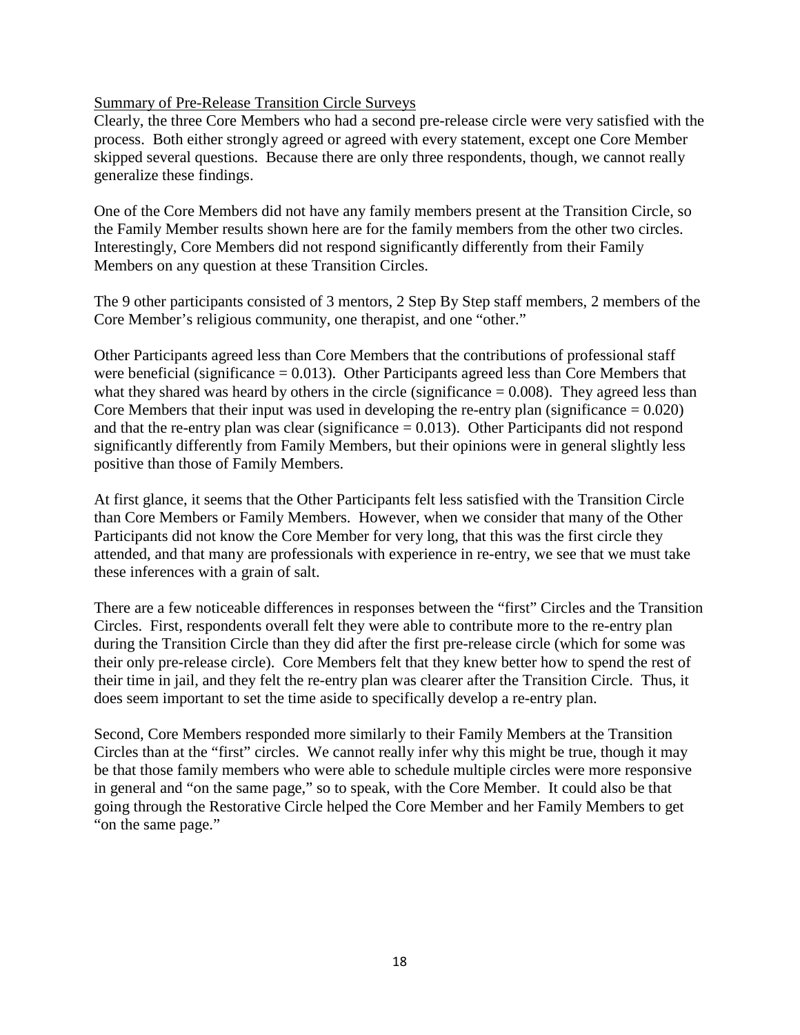Summary of Pre-Release Transition Circle Surveys

Clearly, the three Core Members who had a second pre-release circle were very satisfied with the process. Both either strongly agreed or agreed with every statement, except one Core Member skipped several questions. Because there are only three respondents, though, we cannot really generalize these findings.

One of the Core Members did not have any family members present at the Transition Circle, so the Family Member results shown here are for the family members from the other two circles. Interestingly, Core Members did not respond significantly differently from their Family Members on any question at these Transition Circles.

The 9 other participants consisted of 3 mentors, 2 Step By Step staff members, 2 members of the Core Member's religious community, one therapist, and one "other."

Other Participants agreed less than Core Members that the contributions of professional staff were beneficial (significance = 0.013). Other Participants agreed less than Core Members that what they shared was heard by others in the circle (significance = 0.008). They agreed less than Core Members that their input was used in developing the re-entry plan (significance = 0.020) and that the re-entry plan was clear (significance = 0.013). Other Participants did not respond significantly differently from Family Members, but their opinions were in general slightly less positive than those of Family Members.

At first glance, it seems that the Other Participants felt less satisfied with the Transition Circle than Core Members or Family Members. However, when we consider that many of the Other Participants did not know the Core Member for very long, that this was the first circle they attended, and that many are professionals with experience in re-entry, we see that we must take these inferences with a grain of salt.

There are a few noticeable differences in responses between the "first" Circles and the Transition Circles. First, respondents overall felt they were able to contribute more to the re-entry plan during the Transition Circle than they did after the first pre-release circle (which for some was their only pre-release circle). Core Members felt that they knew better how to spend the rest of their time in jail, and they felt the re-entry plan was clearer after the Transition Circle. Thus, it does seem important to set the time aside to specifically develop a re-entry plan.

Second, Core Members responded more similarly to their Family Members at the Transition Circles than at the "first" circles. We cannot really infer why this might be true, though it may be that those family members who were able to schedule multiple circles were more responsive in general and "on the same page," so to speak, with the Core Member. It could also be that going through the Restorative Circle helped the Core Member and her Family Members to get "on the same page."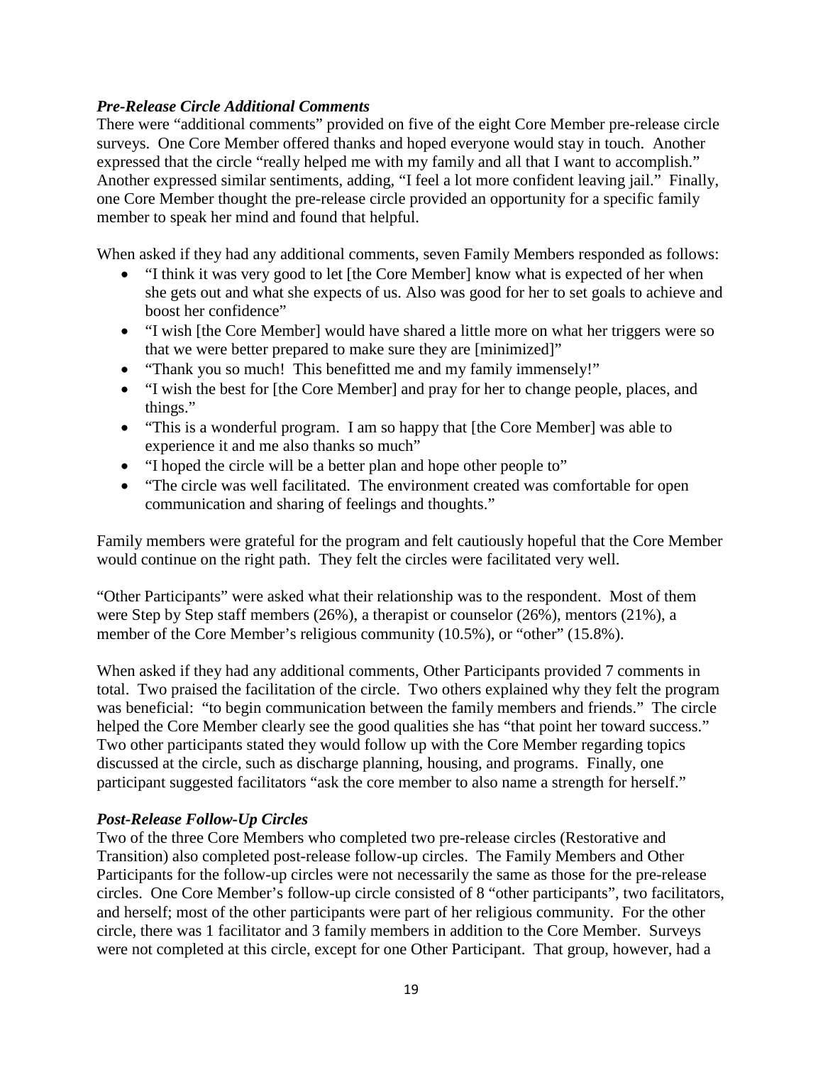### *Pre-Release Circle Additional Comments*

There were "additional comments" provided on five of the eight Core Member pre-release circle surveys. One Core Member offered thanks and hoped everyone would stay in touch. Another expressed that the circle "really helped me with my family and all that I want to accomplish." Another expressed similar sentiments, adding, "I feel a lot more confident leaving jail." Finally, one Core Member thought the pre-release circle provided an opportunity for a specific family member to speak her mind and found that helpful.

When asked if they had any additional comments, seven Family Members responded as follows:

- "I think it was very good to let [the Core Member] know what is expected of her when she gets out and what she expects of us. Also was good for her to set goals to achieve and boost her confidence"
- "I wish [the Core Member] would have shared a little more on what her triggers were so that we were better prepared to make sure they are [minimized]"
- "Thank you so much! This benefitted me and my family immensely!"
- "I wish the best for [the Core Member] and pray for her to change people, places, and things."
- "This is a wonderful program. I am so happy that [the Core Member] was able to experience it and me also thanks so much"
- "I hoped the circle will be a better plan and hope other people to"
- "The circle was well facilitated. The environment created was comfortable for open communication and sharing of feelings and thoughts."

Family members were grateful for the program and felt cautiously hopeful that the Core Member would continue on the right path. They felt the circles were facilitated very well.

"Other Participants" were asked what their relationship was to the respondent. Most of them were Step by Step staff members (26%), a therapist or counselor (26%), mentors (21%), a member of the Core Member's religious community (10.5%), or "other" (15.8%).

When asked if they had any additional comments, Other Participants provided 7 comments in total. Two praised the facilitation of the circle. Two others explained why they felt the program was beneficial: "to begin communication between the family members and friends." The circle helped the Core Member clearly see the good qualities she has "that point her toward success." Two other participants stated they would follow up with the Core Member regarding topics discussed at the circle, such as discharge planning, housing, and programs. Finally, one participant suggested facilitators "ask the core member to also name a strength for herself."

### *Post-Release Follow-Up Circles*

Two of the three Core Members who completed two pre-release circles (Restorative and Transition) also completed post-release follow-up circles. The Family Members and Other Participants for the follow-up circles were not necessarily the same as those for the pre-release circles. One Core Member's follow-up circle consisted of 8 "other participants", two facilitators, and herself; most of the other participants were part of her religious community. For the other circle, there was 1 facilitator and 3 family members in addition to the Core Member. Surveys were not completed at this circle, except for one Other Participant. That group, however, had a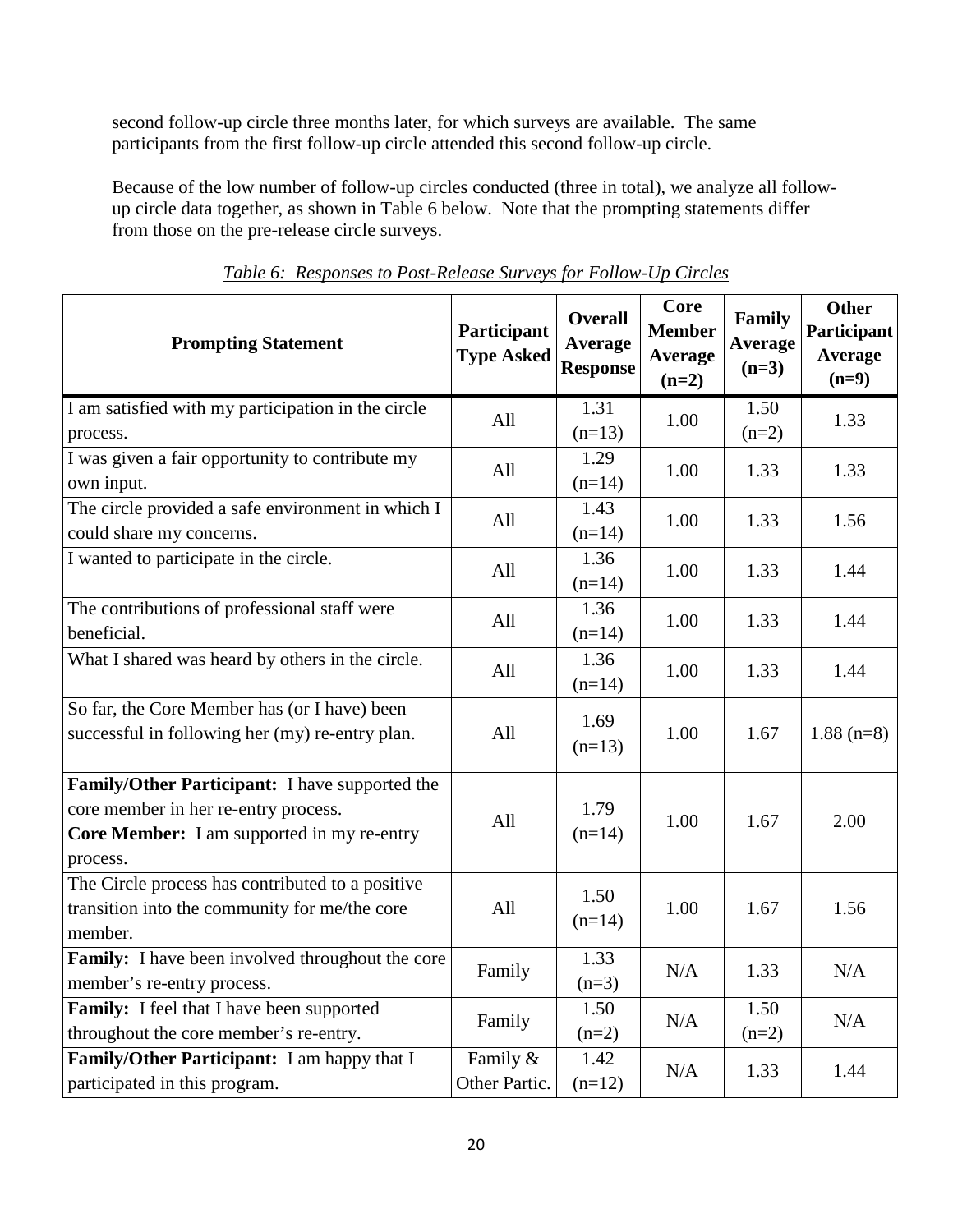second follow-up circle three months later, for which surveys are available. The same participants from the first follow-up circle attended this second follow-up circle.

Because of the low number of follow-up circles conducted (three in total), we analyze all follow-up circle data together, as shown in Table 6 below. Note that the prompting statements differ from those on the pre-release circle surveys.

*Table 6: Responses to Post-Release Surveys for Follow-Up Circles*

| Prompting Statement | Participant Type Asked | Overall Average Response | Core Member Average (n=2) | Family Average (n=3) | Other Participant Average (n=9) |
|---|---|---|---|---|---|
| I am satisfied with my participation in the circle process. | All | 1.31 (n=13) | 1.00 | 1.50 (n=2) | 1.33 |
| I was given a fair opportunity to contribute my own input. | All | 1.29 (n=14) | 1.00 | 1.33 | 1.33 |
| The circle provided a safe environment in which I could share my concerns. | All | 1.43 (n=14) | 1.00 | 1.33 | 1.56 |
| I wanted to participate in the circle. | All | 1.36 (n=14) | 1.00 | 1.33 | 1.44 |
| The contributions of professional staff were beneficial. | All | 1.36 (n=14) | 1.00 | 1.33 | 1.44 |
| What I shared was heard by others in the circle. | All | 1.36 (n=14) | 1.00 | 1.33 | 1.44 |
| So far, the Core Member has (or I have) been successful in following her (my) re-entry plan. | All | 1.69 (n=13) | 1.00 | 1.67 | 1.88 (n=8) |
| **Family/Other Participant:** I have supported the core member in her re-entry process. **Core Member:** I am supported in my re-entry process. | All | 1.79 (n=14) | 1.00 | 1.67 | 2.00 |
| The Circle process has contributed to a positive transition into the community for me/the core member. | All | 1.50 (n=14) | 1.00 | 1.67 | 1.56 |
| **Family:** I have been involved throughout the core member's re-entry process. | Family | 1.33 (n=3) | N/A | 1.33 | N/A |
| **Family:** I feel that I have been supported throughout the core member's re-entry. | Family | 1.50 (n=2) | N/A | 1.50 (n=2) | N/A |
| **Family/Other Participant:** I am happy that I participated in this program. | Family & Other Partic. | 1.42 (n=12) | N/A | 1.33 | 1.44 |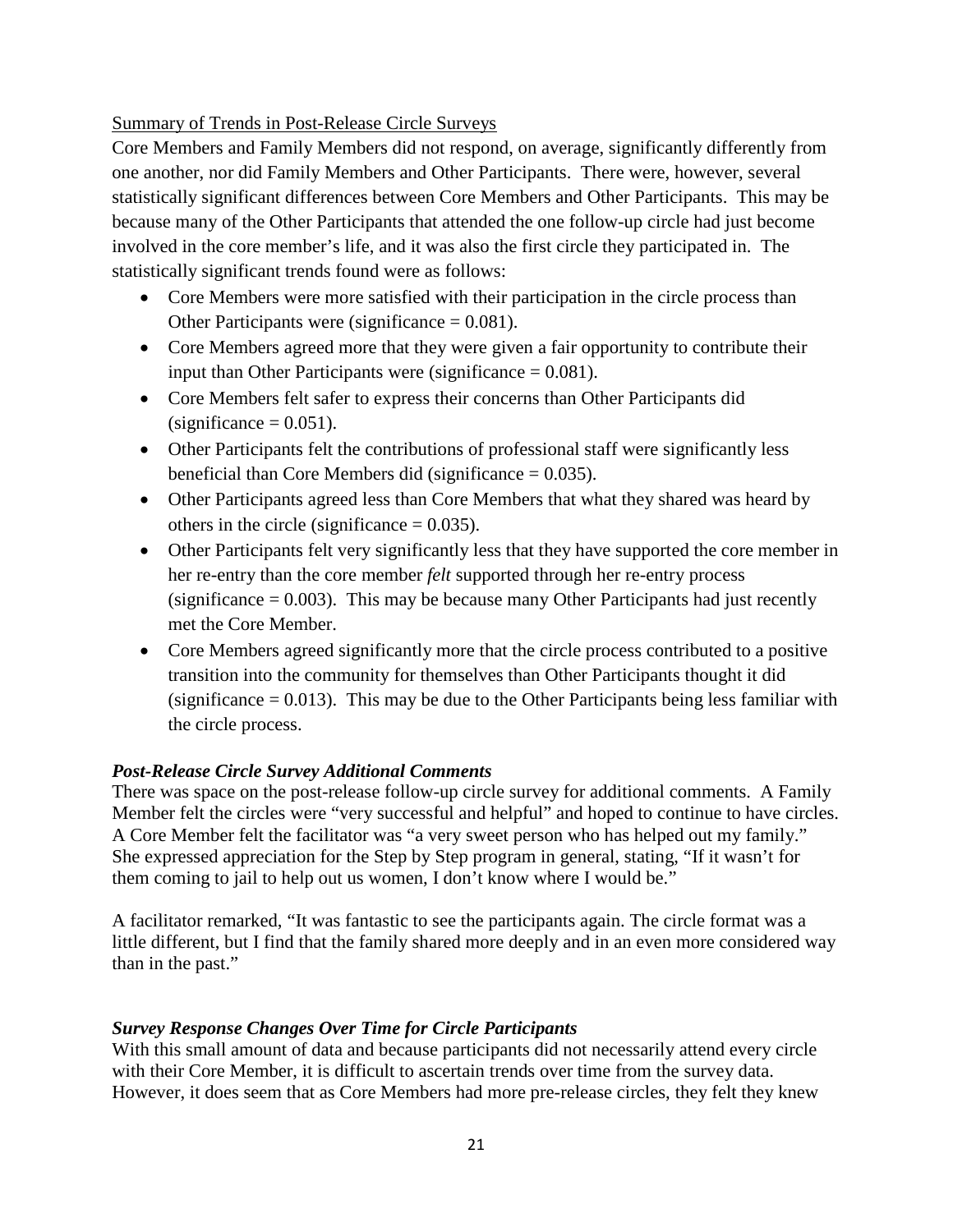Summary of Trends in Post-Release Circle Surveys

Core Members and Family Members did not respond, on average, significantly differently from one another, nor did Family Members and Other Participants. There were, however, several statistically significant differences between Core Members and Other Participants. This may be because many of the Other Participants that attended the one follow-up circle had just become involved in the core member's life, and it was also the first circle they participated in. The statistically significant trends found were as follows:

- Core Members were more satisfied with their participation in the circle process than Other Participants were (significance = 0.081).
- Core Members agreed more that they were given a fair opportunity to contribute their input than Other Participants were (significance = 0.081).
- Core Members felt safer to express their concerns than Other Participants did (significance = 0.051).
- Other Participants felt the contributions of professional staff were significantly less beneficial than Core Members did (significance = 0.035).
- Other Participants agreed less than Core Members that what they shared was heard by others in the circle (significance = 0.035).
- Other Participants felt very significantly less that they have supported the core member in her re-entry than the core member *felt* supported through her re-entry process (significance = 0.003). This may be because many Other Participants had just recently met the Core Member.
- Core Members agreed significantly more that the circle process contributed to a positive transition into the community for themselves than Other Participants thought it did (significance = 0.013). This may be due to the Other Participants being less familiar with the circle process.

### *Post-Release Circle Survey Additional Comments*

There was space on the post-release follow-up circle survey for additional comments. A Family Member felt the circles were "very successful and helpful" and hoped to continue to have circles. A Core Member felt the facilitator was "a very sweet person who has helped out my family." She expressed appreciation for the Step by Step program in general, stating, "If it wasn't for them coming to jail to help out us women, I don't know where I would be."

A facilitator remarked, "It was fantastic to see the participants again. The circle format was a little different, but I find that the family shared more deeply and in an even more considered way than in the past."

### *Survey Response Changes Over Time for Circle Participants*

With this small amount of data and because participants did not necessarily attend every circle with their Core Member, it is difficult to ascertain trends over time from the survey data. However, it does seem that as Core Members had more pre-release circles, they felt they knew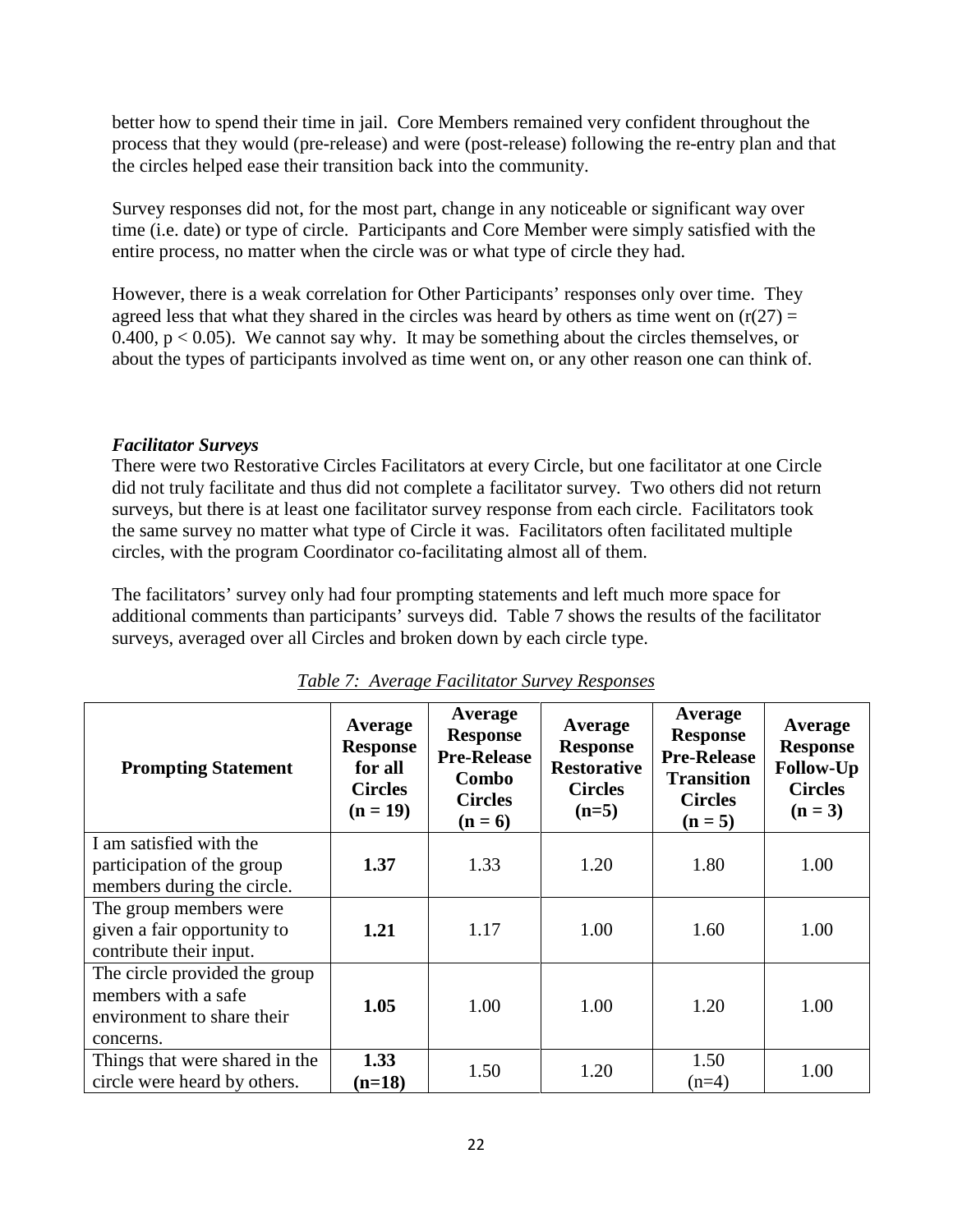better how to spend their time in jail. Core Members remained very confident throughout the process that they would (pre-release) and were (post-release) following the re-entry plan and that the circles helped ease their transition back into the community.

Survey responses did not, for the most part, change in any noticeable or significant way over time (i.e. date) or type of circle. Participants and Core Member were simply satisfied with the entire process, no matter when the circle was or what type of circle they had.

However, there is a weak correlation for Other Participants' responses only over time. They agreed less that what they shared in the circles was heard by others as time went on ($r(27) = 0.400$, $p < 0.05$). We cannot say why. It may be something about the circles themselves, or about the types of participants involved as time went on, or any other reason one can think of.

### *Facilitator Surveys*

There were two Restorative Circles Facilitators at every Circle, but one facilitator at one Circle did not truly facilitate and thus did not complete a facilitator survey. Two others did not return surveys, but there is at least one facilitator survey response from each circle. Facilitators took the same survey no matter what type of Circle it was. Facilitators often facilitated multiple circles, with the program Coordinator co-facilitating almost all of them.

The facilitators' survey only had four prompting statements and left much more space for additional comments than participants' surveys did. Table 7 shows the results of the facilitator surveys, averaged over all Circles and broken down by each circle type.

*Table 7: Average Facilitator Survey Responses*

| Prompting Statement | Average Response for all Circles (n = 19) | Average Response Pre-Release Combo Circles (n = 6) | Average Response Restorative Circles (n=5) | Average Response Pre-Release Transition Circles (n = 5) | Average Response Follow-Up Circles (n = 3) |
|---|---|---|---|---|---|
| I am satisfied with the participation of the group members during the circle. | **1.37** | 1.33 | 1.20 | 1.80 | 1.00 |
| The group members were given a fair opportunity to contribute their input. | **1.21** | 1.17 | 1.00 | 1.60 | 1.00 |
| The circle provided the group members with a safe environment to share their concerns. | **1.05** | 1.00 | 1.00 | 1.20 | 1.00 |
| Things that were shared in the circle were heard by others. | **1.33 (n=18)** | 1.50 | 1.20 | 1.50 (n=4) | 1.00 |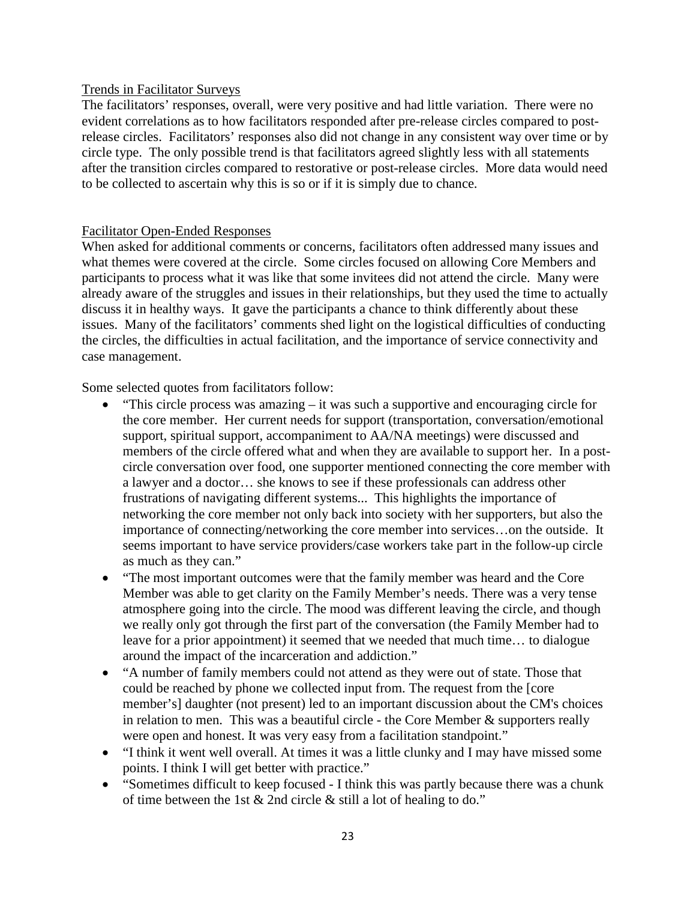## Trends in Facilitator Surveys

The facilitators' responses, overall, were very positive and had little variation. There were no evident correlations as to how facilitators responded after pre-release circles compared to post-release circles. Facilitators' responses also did not change in any consistent way over time or by circle type. The only possible trend is that facilitators agreed slightly less with all statements after the transition circles compared to restorative or post-release circles. More data would need to be collected to ascertain why this is so or if it is simply due to chance.

## Facilitator Open-Ended Responses

When asked for additional comments or concerns, facilitators often addressed many issues and what themes were covered at the circle. Some circles focused on allowing Core Members and participants to process what it was like that some invitees did not attend the circle. Many were already aware of the struggles and issues in their relationships, but they used the time to actually discuss it in healthy ways. It gave the participants a chance to think differently about these issues. Many of the facilitators' comments shed light on the logistical difficulties of conducting the circles, the difficulties in actual facilitation, and the importance of service connectivity and case management.

Some selected quotes from facilitators follow:

- "This circle process was amazing – it was such a supportive and encouraging circle for the core member. Her current needs for support (transportation, conversation/emotional support, spiritual support, accompaniment to AA/NA meetings) were discussed and members of the circle offered what and when they are available to support her. In a post-circle conversation over food, one supporter mentioned connecting the core member with a lawyer and a doctor… she knows to see if these professionals can address other frustrations of navigating different systems... This highlights the importance of networking the core member not only back into society with her supporters, but also the importance of connecting/networking the core member into services…on the outside. It seems important to have service providers/case workers take part in the follow-up circle as much as they can."
- "The most important outcomes were that the family member was heard and the Core Member was able to get clarity on the Family Member's needs. There was a very tense atmosphere going into the circle. The mood was different leaving the circle, and though we really only got through the first part of the conversation (the Family Member had to leave for a prior appointment) it seemed that we needed that much time… to dialogue around the impact of the incarceration and addiction."
- "A number of family members could not attend as they were out of state. Those that could be reached by phone we collected input from. The request from the [core member's] daughter (not present) led to an important discussion about the CM's choices in relation to men. This was a beautiful circle - the Core Member & supporters really were open and honest. It was very easy from a facilitation standpoint."
- "I think it went well overall. At times it was a little clunky and I may have missed some points. I think I will get better with practice."
- "Sometimes difficult to keep focused - I think this was partly because there was a chunk of time between the 1st & 2nd circle & still a lot of healing to do."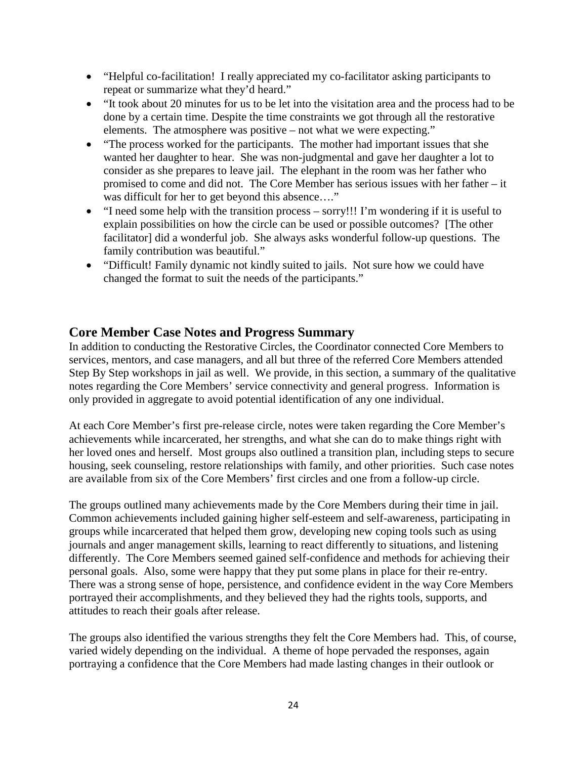- "Helpful co-facilitation! I really appreciated my co-facilitator asking participants to repeat or summarize what they'd heard."
- "It took about 20 minutes for us to be let into the visitation area and the process had to be done by a certain time. Despite the time constraints we got through all the restorative elements. The atmosphere was positive – not what we were expecting."
- "The process worked for the participants. The mother had important issues that she wanted her daughter to hear. She was non-judgmental and gave her daughter a lot to consider as she prepares to leave jail. The elephant in the room was her father who promised to come and did not. The Core Member has serious issues with her father – it was difficult for her to get beyond this absence…."
- "I need some help with the transition process – sorry!!! I'm wondering if it is useful to explain possibilities on how the circle can be used or possible outcomes? [The other facilitator] did a wonderful job. She always asks wonderful follow-up questions. The family contribution was beautiful."
- "Difficult! Family dynamic not kindly suited to jails. Not sure how we could have changed the format to suit the needs of the participants."

## Core Member Case Notes and Progress Summary

In addition to conducting the Restorative Circles, the Coordinator connected Core Members to services, mentors, and case managers, and all but three of the referred Core Members attended Step By Step workshops in jail as well. We provide, in this section, a summary of the qualitative notes regarding the Core Members' service connectivity and general progress. Information is only provided in aggregate to avoid potential identification of any one individual.

At each Core Member's first pre-release circle, notes were taken regarding the Core Member's achievements while incarcerated, her strengths, and what she can do to make things right with her loved ones and herself. Most groups also outlined a transition plan, including steps to secure housing, seek counseling, restore relationships with family, and other priorities. Such case notes are available from six of the Core Members' first circles and one from a follow-up circle.

The groups outlined many achievements made by the Core Members during their time in jail. Common achievements included gaining higher self-esteem and self-awareness, participating in groups while incarcerated that helped them grow, developing new coping tools such as using journals and anger management skills, learning to react differently to situations, and listening differently. The Core Members seemed gained self-confidence and methods for achieving their personal goals. Also, some were happy that they put some plans in place for their re-entry. There was a strong sense of hope, persistence, and confidence evident in the way Core Members portrayed their accomplishments, and they believed they had the rights tools, supports, and attitudes to reach their goals after release.

The groups also identified the various strengths they felt the Core Members had. This, of course, varied widely depending on the individual. A theme of hope pervaded the responses, again portraying a confidence that the Core Members had made lasting changes in their outlook or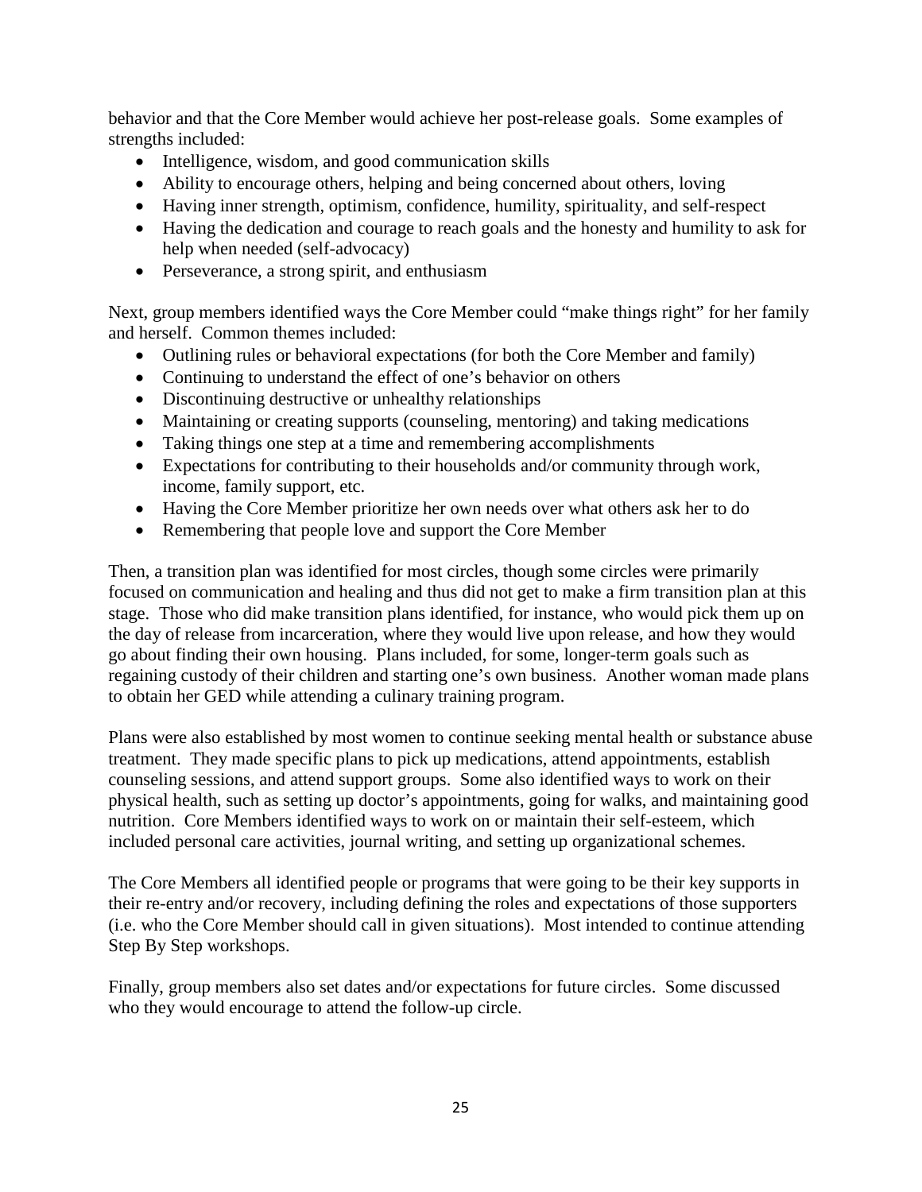behavior and that the Core Member would achieve her post-release goals. Some examples of strengths included:

- Intelligence, wisdom, and good communication skills
- Ability to encourage others, helping and being concerned about others, loving
- Having inner strength, optimism, confidence, humility, spirituality, and self-respect
- Having the dedication and courage to reach goals and the honesty and humility to ask for help when needed (self-advocacy)
- Perseverance, a strong spirit, and enthusiasm

Next, group members identified ways the Core Member could "make things right" for her family and herself. Common themes included:

- Outlining rules or behavioral expectations (for both the Core Member and family)
- Continuing to understand the effect of one's behavior on others
- Discontinuing destructive or unhealthy relationships
- Maintaining or creating supports (counseling, mentoring) and taking medications
- Taking things one step at a time and remembering accomplishments
- Expectations for contributing to their households and/or community through work, income, family support, etc.
- Having the Core Member prioritize her own needs over what others ask her to do
- Remembering that people love and support the Core Member

Then, a transition plan was identified for most circles, though some circles were primarily focused on communication and healing and thus did not get to make a firm transition plan at this stage. Those who did make transition plans identified, for instance, who would pick them up on the day of release from incarceration, where they would live upon release, and how they would go about finding their own housing. Plans included, for some, longer-term goals such as regaining custody of their children and starting one's own business. Another woman made plans to obtain her GED while attending a culinary training program.

Plans were also established by most women to continue seeking mental health or substance abuse treatment. They made specific plans to pick up medications, attend appointments, establish counseling sessions, and attend support groups. Some also identified ways to work on their physical health, such as setting up doctor's appointments, going for walks, and maintaining good nutrition. Core Members identified ways to work on or maintain their self-esteem, which included personal care activities, journal writing, and setting up organizational schemes.

The Core Members all identified people or programs that were going to be their key supports in their re-entry and/or recovery, including defining the roles and expectations of those supporters (i.e. who the Core Member should call in given situations). Most intended to continue attending Step By Step workshops.

Finally, group members also set dates and/or expectations for future circles. Some discussed who they would encourage to attend the follow-up circle.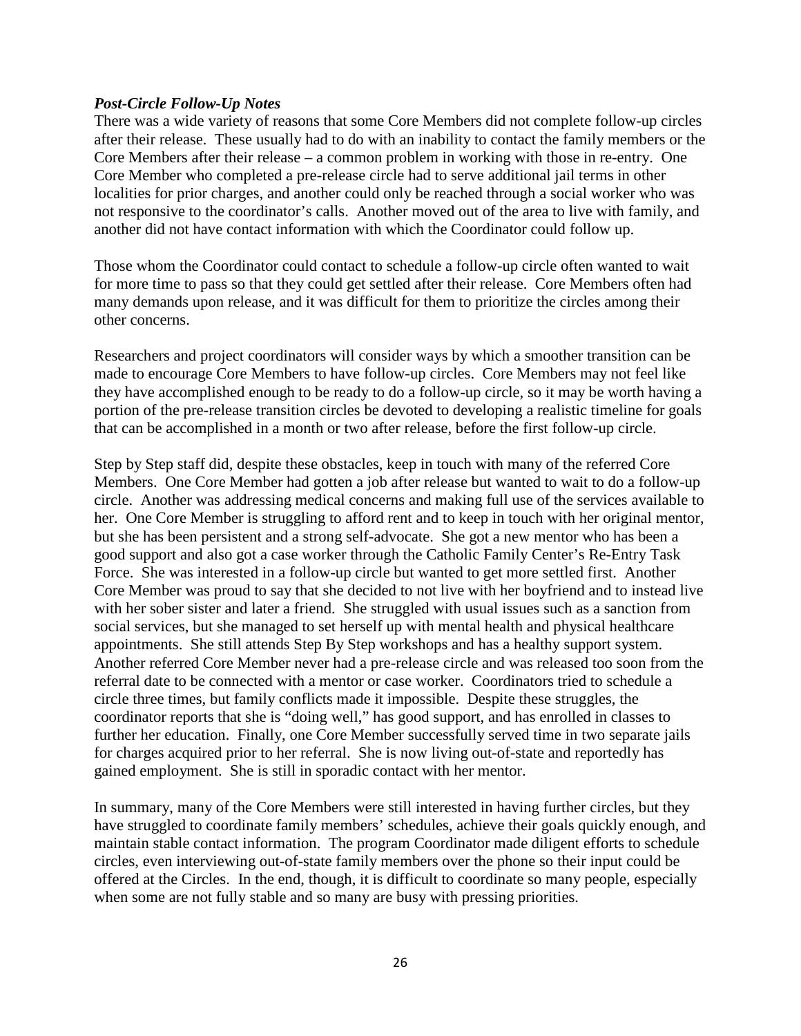***Post-Circle Follow-Up Notes***

There was a wide variety of reasons that some Core Members did not complete follow-up circles after their release. These usually had to do with an inability to contact the family members or the Core Members after their release – a common problem in working with those in re-entry. One Core Member who completed a pre-release circle had to serve additional jail terms in other localities for prior charges, and another could only be reached through a social worker who was not responsive to the coordinator's calls. Another moved out of the area to live with family, and another did not have contact information with which the Coordinator could follow up.

Those whom the Coordinator could contact to schedule a follow-up circle often wanted to wait for more time to pass so that they could get settled after their release. Core Members often had many demands upon release, and it was difficult for them to prioritize the circles among their other concerns.

Researchers and project coordinators will consider ways by which a smoother transition can be made to encourage Core Members to have follow-up circles. Core Members may not feel like they have accomplished enough to be ready to do a follow-up circle, so it may be worth having a portion of the pre-release transition circles be devoted to developing a realistic timeline for goals that can be accomplished in a month or two after release, before the first follow-up circle.

Step by Step staff did, despite these obstacles, keep in touch with many of the referred Core Members. One Core Member had gotten a job after release but wanted to wait to do a follow-up circle. Another was addressing medical concerns and making full use of the services available to her. One Core Member is struggling to afford rent and to keep in touch with her original mentor, but she has been persistent and a strong self-advocate. She got a new mentor who has been a good support and also got a case worker through the Catholic Family Center's Re-Entry Task Force. She was interested in a follow-up circle but wanted to get more settled first. Another Core Member was proud to say that she decided to not live with her boyfriend and to instead live with her sober sister and later a friend. She struggled with usual issues such as a sanction from social services, but she managed to set herself up with mental health and physical healthcare appointments. She still attends Step By Step workshops and has a healthy support system. Another referred Core Member never had a pre-release circle and was released too soon from the referral date to be connected with a mentor or case worker. Coordinators tried to schedule a circle three times, but family conflicts made it impossible. Despite these struggles, the coordinator reports that she is "doing well," has good support, and has enrolled in classes to further her education. Finally, one Core Member successfully served time in two separate jails for charges acquired prior to her referral. She is now living out-of-state and reportedly has gained employment. She is still in sporadic contact with her mentor.

In summary, many of the Core Members were still interested in having further circles, but they have struggled to coordinate family members' schedules, achieve their goals quickly enough, and maintain stable contact information. The program Coordinator made diligent efforts to schedule circles, even interviewing out-of-state family members over the phone so their input could be offered at the Circles. In the end, though, it is difficult to coordinate so many people, especially when some are not fully stable and so many are busy with pressing priorities.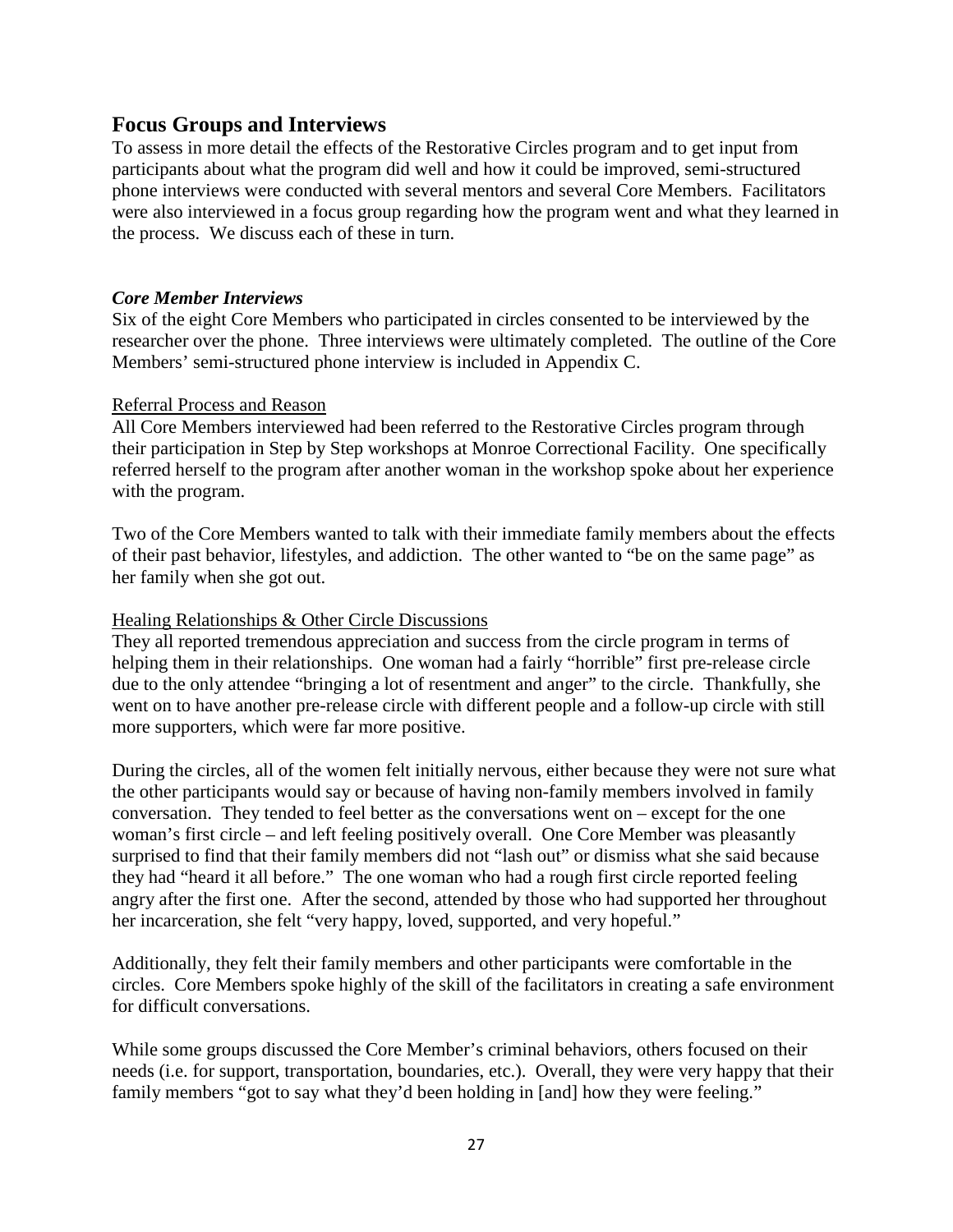## Focus Groups and Interviews

To assess in more detail the effects of the Restorative Circles program and to get input from participants about what the program did well and how it could be improved, semi-structured phone interviews were conducted with several mentors and several Core Members. Facilitators were also interviewed in a focus group regarding how the program went and what they learned in the process. We discuss each of these in turn.

### *Core Member Interviews*

Six of the eight Core Members who participated in circles consented to be interviewed by the researcher over the phone. Three interviews were ultimately completed. The outline of the Core Members' semi-structured phone interview is included in Appendix C.

#### Referral Process and Reason

All Core Members interviewed had been referred to the Restorative Circles program through their participation in Step by Step workshops at Monroe Correctional Facility. One specifically referred herself to the program after another woman in the workshop spoke about her experience with the program.

Two of the Core Members wanted to talk with their immediate family members about the effects of their past behavior, lifestyles, and addiction. The other wanted to "be on the same page" as her family when she got out.

#### Healing Relationships & Other Circle Discussions

They all reported tremendous appreciation and success from the circle program in terms of helping them in their relationships. One woman had a fairly "horrible" first pre-release circle due to the only attendee "bringing a lot of resentment and anger" to the circle. Thankfully, she went on to have another pre-release circle with different people and a follow-up circle with still more supporters, which were far more positive.

During the circles, all of the women felt initially nervous, either because they were not sure what the other participants would say or because of having non-family members involved in family conversation. They tended to feel better as the conversations went on – except for the one woman's first circle – and left feeling positively overall. One Core Member was pleasantly surprised to find that their family members did not "lash out" or dismiss what she said because they had "heard it all before." The one woman who had a rough first circle reported feeling angry after the first one. After the second, attended by those who had supported her throughout her incarceration, she felt "very happy, loved, supported, and very hopeful."

Additionally, they felt their family members and other participants were comfortable in the circles. Core Members spoke highly of the skill of the facilitators in creating a safe environment for difficult conversations.

While some groups discussed the Core Member's criminal behaviors, others focused on their needs (i.e. for support, transportation, boundaries, etc.). Overall, they were very happy that their family members "got to say what they'd been holding in [and] how they were feeling."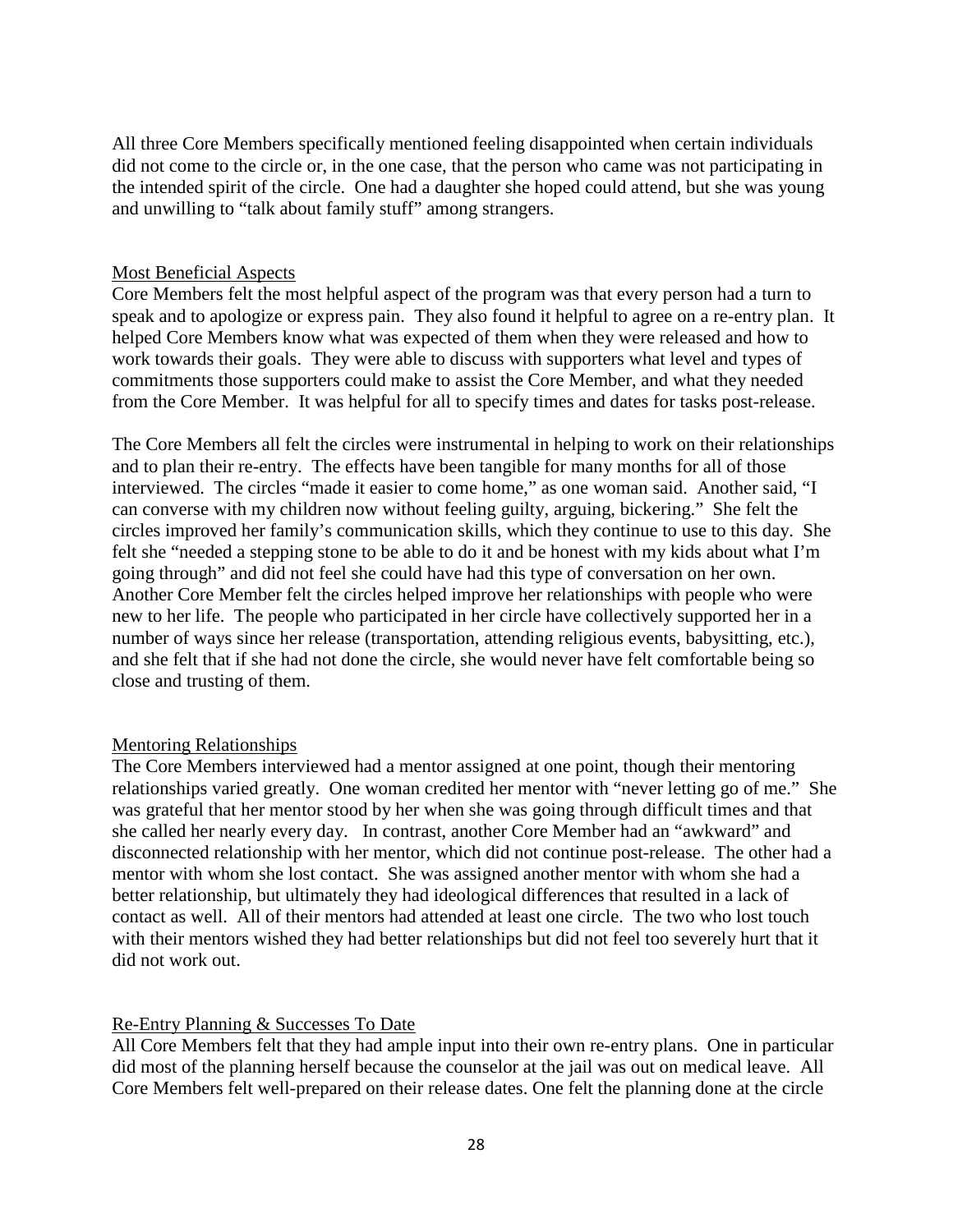All three Core Members specifically mentioned feeling disappointed when certain individuals did not come to the circle or, in the one case, that the person who came was not participating in the intended spirit of the circle. One had a daughter she hoped could attend, but she was young and unwilling to "talk about family stuff" among strangers.

### Most Beneficial Aspects

Core Members felt the most helpful aspect of the program was that every person had a turn to speak and to apologize or express pain. They also found it helpful to agree on a re-entry plan. It helped Core Members know what was expected of them when they were released and how to work towards their goals. They were able to discuss with supporters what level and types of commitments those supporters could make to assist the Core Member, and what they needed from the Core Member. It was helpful for all to specify times and dates for tasks post-release.

The Core Members all felt the circles were instrumental in helping to work on their relationships and to plan their re-entry. The effects have been tangible for many months for all of those interviewed. The circles "made it easier to come home," as one woman said. Another said, "I can converse with my children now without feeling guilty, arguing, bickering." She felt the circles improved her family's communication skills, which they continue to use to this day. She felt she "needed a stepping stone to be able to do it and be honest with my kids about what I'm going through" and did not feel she could have had this type of conversation on her own. Another Core Member felt the circles helped improve her relationships with people who were new to her life. The people who participated in her circle have collectively supported her in a number of ways since her release (transportation, attending religious events, babysitting, etc.), and she felt that if she had not done the circle, she would never have felt comfortable being so close and trusting of them.

### Mentoring Relationships

The Core Members interviewed had a mentor assigned at one point, though their mentoring relationships varied greatly. One woman credited her mentor with "never letting go of me." She was grateful that her mentor stood by her when she was going through difficult times and that she called her nearly every day. In contrast, another Core Member had an "awkward" and disconnected relationship with her mentor, which did not continue post-release. The other had a mentor with whom she lost contact. She was assigned another mentor with whom she had a better relationship, but ultimately they had ideological differences that resulted in a lack of contact as well. All of their mentors had attended at least one circle. The two who lost touch with their mentors wished they had better relationships but did not feel too severely hurt that it did not work out.

### Re-Entry Planning & Successes To Date

All Core Members felt that they had ample input into their own re-entry plans. One in particular did most of the planning herself because the counselor at the jail was out on medical leave. All Core Members felt well-prepared on their release dates. One felt the planning done at the circle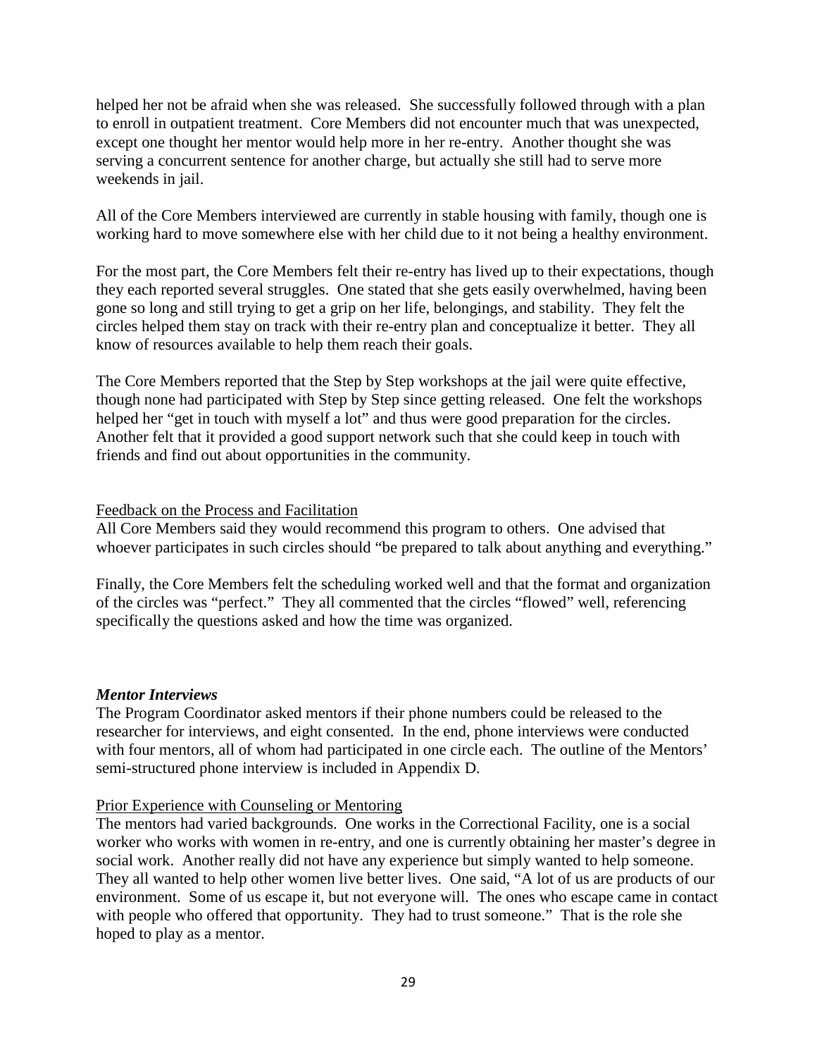helped her not be afraid when she was released. She successfully followed through with a plan to enroll in outpatient treatment. Core Members did not encounter much that was unexpected, except one thought her mentor would help more in her re-entry. Another thought she was serving a concurrent sentence for another charge, but actually she still had to serve more weekends in jail.

All of the Core Members interviewed are currently in stable housing with family, though one is working hard to move somewhere else with her child due to it not being a healthy environment.

For the most part, the Core Members felt their re-entry has lived up to their expectations, though they each reported several struggles. One stated that she gets easily overwhelmed, having been gone so long and still trying to get a grip on her life, belongings, and stability. They felt the circles helped them stay on track with their re-entry plan and conceptualize it better. They all know of resources available to help them reach their goals.

The Core Members reported that the Step by Step workshops at the jail were quite effective, though none had participated with Step by Step since getting released. One felt the workshops helped her "get in touch with myself a lot" and thus were good preparation for the circles. Another felt that it provided a good support network such that she could keep in touch with friends and find out about opportunities in the community.

<u>Feedback on the Process and Facilitation</u>

All Core Members said they would recommend this program to others. One advised that whoever participates in such circles should "be prepared to talk about anything and everything."

Finally, the Core Members felt the scheduling worked well and that the format and organization of the circles was "perfect." They all commented that the circles "flowed" well, referencing specifically the questions asked and how the time was organized.

### ***Mentor Interviews***

The Program Coordinator asked mentors if their phone numbers could be released to the researcher for interviews, and eight consented. In the end, phone interviews were conducted with four mentors, all of whom had participated in one circle each. The outline of the Mentors' semi-structured phone interview is included in Appendix D.

<u>Prior Experience with Counseling or Mentoring</u>

The mentors had varied backgrounds. One works in the Correctional Facility, one is a social worker who works with women in re-entry, and one is currently obtaining her master's degree in social work. Another really did not have any experience but simply wanted to help someone. They all wanted to help other women live better lives. One said, "A lot of us are products of our environment. Some of us escape it, but not everyone will. The ones who escape came in contact with people who offered that opportunity. They had to trust someone." That is the role she hoped to play as a mentor.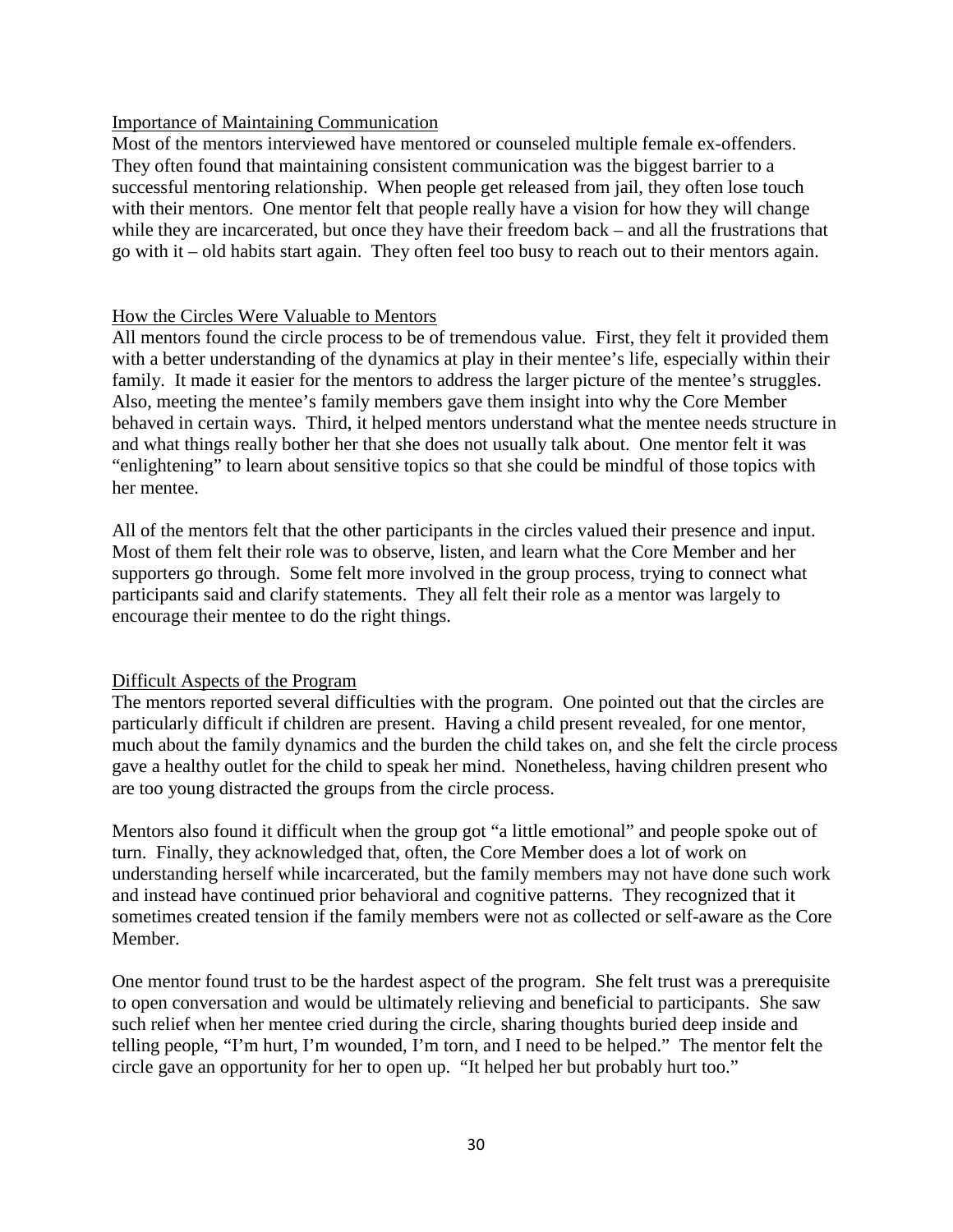### Importance of Maintaining Communication

Most of the mentors interviewed have mentored or counseled multiple female ex-offenders. They often found that maintaining consistent communication was the biggest barrier to a successful mentoring relationship. When people get released from jail, they often lose touch with their mentors. One mentor felt that people really have a vision for how they will change while they are incarcerated, but once they have their freedom back – and all the frustrations that go with it – old habits start again. They often feel too busy to reach out to their mentors again.

### How the Circles Were Valuable to Mentors

All mentors found the circle process to be of tremendous value. First, they felt it provided them with a better understanding of the dynamics at play in their mentee's life, especially within their family. It made it easier for the mentors to address the larger picture of the mentee's struggles. Also, meeting the mentee's family members gave them insight into why the Core Member behaved in certain ways. Third, it helped mentors understand what the mentee needs structure in and what things really bother her that she does not usually talk about. One mentor felt it was "enlightening" to learn about sensitive topics so that she could be mindful of those topics with her mentee.

All of the mentors felt that the other participants in the circles valued their presence and input. Most of them felt their role was to observe, listen, and learn what the Core Member and her supporters go through. Some felt more involved in the group process, trying to connect what participants said and clarify statements. They all felt their role as a mentor was largely to encourage their mentee to do the right things.

### Difficult Aspects of the Program

The mentors reported several difficulties with the program. One pointed out that the circles are particularly difficult if children are present. Having a child present revealed, for one mentor, much about the family dynamics and the burden the child takes on, and she felt the circle process gave a healthy outlet for the child to speak her mind. Nonetheless, having children present who are too young distracted the groups from the circle process.

Mentors also found it difficult when the group got "a little emotional" and people spoke out of turn. Finally, they acknowledged that, often, the Core Member does a lot of work on understanding herself while incarcerated, but the family members may not have done such work and instead have continued prior behavioral and cognitive patterns. They recognized that it sometimes created tension if the family members were not as collected or self-aware as the Core Member.

One mentor found trust to be the hardest aspect of the program. She felt trust was a prerequisite to open conversation and would be ultimately relieving and beneficial to participants. She saw such relief when her mentee cried during the circle, sharing thoughts buried deep inside and telling people, "I'm hurt, I'm wounded, I'm torn, and I need to be helped." The mentor felt the circle gave an opportunity for her to open up. "It helped her but probably hurt too."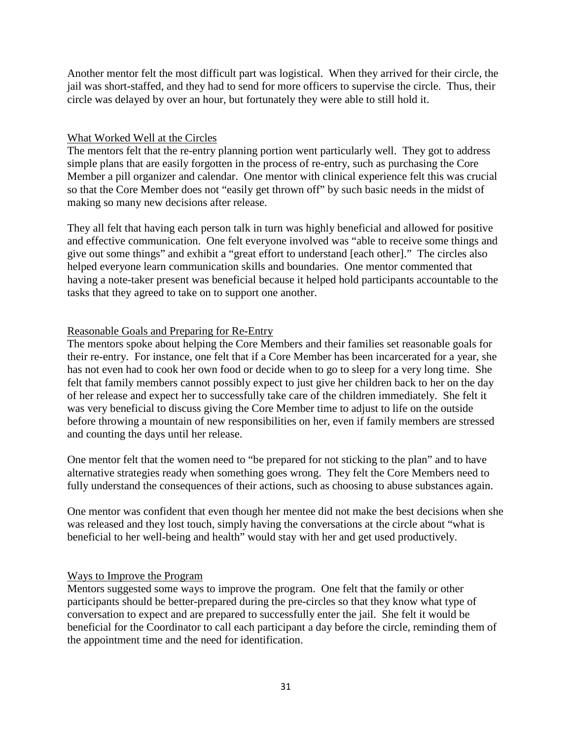Another mentor felt the most difficult part was logistical. When they arrived for their circle, the jail was short-staffed, and they had to send for more officers to supervise the circle. Thus, their circle was delayed by over an hour, but fortunately they were able to still hold it.

### What Worked Well at the Circles

The mentors felt that the re-entry planning portion went particularly well. They got to address simple plans that are easily forgotten in the process of re-entry, such as purchasing the Core Member a pill organizer and calendar. One mentor with clinical experience felt this was crucial so that the Core Member does not "easily get thrown off" by such basic needs in the midst of making so many new decisions after release.

They all felt that having each person talk in turn was highly beneficial and allowed for positive and effective communication. One felt everyone involved was "able to receive some things and give out some things" and exhibit a "great effort to understand [each other]." The circles also helped everyone learn communication skills and boundaries. One mentor commented that having a note-taker present was beneficial because it helped hold participants accountable to the tasks that they agreed to take on to support one another.

### Reasonable Goals and Preparing for Re-Entry

The mentors spoke about helping the Core Members and their families set reasonable goals for their re-entry. For instance, one felt that if a Core Member has been incarcerated for a year, she has not even had to cook her own food or decide when to go to sleep for a very long time. She felt that family members cannot possibly expect to just give her children back to her on the day of her release and expect her to successfully take care of the children immediately. She felt it was very beneficial to discuss giving the Core Member time to adjust to life on the outside before throwing a mountain of new responsibilities on her, even if family members are stressed and counting the days until her release.

One mentor felt that the women need to "be prepared for not sticking to the plan" and to have alternative strategies ready when something goes wrong. They felt the Core Members need to fully understand the consequences of their actions, such as choosing to abuse substances again.

One mentor was confident that even though her mentee did not make the best decisions when she was released and they lost touch, simply having the conversations at the circle about "what is beneficial to her well-being and health" would stay with her and get used productively.

### Ways to Improve the Program

Mentors suggested some ways to improve the program. One felt that the family or other participants should be better-prepared during the pre-circles so that they know what type of conversation to expect and are prepared to successfully enter the jail. She felt it would be beneficial for the Coordinator to call each participant a day before the circle, reminding them of the appointment time and the need for identification.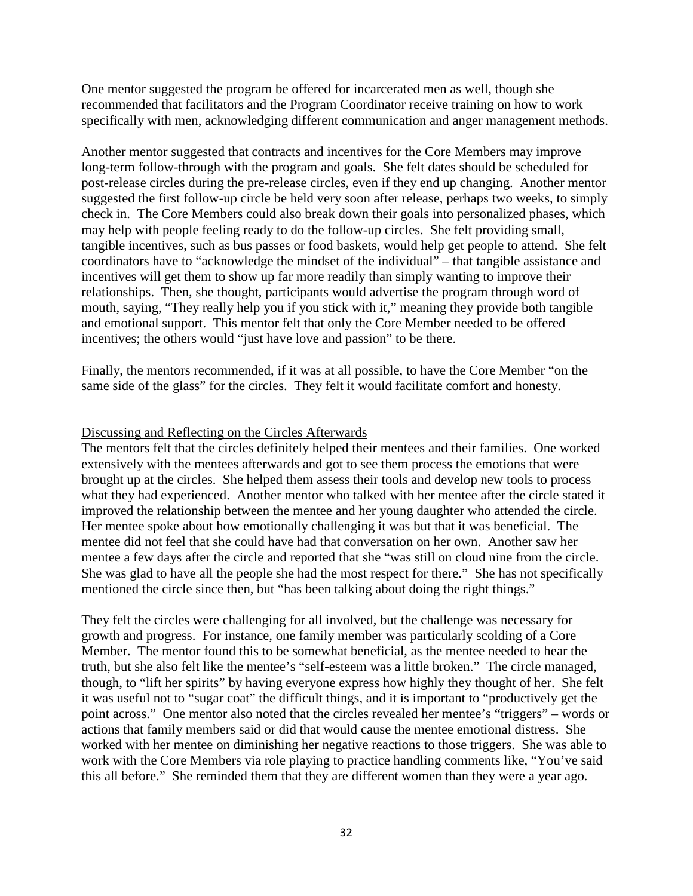One mentor suggested the program be offered for incarcerated men as well, though she recommended that facilitators and the Program Coordinator receive training on how to work specifically with men, acknowledging different communication and anger management methods.

Another mentor suggested that contracts and incentives for the Core Members may improve long-term follow-through with the program and goals. She felt dates should be scheduled for post-release circles during the pre-release circles, even if they end up changing. Another mentor suggested the first follow-up circle be held very soon after release, perhaps two weeks, to simply check in. The Core Members could also break down their goals into personalized phases, which may help with people feeling ready to do the follow-up circles. She felt providing small, tangible incentives, such as bus passes or food baskets, would help get people to attend. She felt coordinators have to "acknowledge the mindset of the individual" – that tangible assistance and incentives will get them to show up far more readily than simply wanting to improve their relationships. Then, she thought, participants would advertise the program through word of mouth, saying, "They really help you if you stick with it," meaning they provide both tangible and emotional support. This mentor felt that only the Core Member needed to be offered incentives; the others would "just have love and passion" to be there.

Finally, the mentors recommended, if it was at all possible, to have the Core Member "on the same side of the glass" for the circles. They felt it would facilitate comfort and honesty.

<u>Discussing and Reflecting on the Circles Afterwards</u>

The mentors felt that the circles definitely helped their mentees and their families. One worked extensively with the mentees afterwards and got to see them process the emotions that were brought up at the circles. She helped them assess their tools and develop new tools to process what they had experienced. Another mentor who talked with her mentee after the circle stated it improved the relationship between the mentee and her young daughter who attended the circle. Her mentee spoke about how emotionally challenging it was but that it was beneficial. The mentee did not feel that she could have had that conversation on her own. Another saw her mentee a few days after the circle and reported that she "was still on cloud nine from the circle. She was glad to have all the people she had the most respect for there." She has not specifically mentioned the circle since then, but "has been talking about doing the right things."

They felt the circles were challenging for all involved, but the challenge was necessary for growth and progress. For instance, one family member was particularly scolding of a Core Member. The mentor found this to be somewhat beneficial, as the mentee needed to hear the truth, but she also felt like the mentee's "self-esteem was a little broken." The circle managed, though, to "lift her spirits" by having everyone express how highly they thought of her. She felt it was useful not to "sugar coat" the difficult things, and it is important to "productively get the point across." One mentor also noted that the circles revealed her mentee's "triggers" – words or actions that family members said or did that would cause the mentee emotional distress. She worked with her mentee on diminishing her negative reactions to those triggers. She was able to work with the Core Members via role playing to practice handling comments like, "You've said this all before." She reminded them that they are different women than they were a year ago.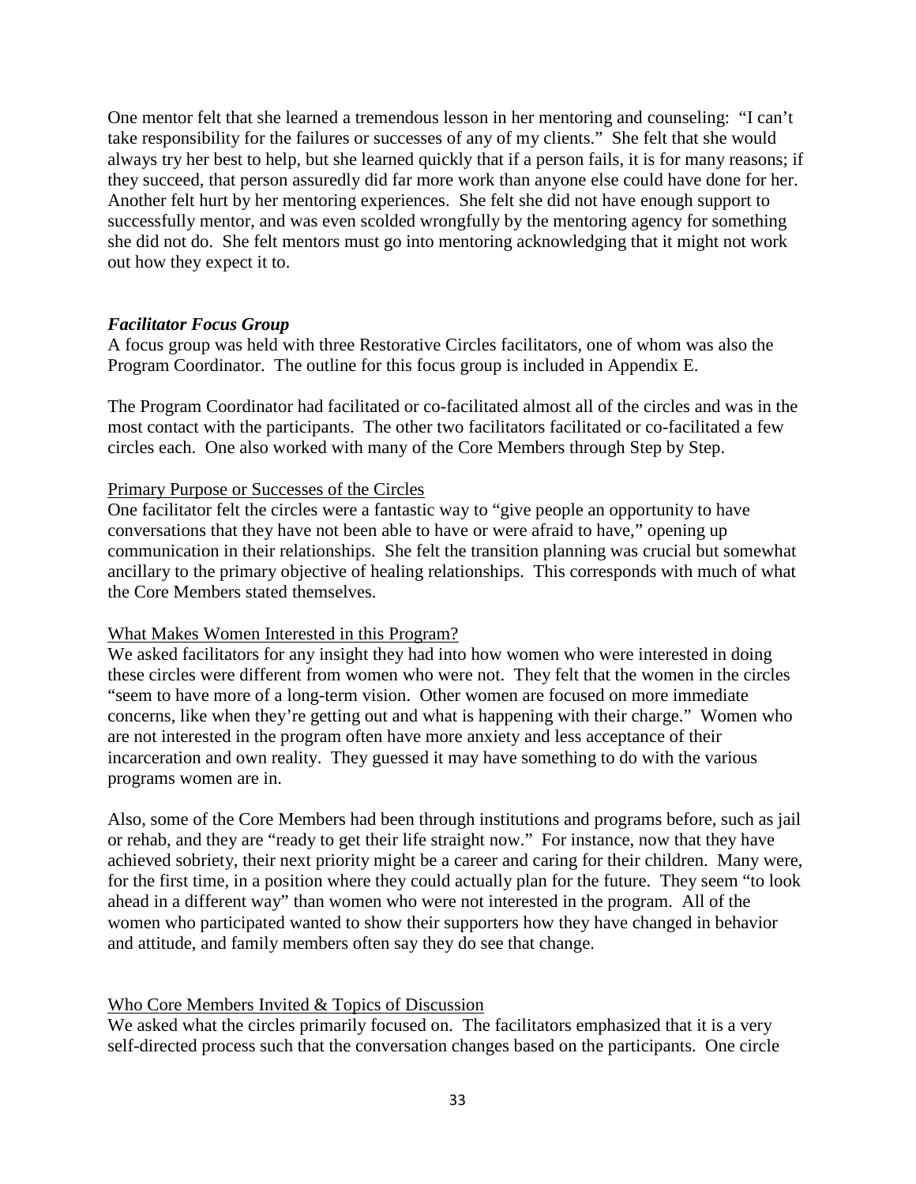One mentor felt that she learned a tremendous lesson in her mentoring and counseling: "I can't take responsibility for the failures or successes of any of my clients." She felt that she would always try her best to help, but she learned quickly that if a person fails, it is for many reasons; if they succeed, that person assuredly did far more work than anyone else could have done for her. Another felt hurt by her mentoring experiences. She felt she did not have enough support to successfully mentor, and was even scolded wrongfully by the mentoring agency for something she did not do. She felt mentors must go into mentoring acknowledging that it might not work out how they expect it to.

### *Facilitator Focus Group*

A focus group was held with three Restorative Circles facilitators, one of whom was also the Program Coordinator. The outline for this focus group is included in Appendix E.

The Program Coordinator had facilitated or co-facilitated almost all of the circles and was in the most contact with the participants. The other two facilitators facilitated or co-facilitated a few circles each. One also worked with many of the Core Members through Step by Step.

#### Primary Purpose or Successes of the Circles

One facilitator felt the circles were a fantastic way to "give people an opportunity to have conversations that they have not been able to have or were afraid to have," opening up communication in their relationships. She felt the transition planning was crucial but somewhat ancillary to the primary objective of healing relationships. This corresponds with much of what the Core Members stated themselves.

#### What Makes Women Interested in this Program?

We asked facilitators for any insight they had into how women who were interested in doing these circles were different from women who were not. They felt that the women in the circles "seem to have more of a long-term vision. Other women are focused on more immediate concerns, like when they're getting out and what is happening with their charge." Women who are not interested in the program often have more anxiety and less acceptance of their incarceration and own reality. They guessed it may have something to do with the various programs women are in.

Also, some of the Core Members had been through institutions and programs before, such as jail or rehab, and they are "ready to get their life straight now." For instance, now that they have achieved sobriety, their next priority might be a career and caring for their children. Many were, for the first time, in a position where they could actually plan for the future. They seem "to look ahead in a different way" than women who were not interested in the program. All of the women who participated wanted to show their supporters how they have changed in behavior and attitude, and family members often say they do see that change.

#### Who Core Members Invited & Topics of Discussion

We asked what the circles primarily focused on. The facilitators emphasized that it is a very self-directed process such that the conversation changes based on the participants. One circle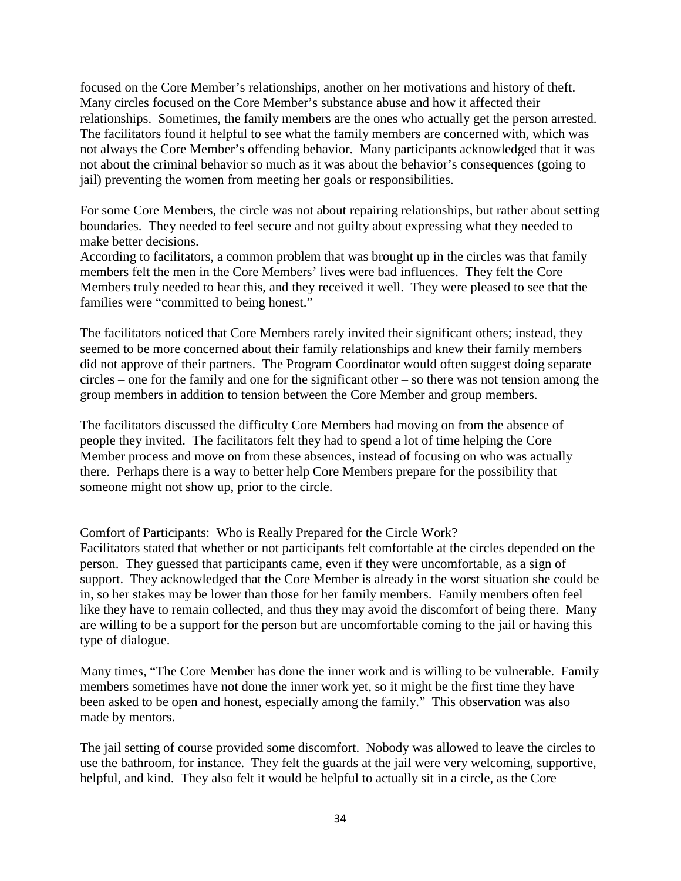focused on the Core Member's relationships, another on her motivations and history of theft. Many circles focused on the Core Member's substance abuse and how it affected their relationships. Sometimes, the family members are the ones who actually get the person arrested. The facilitators found it helpful to see what the family members are concerned with, which was not always the Core Member's offending behavior. Many participants acknowledged that it was not about the criminal behavior so much as it was about the behavior's consequences (going to jail) preventing the women from meeting her goals or responsibilities.

For some Core Members, the circle was not about repairing relationships, but rather about setting boundaries. They needed to feel secure and not guilty about expressing what they needed to make better decisions.
According to facilitators, a common problem that was brought up in the circles was that family members felt the men in the Core Members' lives were bad influences. They felt the Core Members truly needed to hear this, and they received it well. They were pleased to see that the families were "committed to being honest."

The facilitators noticed that Core Members rarely invited their significant others; instead, they seemed to be more concerned about their family relationships and knew their family members did not approve of their partners. The Program Coordinator would often suggest doing separate circles – one for the family and one for the significant other – so there was not tension among the group members in addition to tension between the Core Member and group members.

The facilitators discussed the difficulty Core Members had moving on from the absence of people they invited. The facilitators felt they had to spend a lot of time helping the Core Member process and move on from these absences, instead of focusing on who was actually there. Perhaps there is a way to better help Core Members prepare for the possibility that someone might not show up, prior to the circle.

<u>Comfort of Participants: Who is Really Prepared for the Circle Work?</u>

Facilitators stated that whether or not participants felt comfortable at the circles depended on the person. They guessed that participants came, even if they were uncomfortable, as a sign of support. They acknowledged that the Core Member is already in the worst situation she could be in, so her stakes may be lower than those for her family members. Family members often feel like they have to remain collected, and thus they may avoid the discomfort of being there. Many are willing to be a support for the person but are uncomfortable coming to the jail or having this type of dialogue.

Many times, "The Core Member has done the inner work and is willing to be vulnerable. Family members sometimes have not done the inner work yet, so it might be the first time they have been asked to be open and honest, especially among the family." This observation was also made by mentors.

The jail setting of course provided some discomfort. Nobody was allowed to leave the circles to use the bathroom, for instance. They felt the guards at the jail were very welcoming, supportive, helpful, and kind. They also felt it would be helpful to actually sit in a circle, as the Core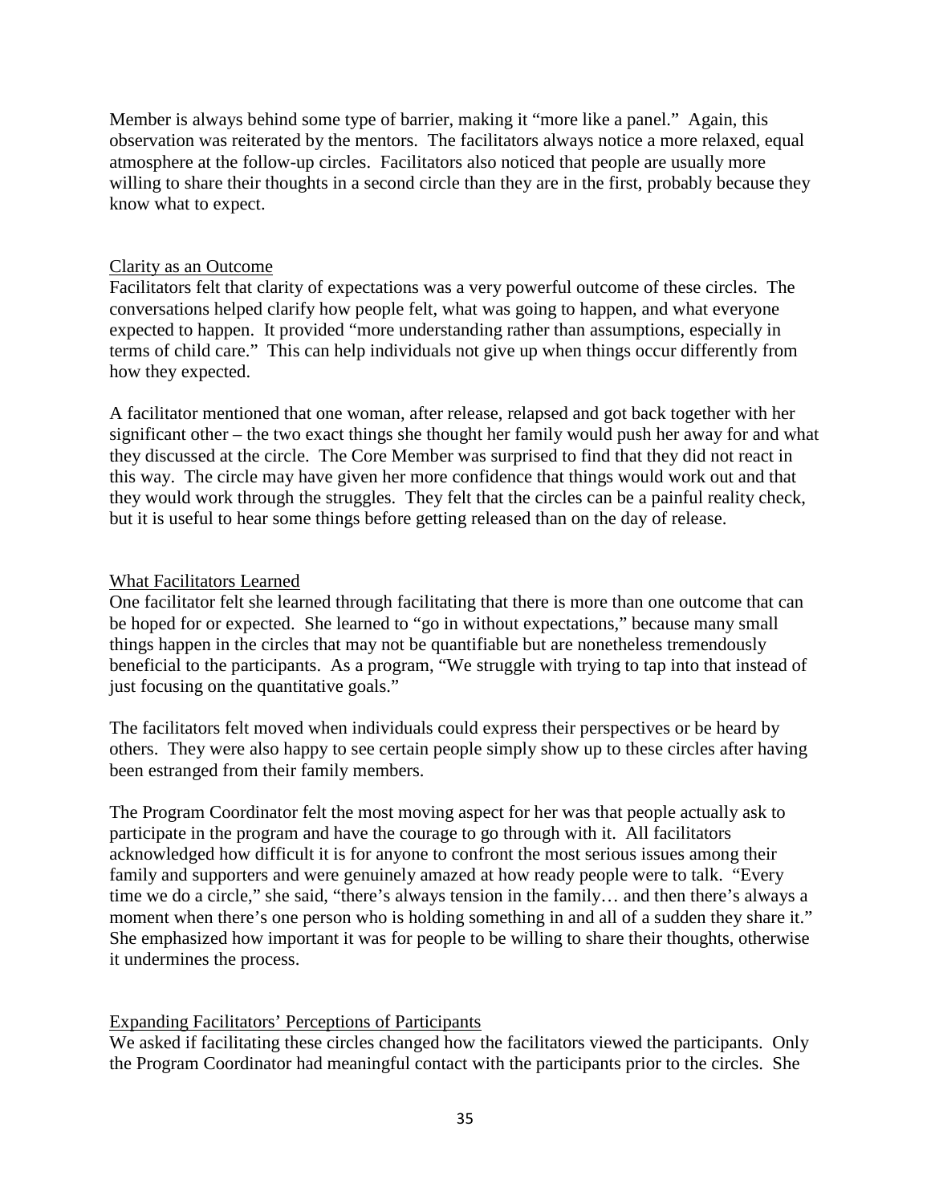Member is always behind some type of barrier, making it "more like a panel." Again, this observation was reiterated by the mentors. The facilitators always notice a more relaxed, equal atmosphere at the follow-up circles. Facilitators also noticed that people are usually more willing to share their thoughts in a second circle than they are in the first, probably because they know what to expect.

### Clarity as an Outcome

Facilitators felt that clarity of expectations was a very powerful outcome of these circles. The conversations helped clarify how people felt, what was going to happen, and what everyone expected to happen. It provided "more understanding rather than assumptions, especially in terms of child care." This can help individuals not give up when things occur differently from how they expected.

A facilitator mentioned that one woman, after release, relapsed and got back together with her significant other – the two exact things she thought her family would push her away for and what they discussed at the circle. The Core Member was surprised to find that they did not react in this way. The circle may have given her more confidence that things would work out and that they would work through the struggles. They felt that the circles can be a painful reality check, but it is useful to hear some things before getting released than on the day of release.

### What Facilitators Learned

One facilitator felt she learned through facilitating that there is more than one outcome that can be hoped for or expected. She learned to "go in without expectations," because many small things happen in the circles that may not be quantifiable but are nonetheless tremendously beneficial to the participants. As a program, "We struggle with trying to tap into that instead of just focusing on the quantitative goals."

The facilitators felt moved when individuals could express their perspectives or be heard by others. They were also happy to see certain people simply show up to these circles after having been estranged from their family members.

The Program Coordinator felt the most moving aspect for her was that people actually ask to participate in the program and have the courage to go through with it. All facilitators acknowledged how difficult it is for anyone to confront the most serious issues among their family and supporters and were genuinely amazed at how ready people were to talk. "Every time we do a circle," she said, "there's always tension in the family… and then there's always a moment when there's one person who is holding something in and all of a sudden they share it." She emphasized how important it was for people to be willing to share their thoughts, otherwise it undermines the process.

### Expanding Facilitators' Perceptions of Participants

We asked if facilitating these circles changed how the facilitators viewed the participants. Only the Program Coordinator had meaningful contact with the participants prior to the circles. She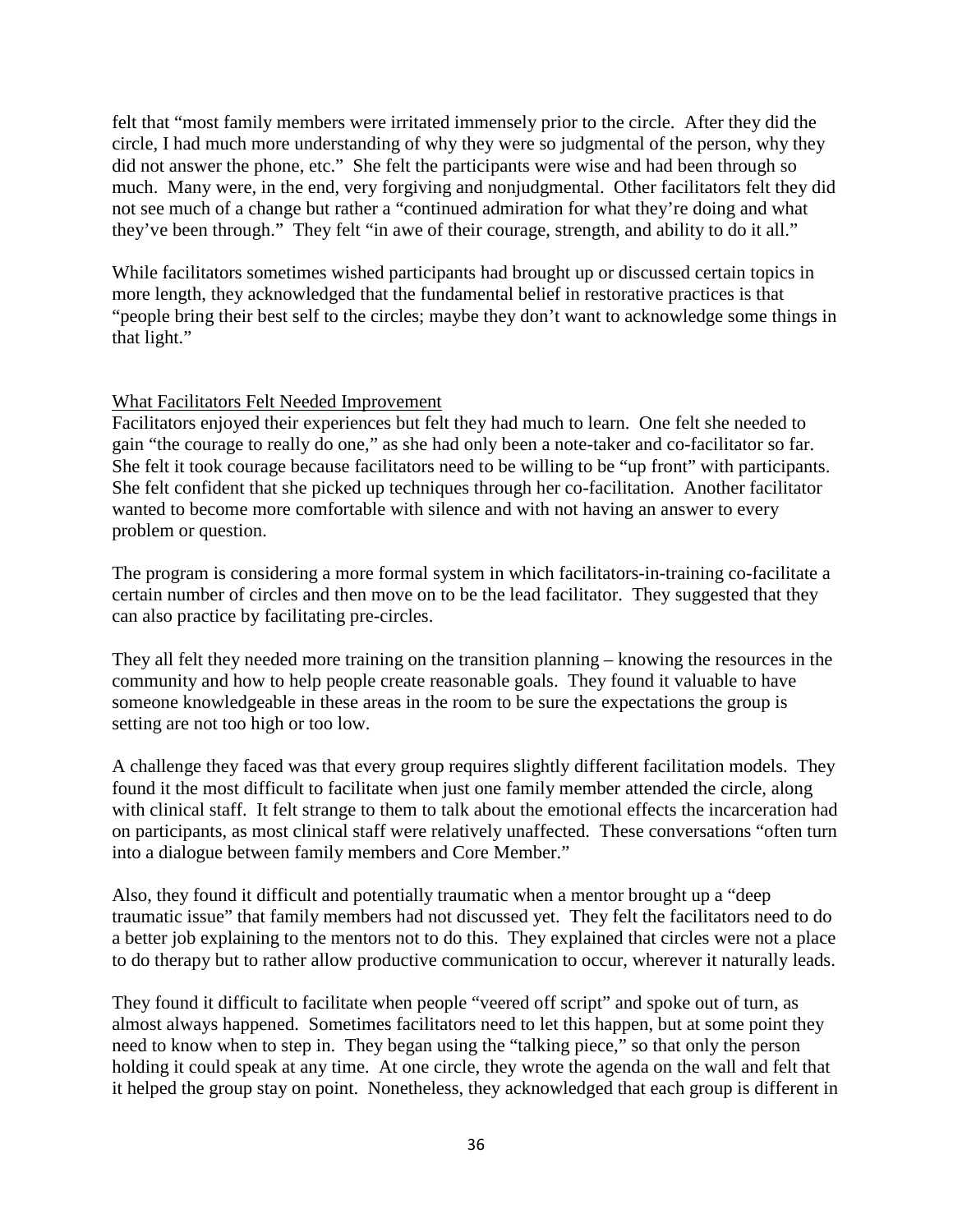felt that "most family members were irritated immensely prior to the circle. After they did the circle, I had much more understanding of why they were so judgmental of the person, why they did not answer the phone, etc." She felt the participants were wise and had been through so much. Many were, in the end, very forgiving and nonjudgmental. Other facilitators felt they did not see much of a change but rather a "continued admiration for what they're doing and what they've been through." They felt "in awe of their courage, strength, and ability to do it all."

While facilitators sometimes wished participants had brought up or discussed certain topics in more length, they acknowledged that the fundamental belief in restorative practices is that "people bring their best self to the circles; maybe they don't want to acknowledge some things in that light."

<u>What Facilitators Felt Needed Improvement</u>

Facilitators enjoyed their experiences but felt they had much to learn. One felt she needed to gain "the courage to really do one," as she had only been a note-taker and co-facilitator so far. She felt it took courage because facilitators need to be willing to be "up front" with participants. She felt confident that she picked up techniques through her co-facilitation. Another facilitator wanted to become more comfortable with silence and with not having an answer to every problem or question.

The program is considering a more formal system in which facilitators-in-training co-facilitate a certain number of circles and then move on to be the lead facilitator. They suggested that they can also practice by facilitating pre-circles.

They all felt they needed more training on the transition planning – knowing the resources in the community and how to help people create reasonable goals. They found it valuable to have someone knowledgeable in these areas in the room to be sure the expectations the group is setting are not too high or too low.

A challenge they faced was that every group requires slightly different facilitation models. They found it the most difficult to facilitate when just one family member attended the circle, along with clinical staff. It felt strange to them to talk about the emotional effects the incarceration had on participants, as most clinical staff were relatively unaffected. These conversations "often turn into a dialogue between family members and Core Member."

Also, they found it difficult and potentially traumatic when a mentor brought up a "deep traumatic issue" that family members had not discussed yet. They felt the facilitators need to do a better job explaining to the mentors not to do this. They explained that circles were not a place to do therapy but to rather allow productive communication to occur, wherever it naturally leads.

They found it difficult to facilitate when people "veered off script" and spoke out of turn, as almost always happened. Sometimes facilitators need to let this happen, but at some point they need to know when to step in. They began using the "talking piece," so that only the person holding it could speak at any time. At one circle, they wrote the agenda on the wall and felt that it helped the group stay on point. Nonetheless, they acknowledged that each group is different in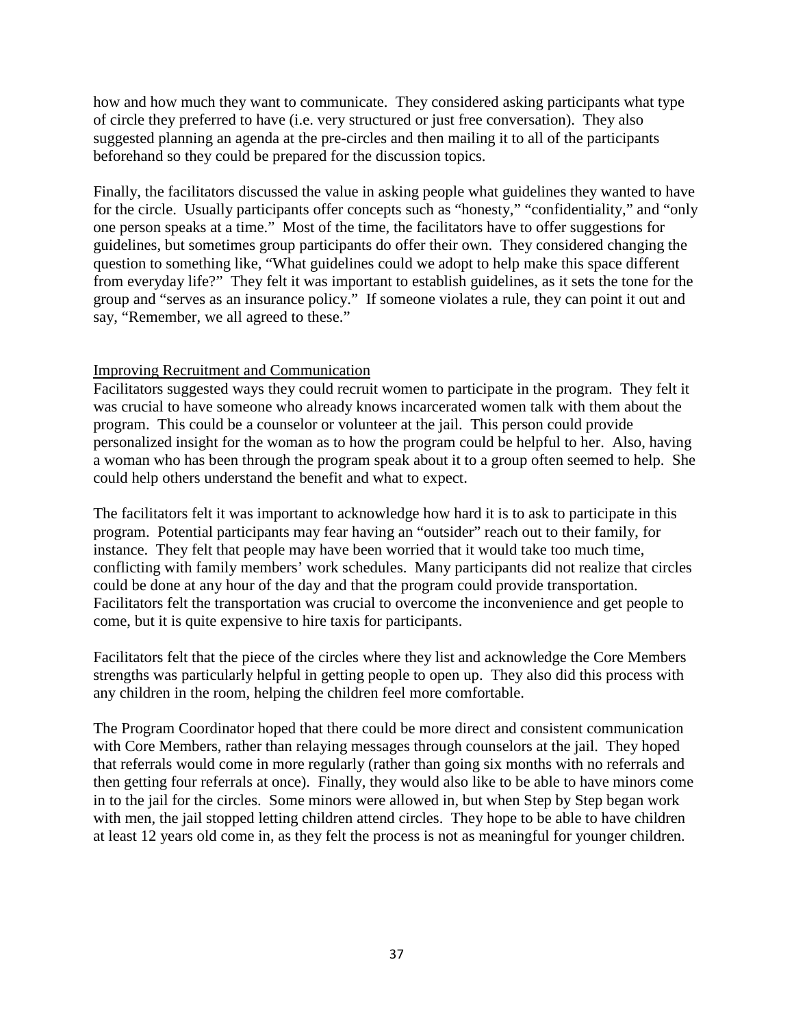how and how much they want to communicate. They considered asking participants what type of circle they preferred to have (i.e. very structured or just free conversation). They also suggested planning an agenda at the pre-circles and then mailing it to all of the participants beforehand so they could be prepared for the discussion topics.

Finally, the facilitators discussed the value in asking people what guidelines they wanted to have for the circle. Usually participants offer concepts such as "honesty," "confidentiality," and "only one person speaks at a time." Most of the time, the facilitators have to offer suggestions for guidelines, but sometimes group participants do offer their own. They considered changing the question to something like, "What guidelines could we adopt to help make this space different from everyday life?" They felt it was important to establish guidelines, as it sets the tone for the group and "serves as an insurance policy." If someone violates a rule, they can point it out and say, "Remember, we all agreed to these."

### Improving Recruitment and Communication

Facilitators suggested ways they could recruit women to participate in the program. They felt it was crucial to have someone who already knows incarcerated women talk with them about the program. This could be a counselor or volunteer at the jail. This person could provide personalized insight for the woman as to how the program could be helpful to her. Also, having a woman who has been through the program speak about it to a group often seemed to help. She could help others understand the benefit and what to expect.

The facilitators felt it was important to acknowledge how hard it is to ask to participate in this program. Potential participants may fear having an "outsider" reach out to their family, for instance. They felt that people may have been worried that it would take too much time, conflicting with family members' work schedules. Many participants did not realize that circles could be done at any hour of the day and that the program could provide transportation. Facilitators felt the transportation was crucial to overcome the inconvenience and get people to come, but it is quite expensive to hire taxis for participants.

Facilitators felt that the piece of the circles where they list and acknowledge the Core Members strengths was particularly helpful in getting people to open up. They also did this process with any children in the room, helping the children feel more comfortable.

The Program Coordinator hoped that there could be more direct and consistent communication with Core Members, rather than relaying messages through counselors at the jail. They hoped that referrals would come in more regularly (rather than going six months with no referrals and then getting four referrals at once). Finally, they would also like to be able to have minors come in to the jail for the circles. Some minors were allowed in, but when Step by Step began work with men, the jail stopped letting children attend circles. They hope to be able to have children at least 12 years old come in, as they felt the process is not as meaningful for younger children.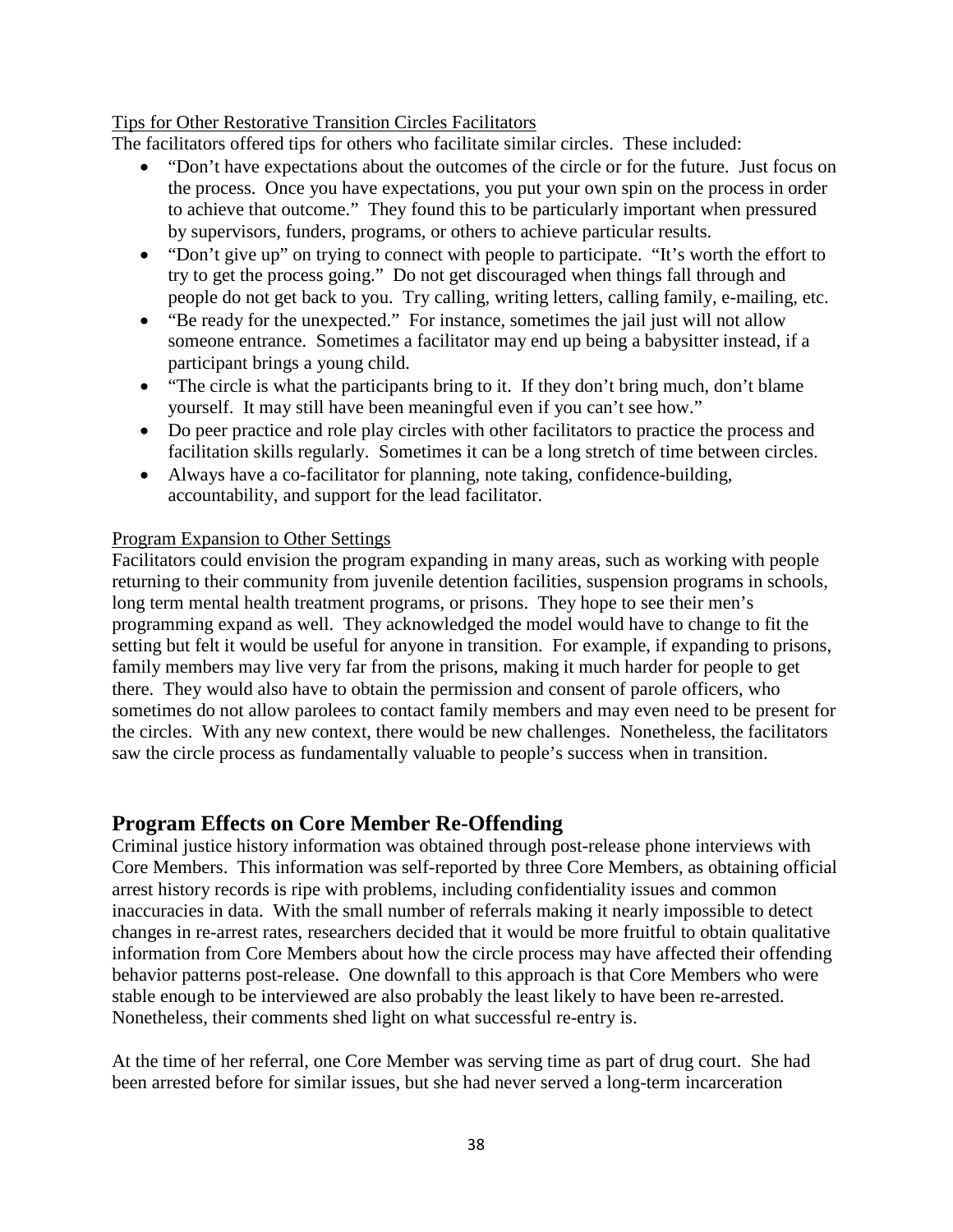Tips for Other Restorative Transition Circles Facilitators

The facilitators offered tips for others who facilitate similar circles. These included:

- "Don't have expectations about the outcomes of the circle or for the future. Just focus on the process. Once you have expectations, you put your own spin on the process in order to achieve that outcome." They found this to be particularly important when pressured by supervisors, funders, programs, or others to achieve particular results.
- "Don't give up" on trying to connect with people to participate. "It's worth the effort to try to get the process going." Do not get discouraged when things fall through and people do not get back to you. Try calling, writing letters, calling family, e-mailing, etc.
- "Be ready for the unexpected." For instance, sometimes the jail just will not allow someone entrance. Sometimes a facilitator may end up being a babysitter instead, if a participant brings a young child.
- "The circle is what the participants bring to it. If they don't bring much, don't blame yourself. It may still have been meaningful even if you can't see how."
- Do peer practice and role play circles with other facilitators to practice the process and facilitation skills regularly. Sometimes it can be a long stretch of time between circles.
- Always have a co-facilitator for planning, note taking, confidence-building, accountability, and support for the lead facilitator.

Program Expansion to Other Settings

Facilitators could envision the program expanding in many areas, such as working with people returning to their community from juvenile detention facilities, suspension programs in schools, long term mental health treatment programs, or prisons. They hope to see their men's programming expand as well. They acknowledged the model would have to change to fit the setting but felt it would be useful for anyone in transition. For example, if expanding to prisons, family members may live very far from the prisons, making it much harder for people to get there. They would also have to obtain the permission and consent of parole officers, who sometimes do not allow parolees to contact family members and may even need to be present for the circles. With any new context, there would be new challenges. Nonetheless, the facilitators saw the circle process as fundamentally valuable to people's success when in transition.

## Program Effects on Core Member Re-Offending

Criminal justice history information was obtained through post-release phone interviews with Core Members. This information was self-reported by three Core Members, as obtaining official arrest history records is ripe with problems, including confidentiality issues and common inaccuracies in data. With the small number of referrals making it nearly impossible to detect changes in re-arrest rates, researchers decided that it would be more fruitful to obtain qualitative information from Core Members about how the circle process may have affected their offending behavior patterns post-release. One downfall to this approach is that Core Members who were stable enough to be interviewed are also probably the least likely to have been re-arrested. Nonetheless, their comments shed light on what successful re-entry is.

At the time of her referral, one Core Member was serving time as part of drug court. She had been arrested before for similar issues, but she had never served a long-term incarceration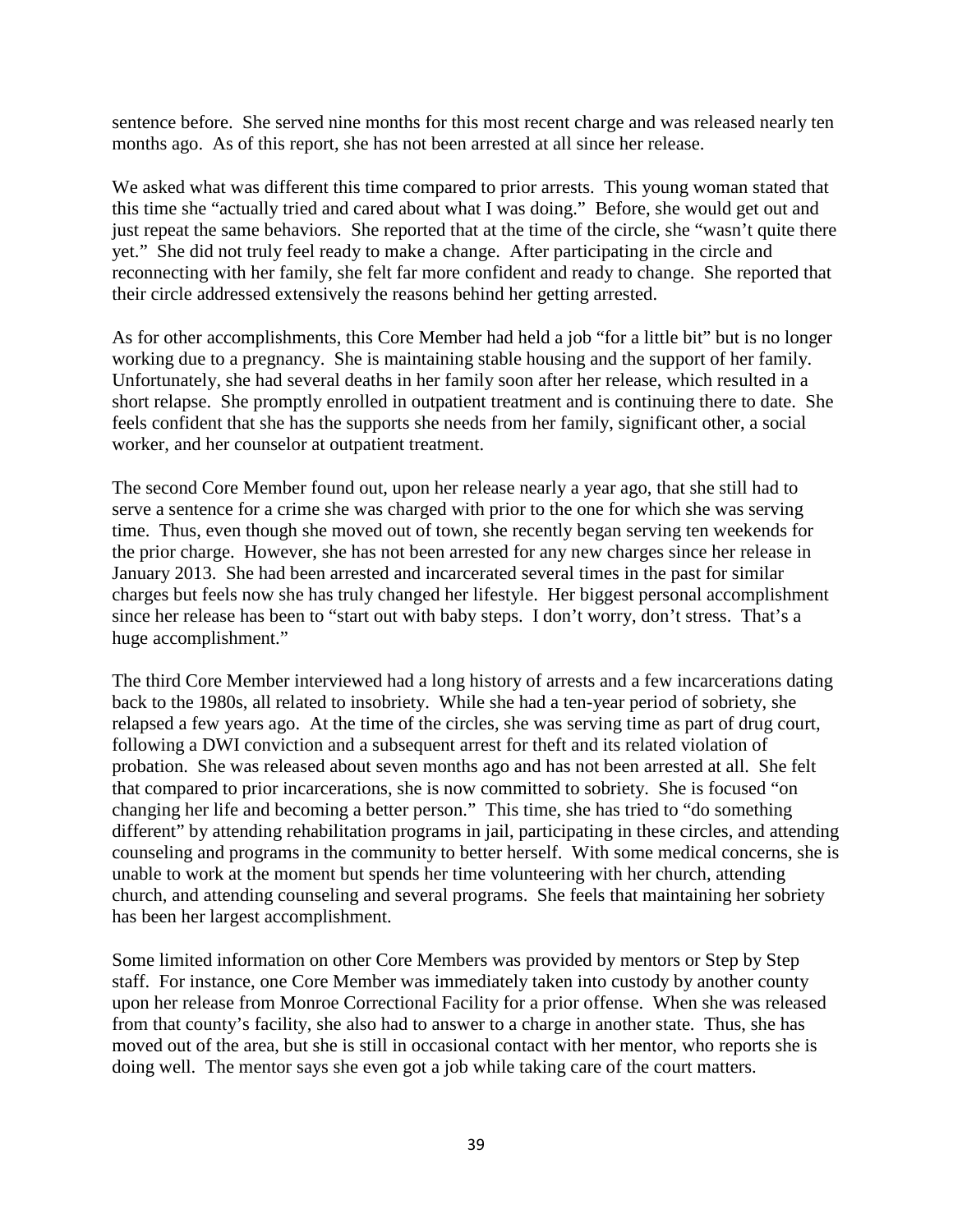sentence before. She served nine months for this most recent charge and was released nearly ten months ago. As of this report, she has not been arrested at all since her release.

We asked what was different this time compared to prior arrests. This young woman stated that this time she "actually tried and cared about what I was doing." Before, she would get out and just repeat the same behaviors. She reported that at the time of the circle, she "wasn't quite there yet." She did not truly feel ready to make a change. After participating in the circle and reconnecting with her family, she felt far more confident and ready to change. She reported that their circle addressed extensively the reasons behind her getting arrested.

As for other accomplishments, this Core Member had held a job "for a little bit" but is no longer working due to a pregnancy. She is maintaining stable housing and the support of her family. Unfortunately, she had several deaths in her family soon after her release, which resulted in a short relapse. She promptly enrolled in outpatient treatment and is continuing there to date. She feels confident that she has the supports she needs from her family, significant other, a social worker, and her counselor at outpatient treatment.

The second Core Member found out, upon her release nearly a year ago, that she still had to serve a sentence for a crime she was charged with prior to the one for which she was serving time. Thus, even though she moved out of town, she recently began serving ten weekends for the prior charge. However, she has not been arrested for any new charges since her release in January 2013. She had been arrested and incarcerated several times in the past for similar charges but feels now she has truly changed her lifestyle. Her biggest personal accomplishment since her release has been to "start out with baby steps. I don't worry, don't stress. That's a huge accomplishment."

The third Core Member interviewed had a long history of arrests and a few incarcerations dating back to the 1980s, all related to insobriety. While she had a ten-year period of sobriety, she relapsed a few years ago. At the time of the circles, she was serving time as part of drug court, following a DWI conviction and a subsequent arrest for theft and its related violation of probation. She was released about seven months ago and has not been arrested at all. She felt that compared to prior incarcerations, she is now committed to sobriety. She is focused "on changing her life and becoming a better person." This time, she has tried to "do something different" by attending rehabilitation programs in jail, participating in these circles, and attending counseling and programs in the community to better herself. With some medical concerns, she is unable to work at the moment but spends her time volunteering with her church, attending church, and attending counseling and several programs. She feels that maintaining her sobriety has been her largest accomplishment.

Some limited information on other Core Members was provided by mentors or Step by Step staff. For instance, one Core Member was immediately taken into custody by another county upon her release from Monroe Correctional Facility for a prior offense. When she was released from that county's facility, she also had to answer to a charge in another state. Thus, she has moved out of the area, but she is still in occasional contact with her mentor, who reports she is doing well. The mentor says she even got a job while taking care of the court matters.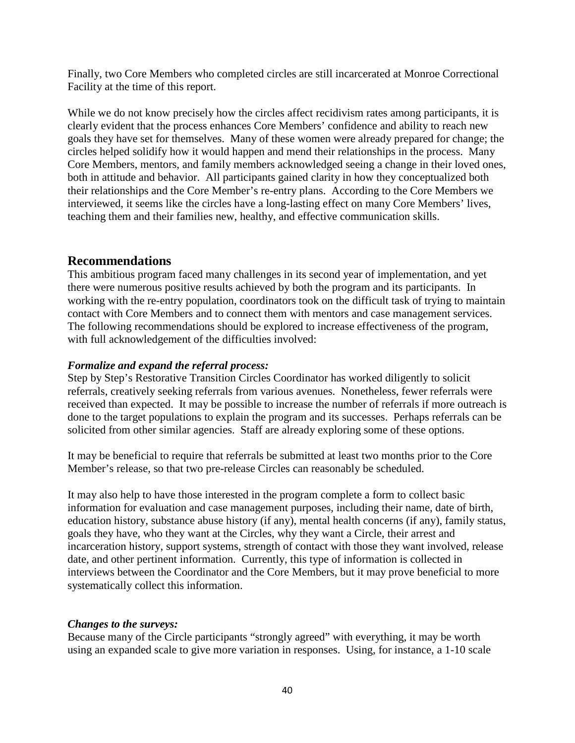Finally, two Core Members who completed circles are still incarcerated at Monroe Correctional Facility at the time of this report.

While we do not know precisely how the circles affect recidivism rates among participants, it is clearly evident that the process enhances Core Members' confidence and ability to reach new goals they have set for themselves. Many of these women were already prepared for change; the circles helped solidify how it would happen and mend their relationships in the process. Many Core Members, mentors, and family members acknowledged seeing a change in their loved ones, both in attitude and behavior. All participants gained clarity in how they conceptualized both their relationships and the Core Member's re-entry plans. According to the Core Members we interviewed, it seems like the circles have a long-lasting effect on many Core Members' lives, teaching them and their families new, healthy, and effective communication skills.

## Recommendations

This ambitious program faced many challenges in its second year of implementation, and yet there were numerous positive results achieved by both the program and its participants. In working with the re-entry population, coordinators took on the difficult task of trying to maintain contact with Core Members and to connect them with mentors and case management services. The following recommendations should be explored to increase effectiveness of the program, with full acknowledgement of the difficulties involved:

***Formalize and expand the referral process:***

Step by Step's Restorative Transition Circles Coordinator has worked diligently to solicit referrals, creatively seeking referrals from various avenues. Nonetheless, fewer referrals were received than expected. It may be possible to increase the number of referrals if more outreach is done to the target populations to explain the program and its successes. Perhaps referrals can be solicited from other similar agencies. Staff are already exploring some of these options.

It may be beneficial to require that referrals be submitted at least two months prior to the Core Member's release, so that two pre-release Circles can reasonably be scheduled.

It may also help to have those interested in the program complete a form to collect basic information for evaluation and case management purposes, including their name, date of birth, education history, substance abuse history (if any), mental health concerns (if any), family status, goals they have, who they want at the Circles, why they want a Circle, their arrest and incarceration history, support systems, strength of contact with those they want involved, release date, and other pertinent information. Currently, this type of information is collected in interviews between the Coordinator and the Core Members, but it may prove beneficial to more systematically collect this information.

***Changes to the surveys:***

Because many of the Circle participants "strongly agreed" with everything, it may be worth using an expanded scale to give more variation in responses. Using, for instance, a 1-10 scale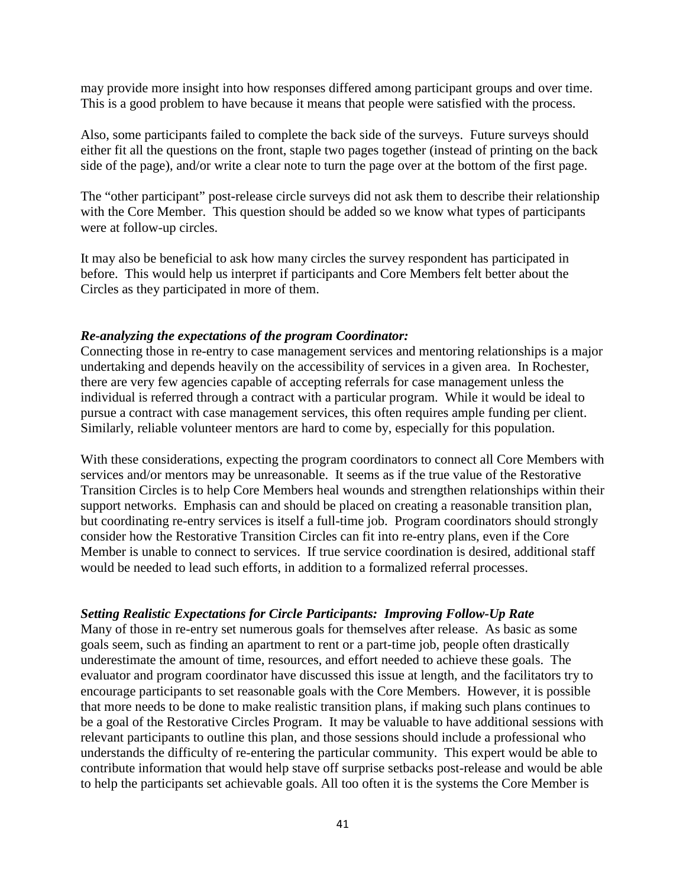may provide more insight into how responses differed among participant groups and over time. This is a good problem to have because it means that people were satisfied with the process.

Also, some participants failed to complete the back side of the surveys. Future surveys should either fit all the questions on the front, staple two pages together (instead of printing on the back side of the page), and/or write a clear note to turn the page over at the bottom of the first page.

The "other participant" post-release circle surveys did not ask them to describe their relationship with the Core Member. This question should be added so we know what types of participants were at follow-up circles.

It may also be beneficial to ask how many circles the survey respondent has participated in before. This would help us interpret if participants and Core Members felt better about the Circles as they participated in more of them.

***Re-analyzing the expectations of the program Coordinator:***

Connecting those in re-entry to case management services and mentoring relationships is a major undertaking and depends heavily on the accessibility of services in a given area. In Rochester, there are very few agencies capable of accepting referrals for case management unless the individual is referred through a contract with a particular program. While it would be ideal to pursue a contract with case management services, this often requires ample funding per client. Similarly, reliable volunteer mentors are hard to come by, especially for this population.

With these considerations, expecting the program coordinators to connect all Core Members with services and/or mentors may be unreasonable. It seems as if the true value of the Restorative Transition Circles is to help Core Members heal wounds and strengthen relationships within their support networks. Emphasis can and should be placed on creating a reasonable transition plan, but coordinating re-entry services is itself a full-time job. Program coordinators should strongly consider how the Restorative Transition Circles can fit into re-entry plans, even if the Core Member is unable to connect to services. If true service coordination is desired, additional staff would be needed to lead such efforts, in addition to a formalized referral processes.

***Setting Realistic Expectations for Circle Participants: Improving Follow-Up Rate***

Many of those in re-entry set numerous goals for themselves after release. As basic as some goals seem, such as finding an apartment to rent or a part-time job, people often drastically underestimate the amount of time, resources, and effort needed to achieve these goals. The evaluator and program coordinator have discussed this issue at length, and the facilitators try to encourage participants to set reasonable goals with the Core Members. However, it is possible that more needs to be done to make realistic transition plans, if making such plans continues to be a goal of the Restorative Circles Program. It may be valuable to have additional sessions with relevant participants to outline this plan, and those sessions should include a professional who understands the difficulty of re-entering the particular community. This expert would be able to contribute information that would help stave off surprise setbacks post-release and would be able to help the participants set achievable goals. All too often it is the systems the Core Member is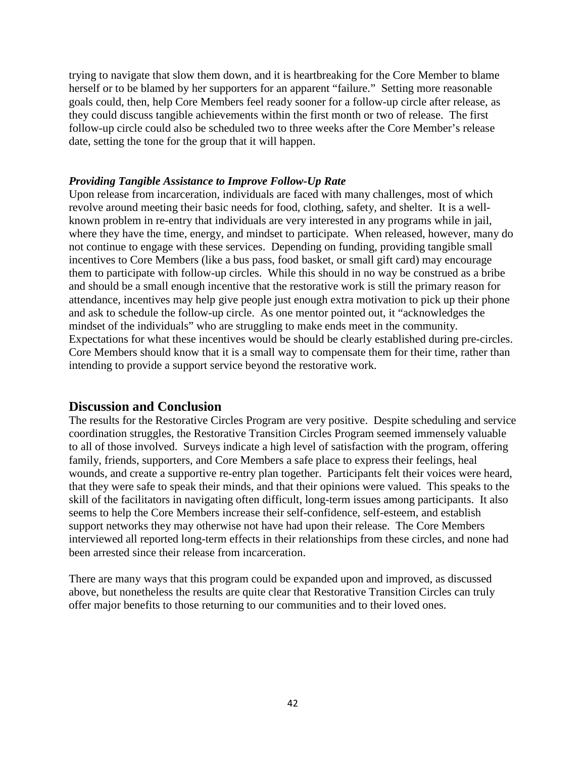trying to navigate that slow them down, and it is heartbreaking for the Core Member to blame herself or to be blamed by her supporters for an apparent "failure." Setting more reasonable goals could, then, help Core Members feel ready sooner for a follow-up circle after release, as they could discuss tangible achievements within the first month or two of release. The first follow-up circle could also be scheduled two to three weeks after the Core Member's release date, setting the tone for the group that it will happen.

***Providing Tangible Assistance to Improve Follow-Up Rate***

Upon release from incarceration, individuals are faced with many challenges, most of which revolve around meeting their basic needs for food, clothing, safety, and shelter. It is a well-known problem in re-entry that individuals are very interested in any programs while in jail, where they have the time, energy, and mindset to participate. When released, however, many do not continue to engage with these services. Depending on funding, providing tangible small incentives to Core Members (like a bus pass, food basket, or small gift card) may encourage them to participate with follow-up circles. While this should in no way be construed as a bribe and should be a small enough incentive that the restorative work is still the primary reason for attendance, incentives may help give people just enough extra motivation to pick up their phone and ask to schedule the follow-up circle. As one mentor pointed out, it "acknowledges the mindset of the individuals" who are struggling to make ends meet in the community. Expectations for what these incentives would be should be clearly established during pre-circles. Core Members should know that it is a small way to compensate them for their time, rather than intending to provide a support service beyond the restorative work.

## Discussion and Conclusion

The results for the Restorative Circles Program are very positive. Despite scheduling and service coordination struggles, the Restorative Transition Circles Program seemed immensely valuable to all of those involved. Surveys indicate a high level of satisfaction with the program, offering family, friends, supporters, and Core Members a safe place to express their feelings, heal wounds, and create a supportive re-entry plan together. Participants felt their voices were heard, that they were safe to speak their minds, and that their opinions were valued. This speaks to the skill of the facilitators in navigating often difficult, long-term issues among participants. It also seems to help the Core Members increase their self-confidence, self-esteem, and establish support networks they may otherwise not have had upon their release. The Core Members interviewed all reported long-term effects in their relationships from these circles, and none had been arrested since their release from incarceration.

There are many ways that this program could be expanded upon and improved, as discussed above, but nonetheless the results are quite clear that Restorative Transition Circles can truly offer major benefits to those returning to our communities and to their loved ones.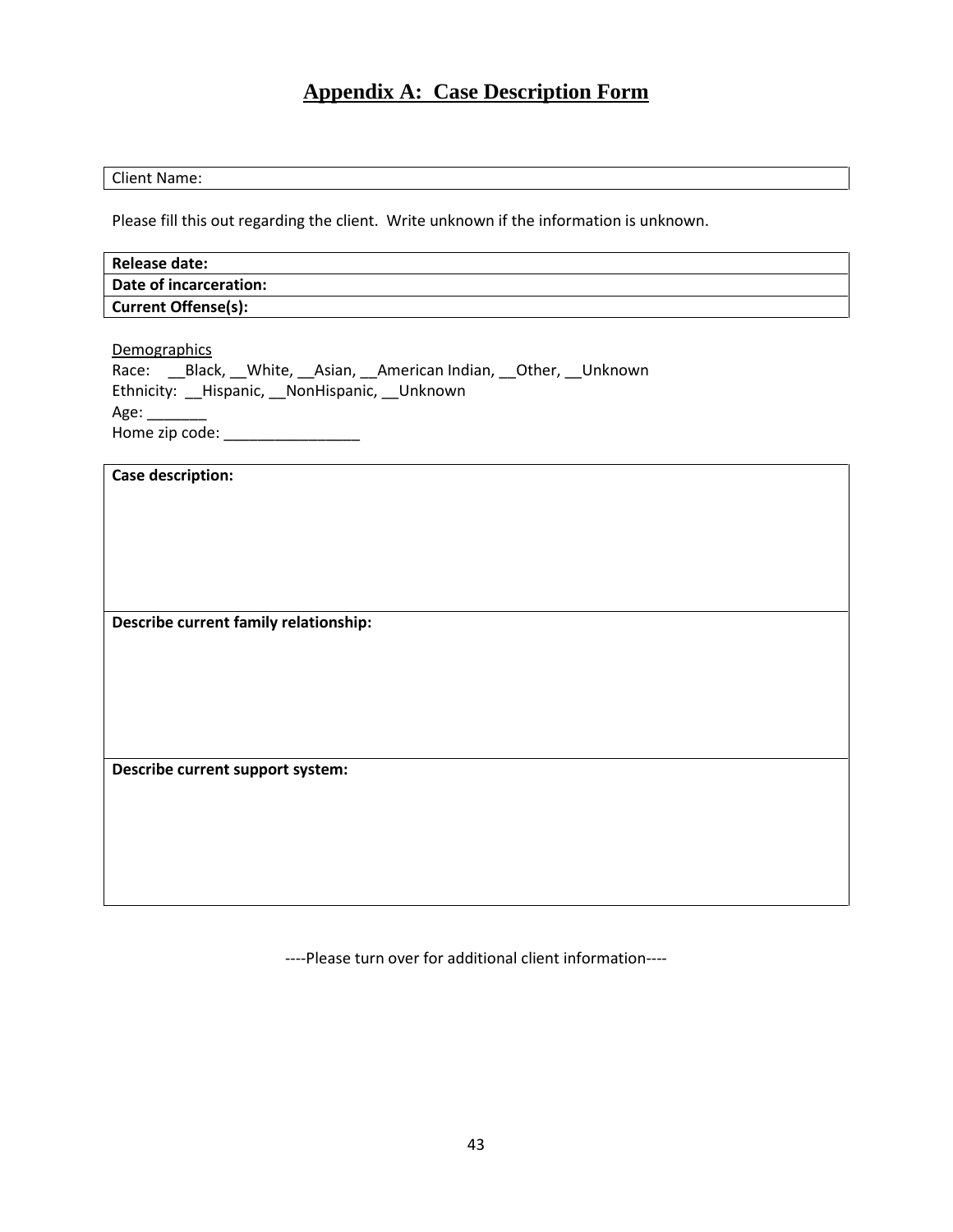# Appendix A: Case Description Form

| Client Name: |
|---|

Please fill this out regarding the client. Write unknown if the information is unknown.

| **Release date:** |
|---|
| **Date of incarceration:** |
| **Current Offense(s):** |

Demographics

Race: __Black, __White, __Asian, __American Indian, __Other, __Unknown

Ethnicity: __Hispanic, __NonHispanic, __Unknown

Age: _______

Home zip code: ________________

| **Case description:** |
|---|
| **Describe current family relationship:** |
| **Describe current support system:** |

----Please turn over for additional client information----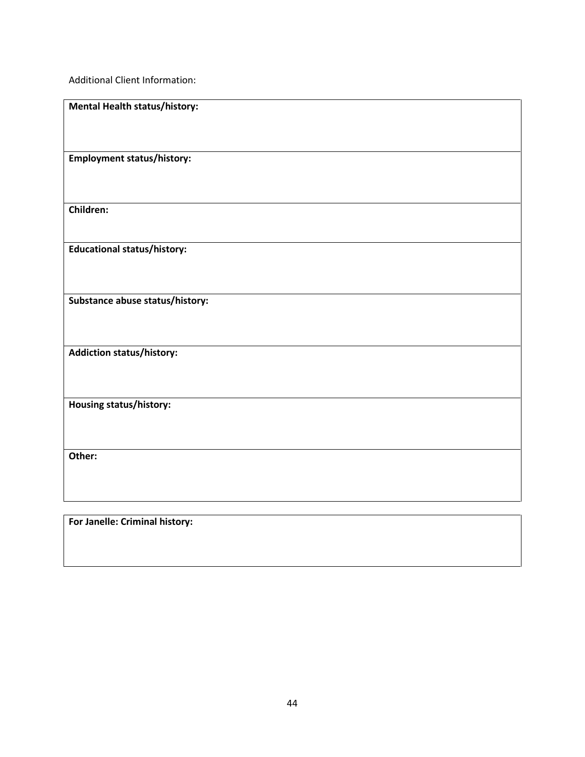Additional Client Information:

| **Mental Health status/history:** |
|---|
| **Employment status/history:** |
| **Children:** |
| **Educational status/history:** |
| **Substance abuse status/history:** |
| **Addiction status/history:** |
| **Housing status/history:** |
| **Other:** |

| **For Janelle: Criminal history:** |
|---|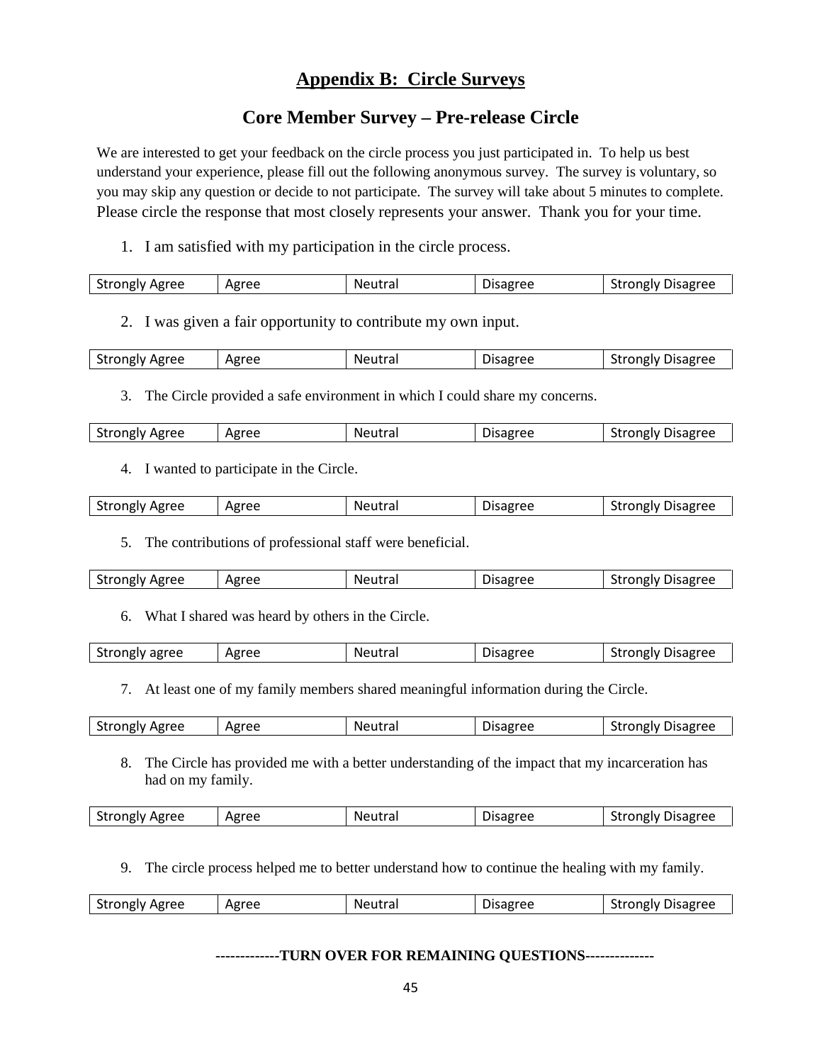## Appendix B: Circle Surveys

## Core Member Survey – Pre-release Circle

We are interested to get your feedback on the circle process you just participated in. To help us best understand your experience, please fill out the following anonymous survey. The survey is voluntary, so you may skip any question or decide to not participate. The survey will take about 5 minutes to complete. Please circle the response that most closely represents your answer. Thank you for your time.

1. I am satisfied with my participation in the circle process.

| Strongly Agree | Agree | Neutral | Disagree | Strongly Disagree |
|---|---|---|---|---|

2. I was given a fair opportunity to contribute my own input.

| Strongly Agree | Agree | Neutral | Disagree | Strongly Disagree |
|---|---|---|---|---|

3. The Circle provided a safe environment in which I could share my concerns.

| Strongly Agree | Agree | Neutral | Disagree | Strongly Disagree |
|---|---|---|---|---|

4. I wanted to participate in the Circle.

| Strongly Agree | Agree | Neutral | Disagree | Strongly Disagree |
|---|---|---|---|---|

5. The contributions of professional staff were beneficial.

| Strongly Agree | Agree | Neutral | Disagree | Strongly Disagree |
|---|---|---|---|---|

6. What I shared was heard by others in the Circle.

| Strongly agree | Agree | Neutral | Disagree | Strongly Disagree |
|---|---|---|---|---|

7. At least one of my family members shared meaningful information during the Circle.

| Strongly Agree | Agree | Neutral | Disagree | Strongly Disagree |
|---|---|---|---|---|

8. The Circle has provided me with a better understanding of the impact that my incarceration has had on my family.

| Strongly Agree | Agree | Neutral | Disagree | Strongly Disagree |
|---|---|---|---|---|

9. The circle process helped me to better understand how to continue the healing with my family.

| Strongly Agree | Agree | Neutral | Disagree | Strongly Disagree |
|---|---|---|---|---|

**-------------TURN OVER FOR REMAINING QUESTIONS--------------**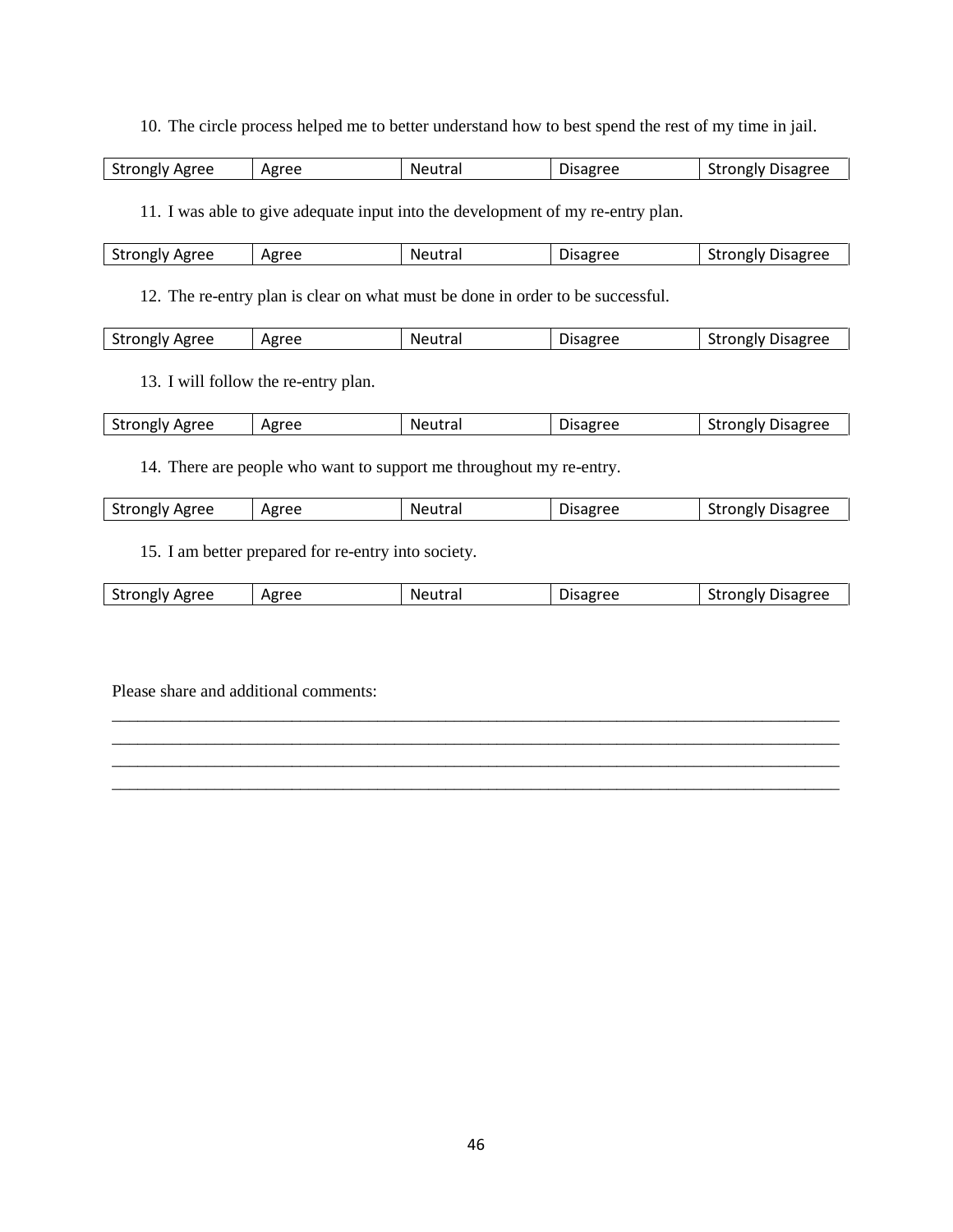10. The circle process helped me to better understand how to best spend the rest of my time in jail.

| Strongly Agree | Agree | Neutral | Disagree | Strongly Disagree |
|---|---|---|---|---|

11. I was able to give adequate input into the development of my re-entry plan.

| Strongly Agree | Agree | Neutral | Disagree | Strongly Disagree |
|---|---|---|---|---|

12. The re-entry plan is clear on what must be done in order to be successful.

| Strongly Agree | Agree | Neutral | Disagree | Strongly Disagree |
|---|---|---|---|---|

13. I will follow the re-entry plan.

| Strongly Agree | Agree | Neutral | Disagree | Strongly Disagree |
|---|---|---|---|---|

14. There are people who want to support me throughout my re-entry.

| Strongly Agree | Agree | Neutral | Disagree | Strongly Disagree |
|---|---|---|---|---|

15. I am better prepared for re-entry into society.

| Strongly Agree | Agree | Neutral | Disagree | Strongly Disagree |
|---|---|---|---|---|

Please share and additional comments:

______________________________________________________________________________________

______________________________________________________________________________________

______________________________________________________________________________________

______________________________________________________________________________________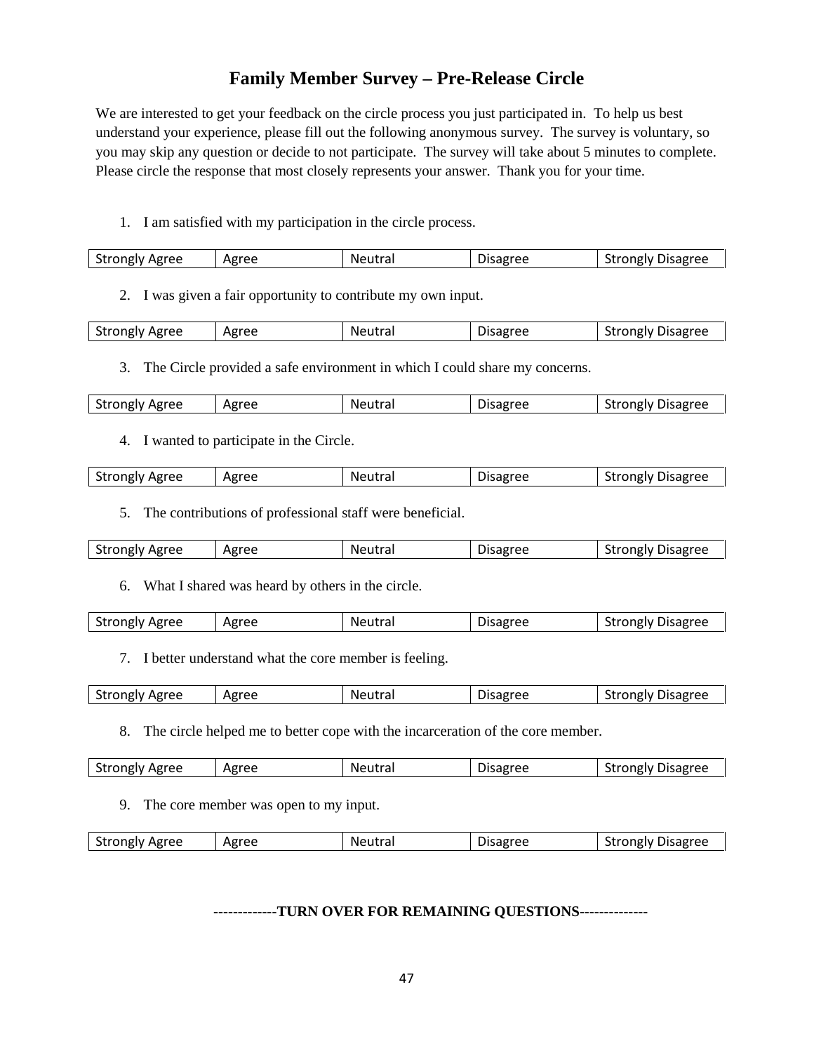# Family Member Survey – Pre-Release Circle

We are interested to get your feedback on the circle process you just participated in. To help us best understand your experience, please fill out the following anonymous survey. The survey is voluntary, so you may skip any question or decide to not participate. The survey will take about 5 minutes to complete. Please circle the response that most closely represents your answer. Thank you for your time.

1. I am satisfied with my participation in the circle process.

| Strongly Agree | Agree | Neutral | Disagree | Strongly Disagree |
|---|---|---|---|---|

2. I was given a fair opportunity to contribute my own input.

| Strongly Agree | Agree | Neutral | Disagree | Strongly Disagree |
|---|---|---|---|---|

3. The Circle provided a safe environment in which I could share my concerns.

| Strongly Agree | Agree | Neutral | Disagree | Strongly Disagree |
|---|---|---|---|---|

4. I wanted to participate in the Circle.

| Strongly Agree | Agree | Neutral | Disagree | Strongly Disagree |
|---|---|---|---|---|

5. The contributions of professional staff were beneficial.

| Strongly Agree | Agree | Neutral | Disagree | Strongly Disagree |
|---|---|---|---|---|

6. What I shared was heard by others in the circle.

| Strongly Agree | Agree | Neutral | Disagree | Strongly Disagree |
|---|---|---|---|---|

7. I better understand what the core member is feeling.

| Strongly Agree | Agree | Neutral | Disagree | Strongly Disagree |
|---|---|---|---|---|

8. The circle helped me to better cope with the incarceration of the core member.

| Strongly Agree | Agree | Neutral | Disagree | Strongly Disagree |
|---|---|---|---|---|

9. The core member was open to my input.

| Strongly Agree | Agree | Neutral | Disagree | Strongly Disagree |
|---|---|---|---|---|

**-------------TURN OVER FOR REMAINING QUESTIONS-------------**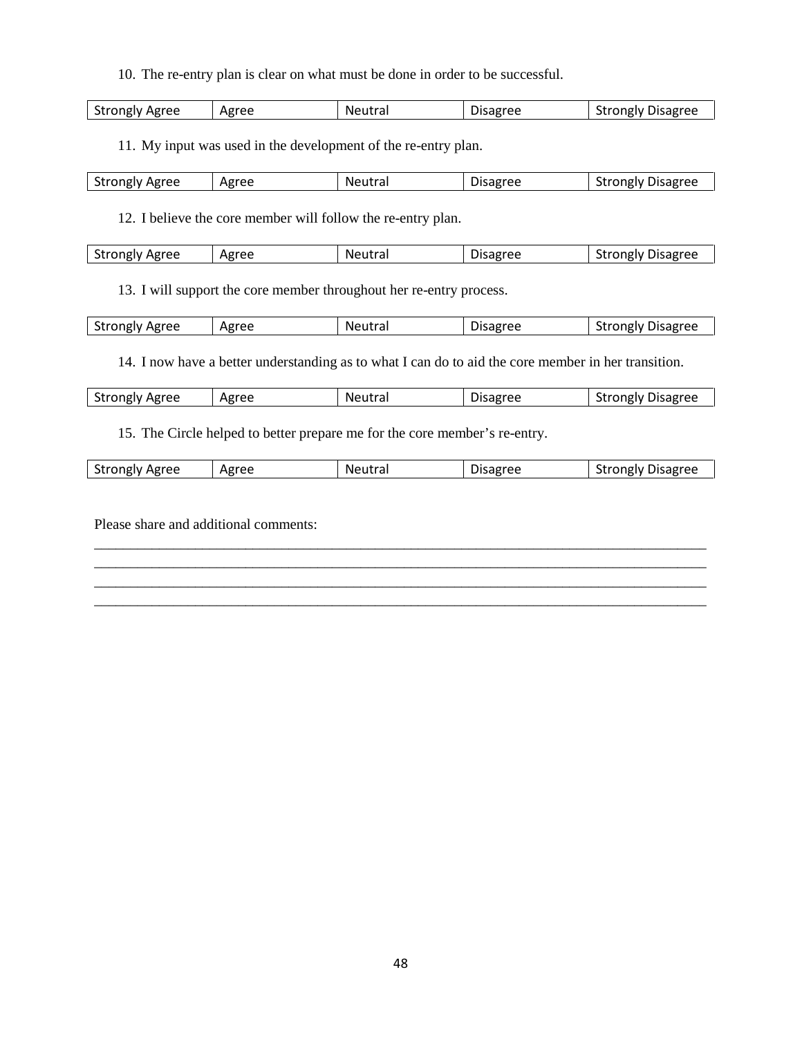10. The re-entry plan is clear on what must be done in order to be successful.

| Strongly Agree | Agree | Neutral | Disagree | Strongly Disagree |
|---|---|---|---|---|

11. My input was used in the development of the re-entry plan.

| Strongly Agree | Agree | Neutral | Disagree | Strongly Disagree |
|---|---|---|---|---|

12. I believe the core member will follow the re-entry plan.

| Strongly Agree | Agree | Neutral | Disagree | Strongly Disagree |
|---|---|---|---|---|

13. I will support the core member throughout her re-entry process.

| Strongly Agree | Agree | Neutral | Disagree | Strongly Disagree |
|---|---|---|---|---|

14. I now have a better understanding as to what I can do to aid the core member in her transition.

| Strongly Agree | Agree | Neutral | Disagree | Strongly Disagree |
|---|---|---|---|---|

15. The Circle helped to better prepare me for the core member's re-entry.

| Strongly Agree | Agree | Neutral | Disagree | Strongly Disagree |
|---|---|---|---|---|

Please share and additional comments:

________________________________________________________________________________________
________________________________________________________________________________________
________________________________________________________________________________________
________________________________________________________________________________________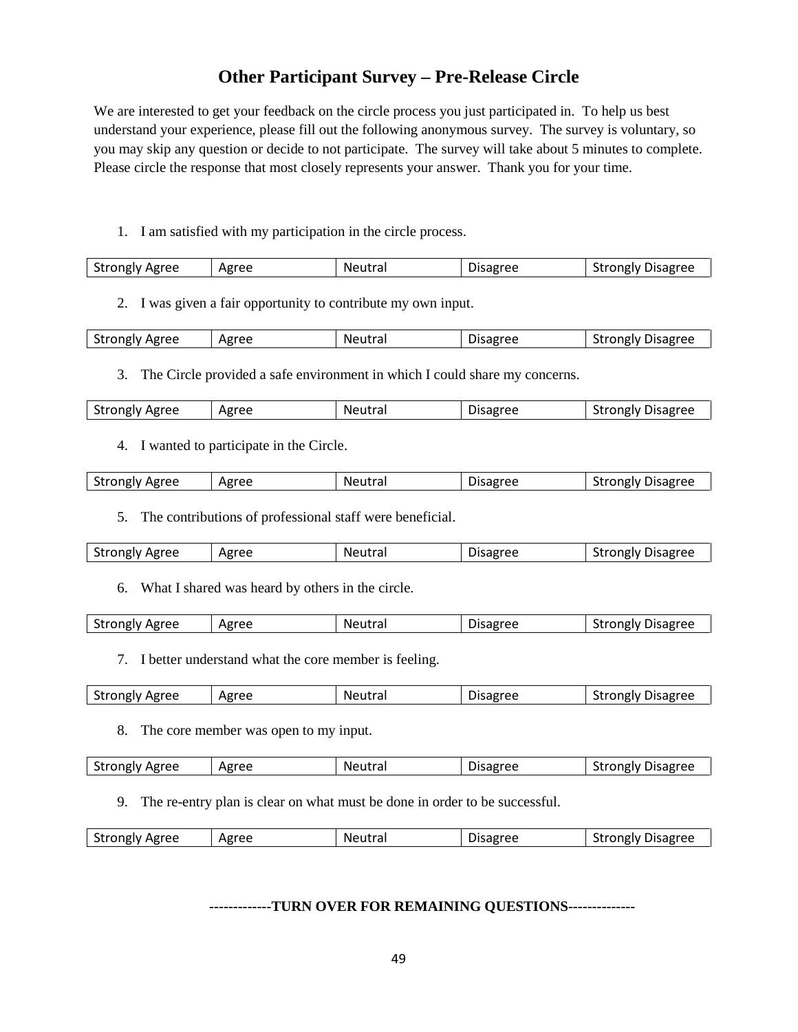# Other Participant Survey – Pre-Release Circle

We are interested to get your feedback on the circle process you just participated in. To help us best understand your experience, please fill out the following anonymous survey. The survey is voluntary, so you may skip any question or decide to not participate. The survey will take about 5 minutes to complete. Please circle the response that most closely represents your answer. Thank you for your time.

1. I am satisfied with my participation in the circle process.

| Strongly Agree | Agree | Neutral | Disagree | Strongly Disagree |
|---|---|---|---|---|

2. I was given a fair opportunity to contribute my own input.

| Strongly Agree | Agree | Neutral | Disagree | Strongly Disagree |
|---|---|---|---|---|

3. The Circle provided a safe environment in which I could share my concerns.

| Strongly Agree | Agree | Neutral | Disagree | Strongly Disagree |
|---|---|---|---|---|

4. I wanted to participate in the Circle.

| Strongly Agree | Agree | Neutral | Disagree | Strongly Disagree |
|---|---|---|---|---|

5. The contributions of professional staff were beneficial.

| Strongly Agree | Agree | Neutral | Disagree | Strongly Disagree |
|---|---|---|---|---|

6. What I shared was heard by others in the circle.

| Strongly Agree | Agree | Neutral | Disagree | Strongly Disagree |
|---|---|---|---|---|

7. I better understand what the core member is feeling.

| Strongly Agree | Agree | Neutral | Disagree | Strongly Disagree |
|---|---|---|---|---|

8. The core member was open to my input.

| Strongly Agree | Agree | Neutral | Disagree | Strongly Disagree |
|---|---|---|---|---|

9. The re-entry plan is clear on what must be done in order to be successful.

| Strongly Agree | Agree | Neutral | Disagree | Strongly Disagree |
|---|---|---|---|---|

**-------------TURN OVER FOR REMAINING QUESTIONS-------------**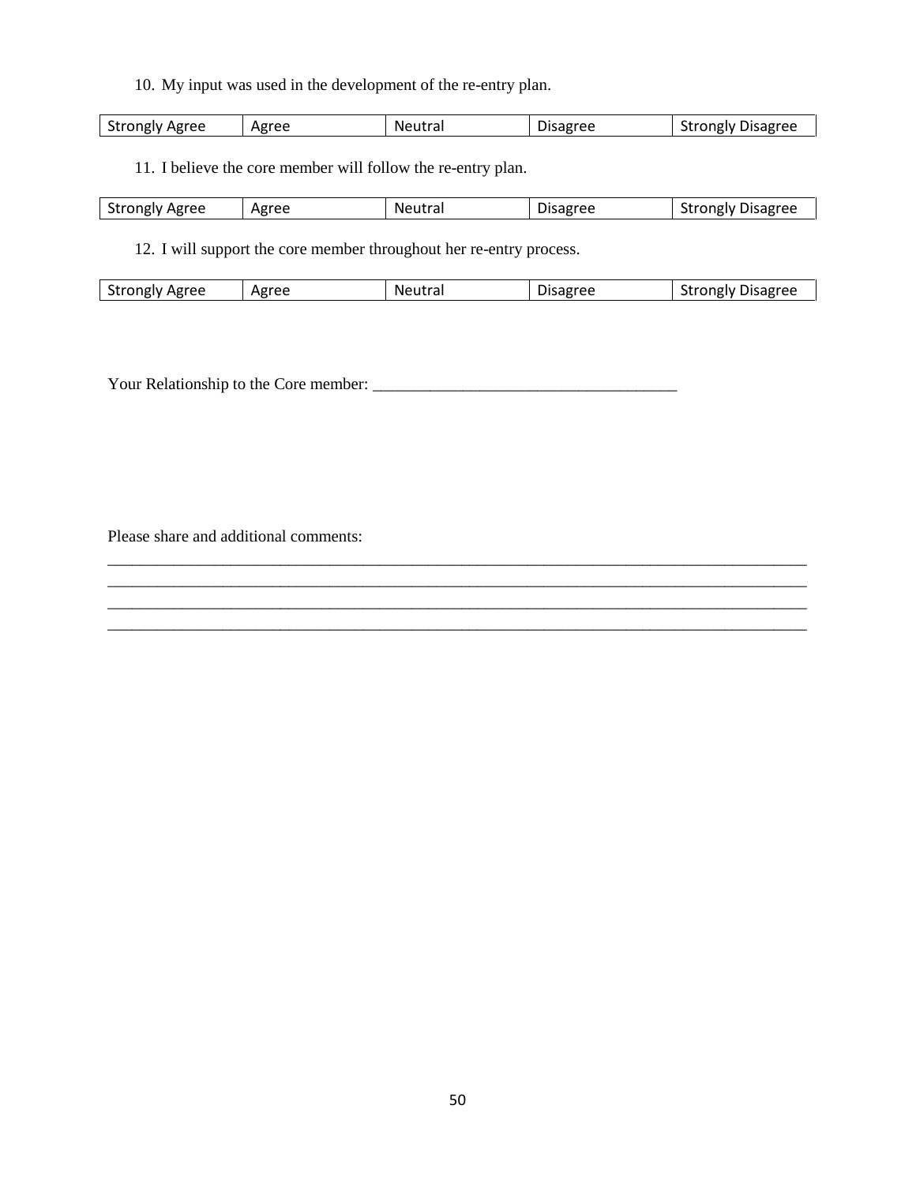10. My input was used in the development of the re-entry plan.

| Strongly Agree | Agree | Neutral | Disagree | Strongly Disagree |
|---|---|---|---|---|

11. I believe the core member will follow the re-entry plan.

| Strongly Agree | Agree | Neutral | Disagree | Strongly Disagree |
|---|---|---|---|---|

12. I will support the core member throughout her re-entry process.

| Strongly Agree | Agree | Neutral | Disagree | Strongly Disagree |
|---|---|---|---|---|

Your Relationship to the Core member: _____________________________________

Please share and additional comments:
______________________________________________________________________________________
______________________________________________________________________________________
______________________________________________________________________________________
______________________________________________________________________________________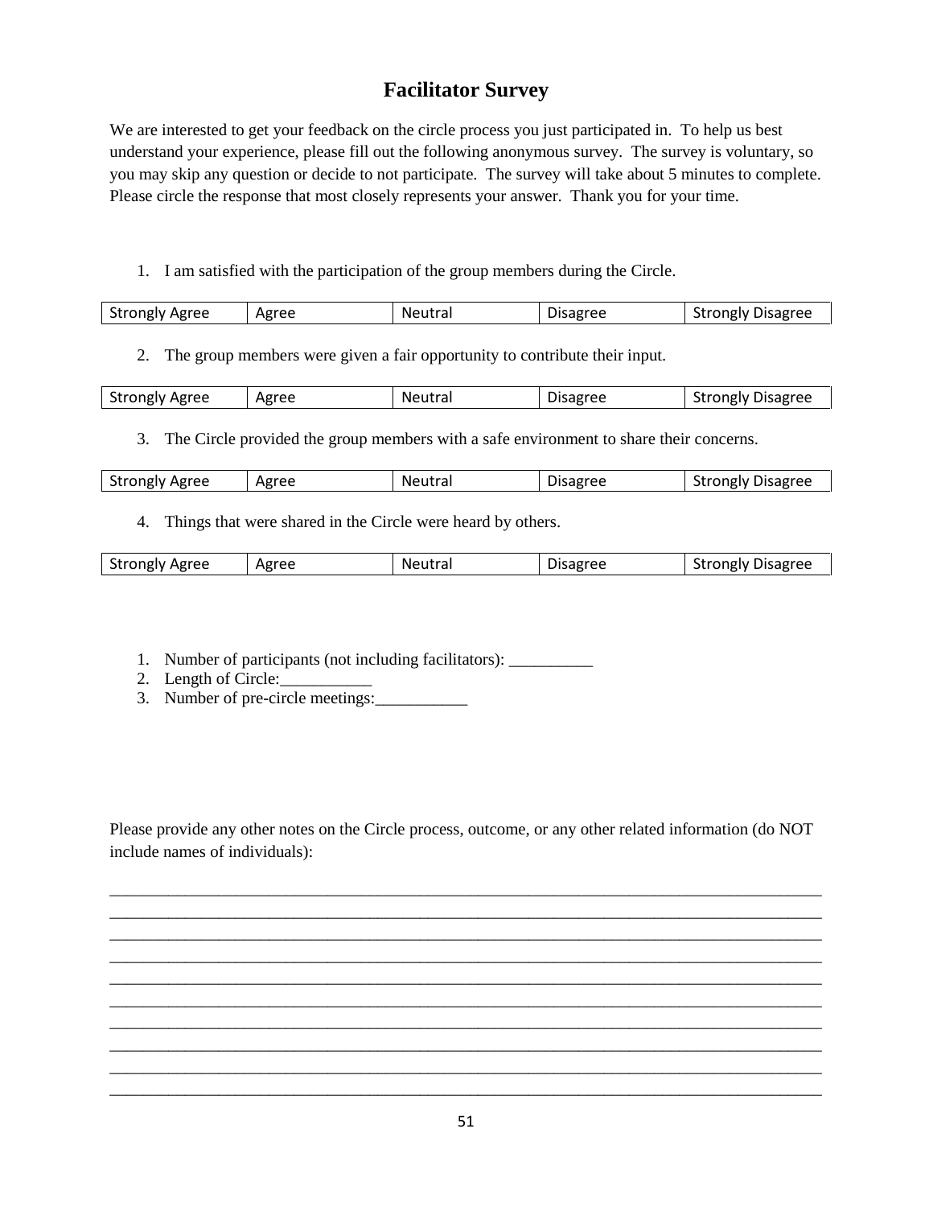# Facilitator Survey

We are interested to get your feedback on the circle process you just participated in. To help us best understand your experience, please fill out the following anonymous survey. The survey is voluntary, so you may skip any question or decide to not participate. The survey will take about 5 minutes to complete. Please circle the response that most closely represents your answer. Thank you for your time.

1. I am satisfied with the participation of the group members during the Circle.

| Strongly Agree | Agree | Neutral | Disagree | Strongly Disagree |
|---|---|---|---|---|

2. The group members were given a fair opportunity to contribute their input.

| Strongly Agree | Agree | Neutral | Disagree | Strongly Disagree |
|---|---|---|---|---|

3. The Circle provided the group members with a safe environment to share their concerns.

| Strongly Agree | Agree | Neutral | Disagree | Strongly Disagree |
|---|---|---|---|---|

4. Things that were shared in the Circle were heard by others.

| Strongly Agree | Agree | Neutral | Disagree | Strongly Disagree |
|---|---|---|---|---|

1. Number of participants (not including facilitators): __________
2. Length of Circle:___________
3. Number of pre-circle meetings:___________

Please provide any other notes on the Circle process, outcome, or any other related information (do NOT include names of individuals):

______________________________________________________________________________
______________________________________________________________________________
______________________________________________________________________________
______________________________________________________________________________
______________________________________________________________________________
______________________________________________________________________________
______________________________________________________________________________
______________________________________________________________________________
______________________________________________________________________________
______________________________________________________________________________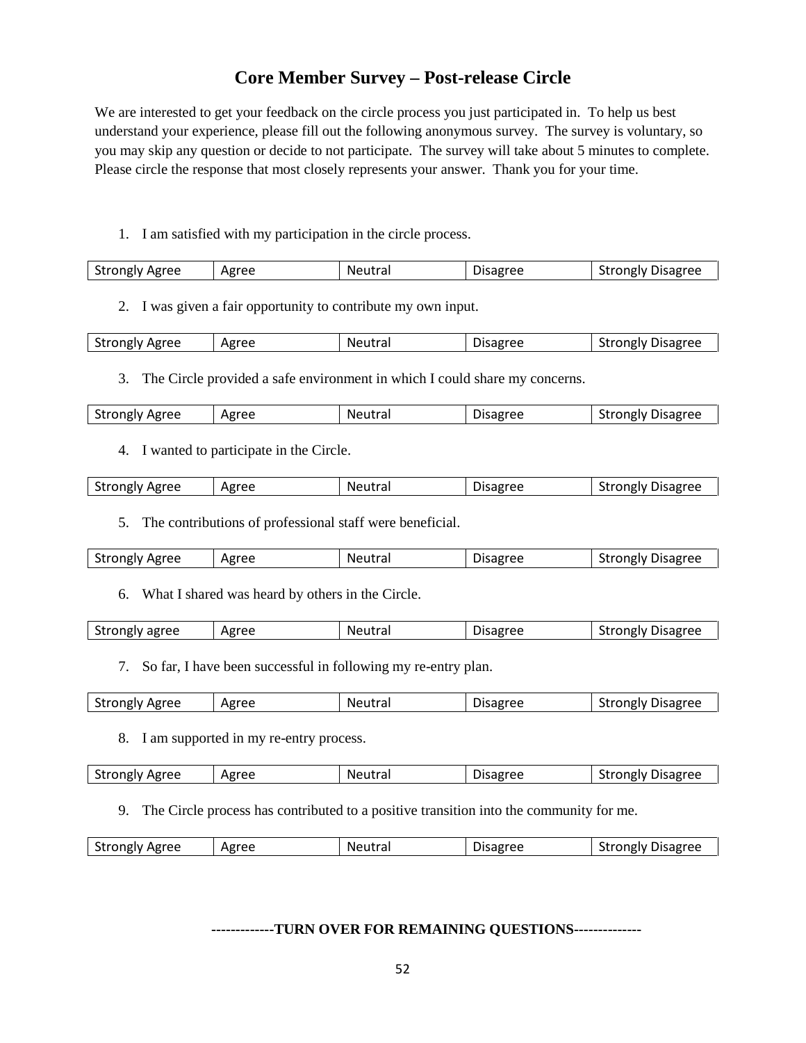# Core Member Survey – Post-release Circle

We are interested to get your feedback on the circle process you just participated in. To help us best understand your experience, please fill out the following anonymous survey. The survey is voluntary, so you may skip any question or decide to not participate. The survey will take about 5 minutes to complete. Please circle the response that most closely represents your answer. Thank you for your time.

1. I am satisfied with my participation in the circle process.

| Strongly Agree | Agree | Neutral | Disagree | Strongly Disagree |
|---|---|---|---|---|

2. I was given a fair opportunity to contribute my own input.

| Strongly Agree | Agree | Neutral | Disagree | Strongly Disagree |
|---|---|---|---|---|

3. The Circle provided a safe environment in which I could share my concerns.

| Strongly Agree | Agree | Neutral | Disagree | Strongly Disagree |
|---|---|---|---|---|

4. I wanted to participate in the Circle.

| Strongly Agree | Agree | Neutral | Disagree | Strongly Disagree |
|---|---|---|---|---|

5. The contributions of professional staff were beneficial.

| Strongly Agree | Agree | Neutral | Disagree | Strongly Disagree |
|---|---|---|---|---|

6. What I shared was heard by others in the Circle.

| Strongly agree | Agree | Neutral | Disagree | Strongly Disagree |
|---|---|---|---|---|

7. So far, I have been successful in following my re-entry plan.

| Strongly Agree | Agree | Neutral | Disagree | Strongly Disagree |
|---|---|---|---|---|

8. I am supported in my re-entry process.

| Strongly Agree | Agree | Neutral | Disagree | Strongly Disagree |
|---|---|---|---|---|

9. The Circle process has contributed to a positive transition into the community for me.

| Strongly Agree | Agree | Neutral | Disagree | Strongly Disagree |
|---|---|---|---|---|

**-------------TURN OVER FOR REMAINING QUESTIONS--------------**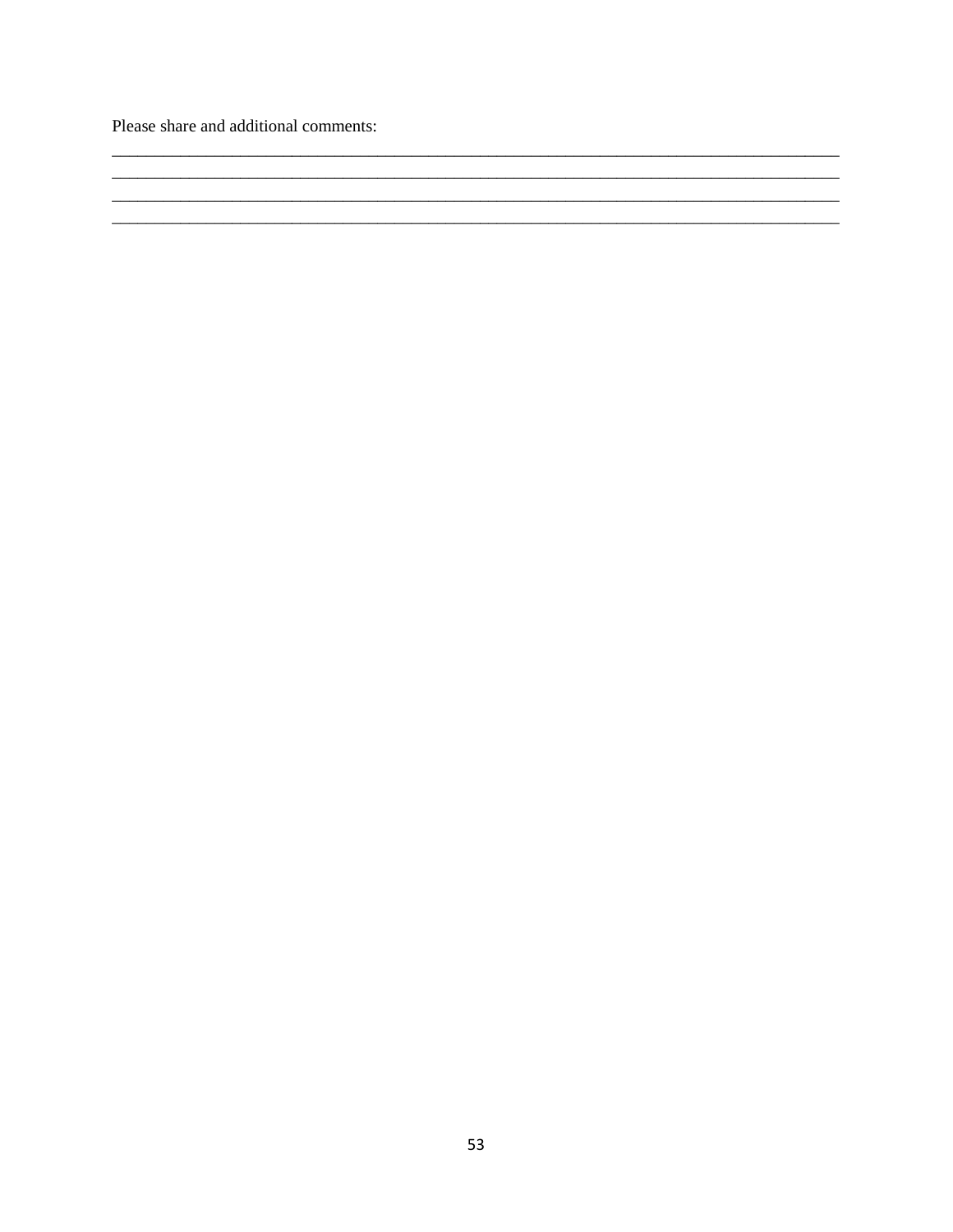Please share and additional comments:

\_\_\_\_\_\_\_\_\_\_\_\_\_\_\_\_\_\_\_\_\_\_\_\_\_\_\_\_\_\_\_\_\_\_\_\_\_\_\_\_\_\_\_\_\_\_\_\_\_\_\_\_\_\_\_\_\_\_\_\_\_\_\_\_\_\_\_\_\_\_\_\_\_\_\_\_\_\_\_\_\_\_\_\_
\_\_\_\_\_\_\_\_\_\_\_\_\_\_\_\_\_\_\_\_\_\_\_\_\_\_\_\_\_\_\_\_\_\_\_\_\_\_\_\_\_\_\_\_\_\_\_\_\_\_\_\_\_\_\_\_\_\_\_\_\_\_\_\_\_\_\_\_\_\_\_\_\_\_\_\_\_\_\_\_\_\_\_\_
\_\_\_\_\_\_\_\_\_\_\_\_\_\_\_\_\_\_\_\_\_\_\_\_\_\_\_\_\_\_\_\_\_\_\_\_\_\_\_\_\_\_\_\_\_\_\_\_\_\_\_\_\_\_\_\_\_\_\_\_\_\_\_\_\_\_\_\_\_\_\_\_\_\_\_\_\_\_\_\_\_\_\_\_
\_\_\_\_\_\_\_\_\_\_\_\_\_\_\_\_\_\_\_\_\_\_\_\_\_\_\_\_\_\_\_\_\_\_\_\_\_\_\_\_\_\_\_\_\_\_\_\_\_\_\_\_\_\_\_\_\_\_\_\_\_\_\_\_\_\_\_\_\_\_\_\_\_\_\_\_\_\_\_\_\_\_\_\_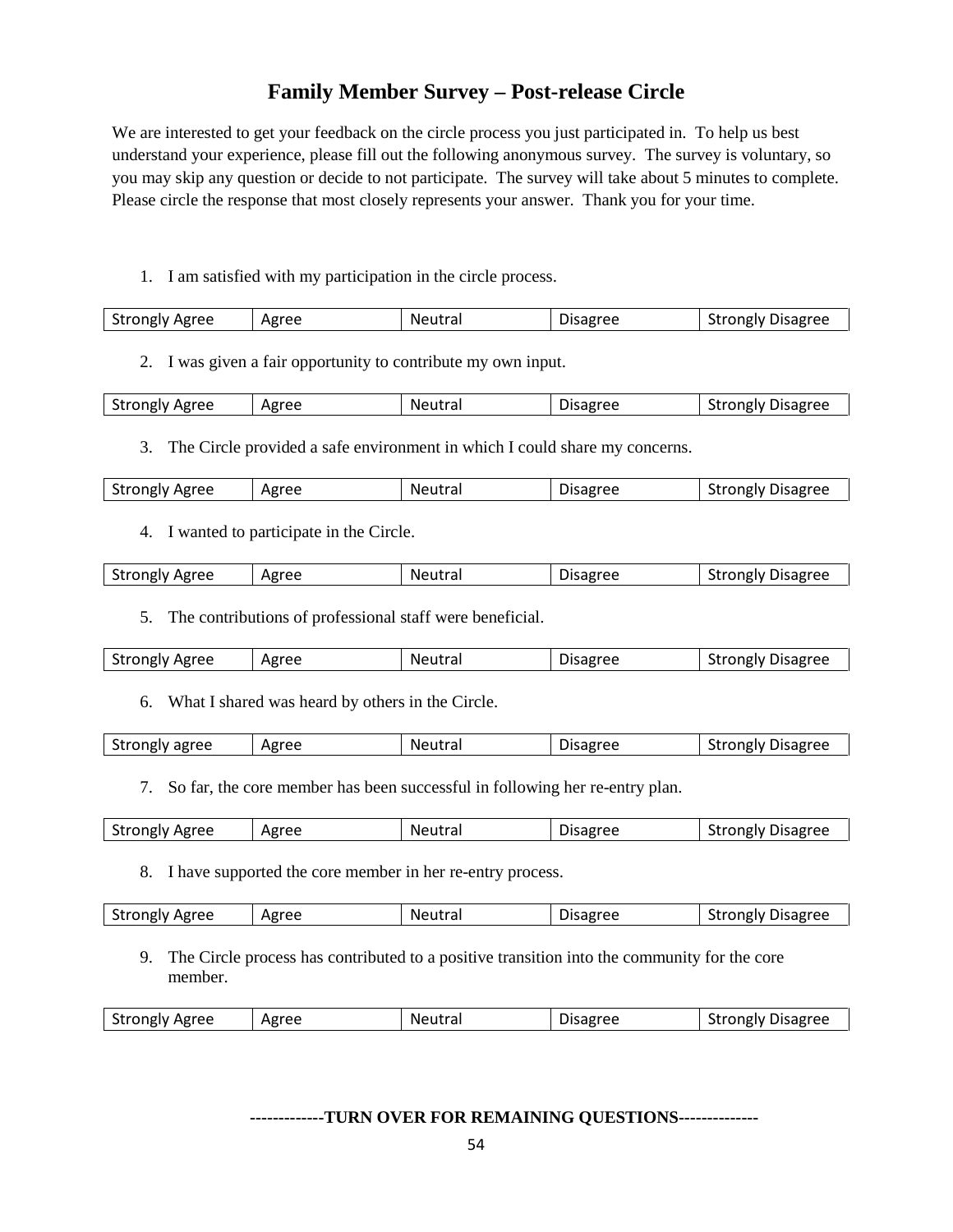# Family Member Survey – Post-release Circle

We are interested to get your feedback on the circle process you just participated in. To help us best understand your experience, please fill out the following anonymous survey. The survey is voluntary, so you may skip any question or decide to not participate. The survey will take about 5 minutes to complete. Please circle the response that most closely represents your answer. Thank you for your time.

1. I am satisfied with my participation in the circle process.

| Strongly Agree | Agree | Neutral | Disagree | Strongly Disagree |
|---|---|---|---|---|

2. I was given a fair opportunity to contribute my own input.

| Strongly Agree | Agree | Neutral | Disagree | Strongly Disagree |
|---|---|---|---|---|

3. The Circle provided a safe environment in which I could share my concerns.

| Strongly Agree | Agree | Neutral | Disagree | Strongly Disagree |
|---|---|---|---|---|

4. I wanted to participate in the Circle.

| Strongly Agree | Agree | Neutral | Disagree | Strongly Disagree |
|---|---|---|---|---|

5. The contributions of professional staff were beneficial.

| Strongly Agree | Agree | Neutral | Disagree | Strongly Disagree |
|---|---|---|---|---|

6. What I shared was heard by others in the Circle.

| Strongly agree | Agree | Neutral | Disagree | Strongly Disagree |
|---|---|---|---|---|

7. So far, the core member has been successful in following her re-entry plan.

| Strongly Agree | Agree | Neutral | Disagree | Strongly Disagree |
|---|---|---|---|---|

8. I have supported the core member in her re-entry process.

| Strongly Agree | Agree | Neutral | Disagree | Strongly Disagree |
|---|---|---|---|---|

9. The Circle process has contributed to a positive transition into the community for the core member.

| Strongly Agree | Agree | Neutral | Disagree | Strongly Disagree |
|---|---|---|---|---|

**-------------TURN OVER FOR REMAINING QUESTIONS-------------**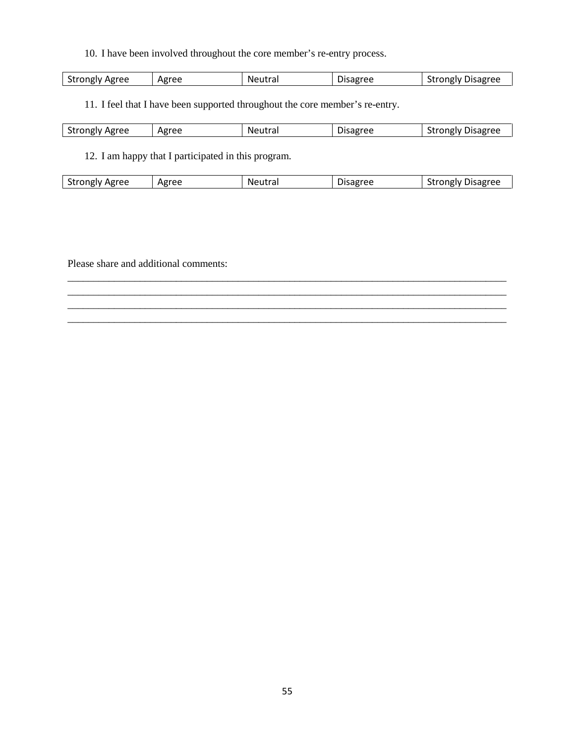10. I have been involved throughout the core member's re-entry process.

| Strongly Agree | Agree | Neutral | Disagree | Strongly Disagree |
|---|---|---|---|---|

11. I feel that I have been supported throughout the core member's re-entry.

| Strongly Agree | Agree | Neutral | Disagree | Strongly Disagree |
|---|---|---|---|---|

12. I am happy that I participated in this program.

| Strongly Agree | Agree | Neutral | Disagree | Strongly Disagree |
|---|---|---|---|---|

Please share and additional comments:
_______________________________________________________________________________________
_______________________________________________________________________________________
_______________________________________________________________________________________
_______________________________________________________________________________________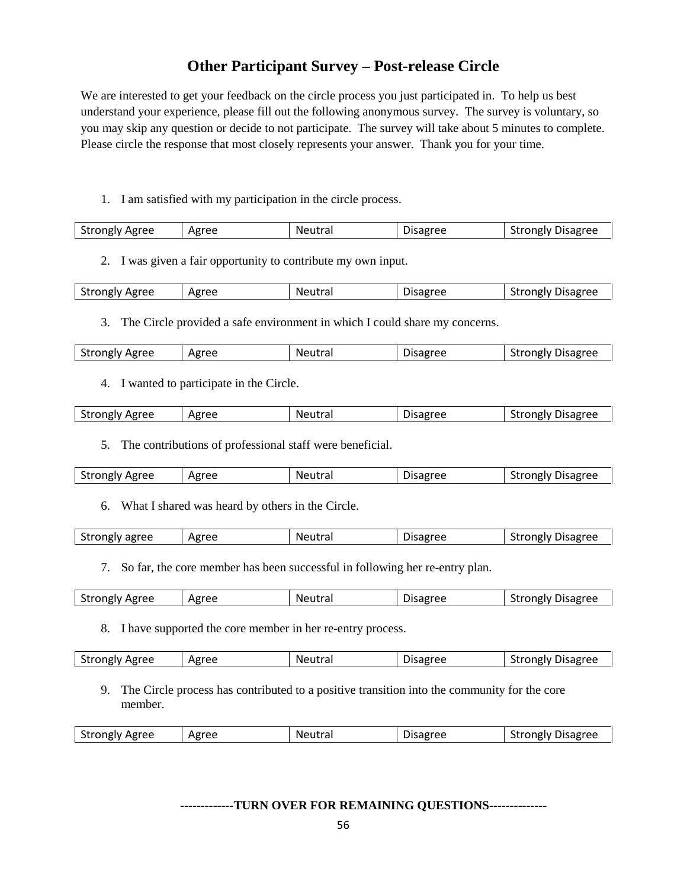## Other Participant Survey – Post-release Circle

We are interested to get your feedback on the circle process you just participated in. To help us best understand your experience, please fill out the following anonymous survey. The survey is voluntary, so you may skip any question or decide to not participate. The survey will take about 5 minutes to complete. Please circle the response that most closely represents your answer. Thank you for your time.

1. I am satisfied with my participation in the circle process.

| Strongly Agree | Agree | Neutral | Disagree | Strongly Disagree |
|---|---|---|---|---|

2. I was given a fair opportunity to contribute my own input.

| Strongly Agree | Agree | Neutral | Disagree | Strongly Disagree |
|---|---|---|---|---|

3. The Circle provided a safe environment in which I could share my concerns.

| Strongly Agree | Agree | Neutral | Disagree | Strongly Disagree |
|---|---|---|---|---|

4. I wanted to participate in the Circle.

| Strongly Agree | Agree | Neutral | Disagree | Strongly Disagree |
|---|---|---|---|---|

5. The contributions of professional staff were beneficial.

| Strongly Agree | Agree | Neutral | Disagree | Strongly Disagree |
|---|---|---|---|---|

6. What I shared was heard by others in the Circle.

| Strongly agree | Agree | Neutral | Disagree | Strongly Disagree |
|---|---|---|---|---|

7. So far, the core member has been successful in following her re-entry plan.

| Strongly Agree | Agree | Neutral | Disagree | Strongly Disagree |
|---|---|---|---|---|

8. I have supported the core member in her re-entry process.

| Strongly Agree | Agree | Neutral | Disagree | Strongly Disagree |
|---|---|---|---|---|

9. The Circle process has contributed to a positive transition into the community for the core member.

| Strongly Agree | Agree | Neutral | Disagree | Strongly Disagree |
|---|---|---|---|---|

**-------------TURN OVER FOR REMAINING QUESTIONS-------------**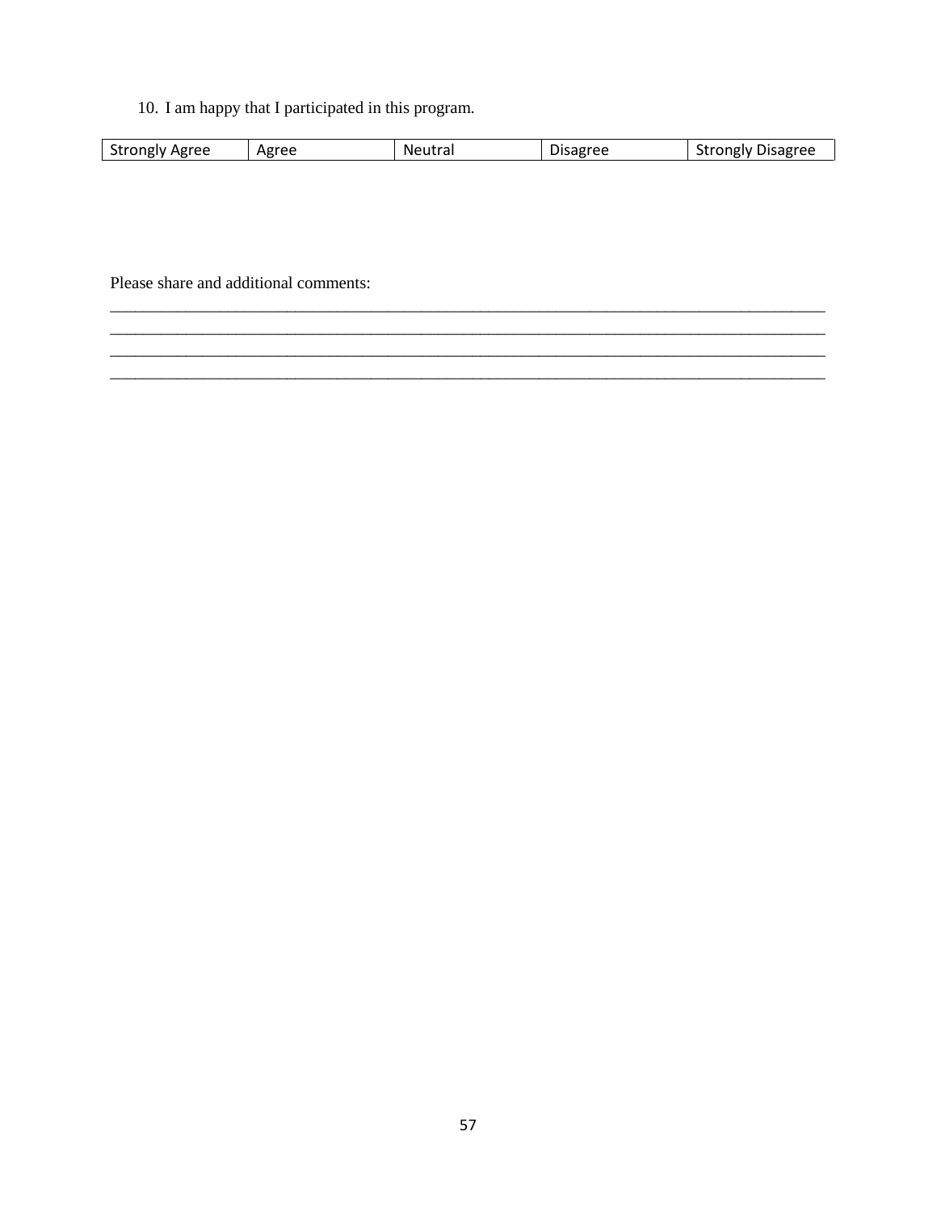10. I am happy that I participated in this program.

| Strongly Agree | Agree | Neutral | Disagree | Strongly Disagree |
|---|---|---|---|---|

Please share and additional comments:

______________________________________________________________________________________
______________________________________________________________________________________
______________________________________________________________________________________
______________________________________________________________________________________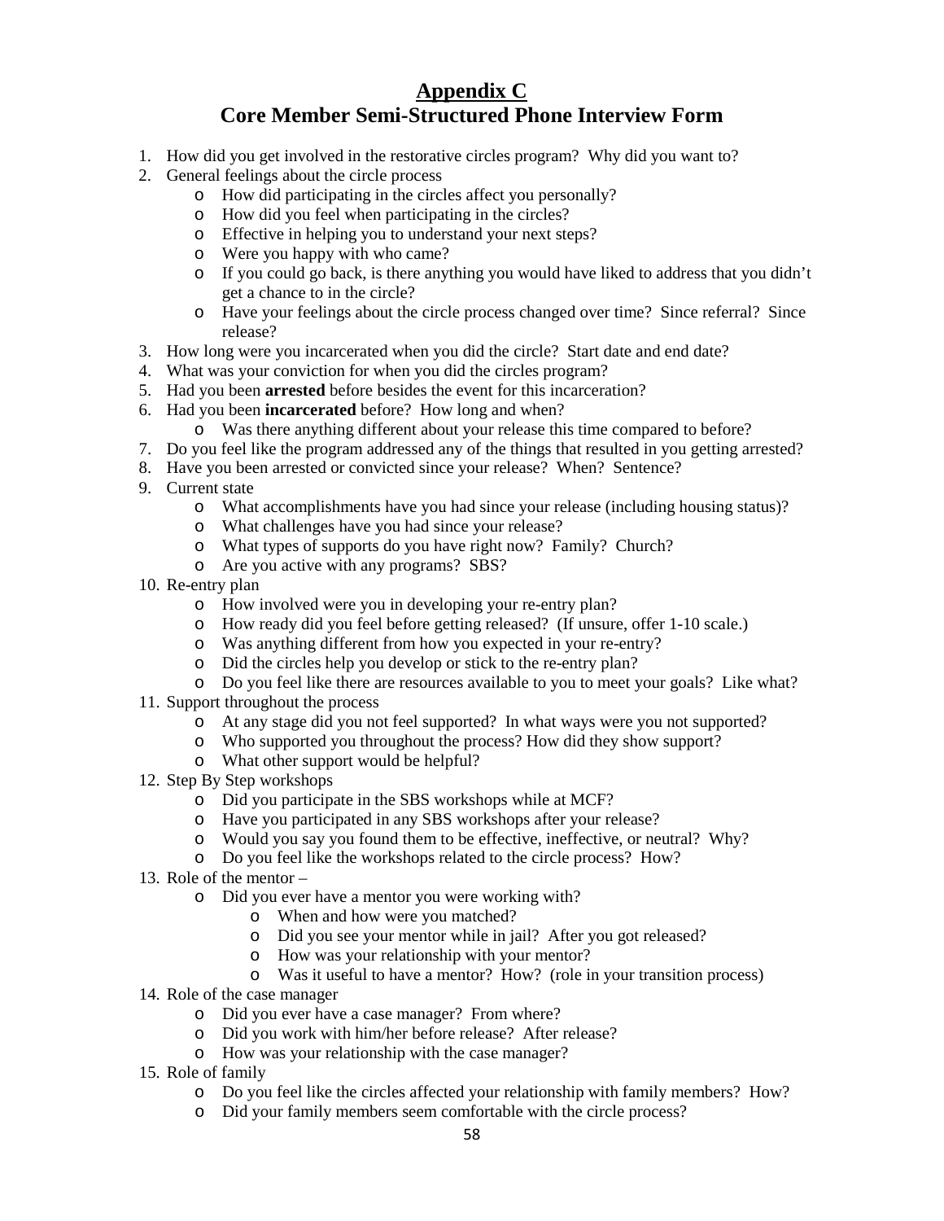# Appendix C
# Core Member Semi-Structured Phone Interview Form

1. How did you get involved in the restorative circles program? Why did you want to?
2. General feelings about the circle process
    - How did participating in the circles affect you personally?
    - How did you feel when participating in the circles?
    - Effective in helping you to understand your next steps?
    - Were you happy with who came?
    - If you could go back, is there anything you would have liked to address that you didn't get a chance to in the circle?
    - Have your feelings about the circle process changed over time? Since referral? Since release?
3. How long were you incarcerated when you did the circle? Start date and end date?
4. What was your conviction for when you did the circles program?
5. Had you been **arrested** before besides the event for this incarceration?
6. Had you been **incarcerated** before? How long and when?
    - Was there anything different about your release this time compared to before?
7. Do you feel like the program addressed any of the things that resulted in you getting arrested?
8. Have you been arrested or convicted since your release? When? Sentence?
9. Current state
    - What accomplishments have you had since your release (including housing status)?
    - What challenges have you had since your release?
    - What types of supports do you have right now? Family? Church?
    - Are you active with any programs? SBS?
10. Re-entry plan
    - How involved were you in developing your re-entry plan?
    - How ready did you feel before getting released? (If unsure, offer 1-10 scale.)
    - Was anything different from how you expected in your re-entry?
    - Did the circles help you develop or stick to the re-entry plan?
    - Do you feel like there are resources available to you to meet your goals? Like what?
11. Support throughout the process
    - At any stage did you not feel supported? In what ways were you not supported?
    - Who supported you throughout the process? How did they show support?
    - What other support would be helpful?
12. Step By Step workshops
    - Did you participate in the SBS workshops while at MCF?
    - Have you participated in any SBS workshops after your release?
    - Would you say you found them to be effective, ineffective, or neutral? Why?
    - Do you feel like the workshops related to the circle process? How?
13. Role of the mentor –
    - Did you ever have a mentor you were working with?
        - When and how were you matched?
        - Did you see your mentor while in jail? After you got released?
        - How was your relationship with your mentor?
        - Was it useful to have a mentor? How? (role in your transition process)
14. Role of the case manager
    - Did you ever have a case manager? From where?
    - Did you work with him/her before release? After release?
    - How was your relationship with the case manager?
15. Role of family
    - Do you feel like the circles affected your relationship with family members? How?
    - Did your family members seem comfortable with the circle process?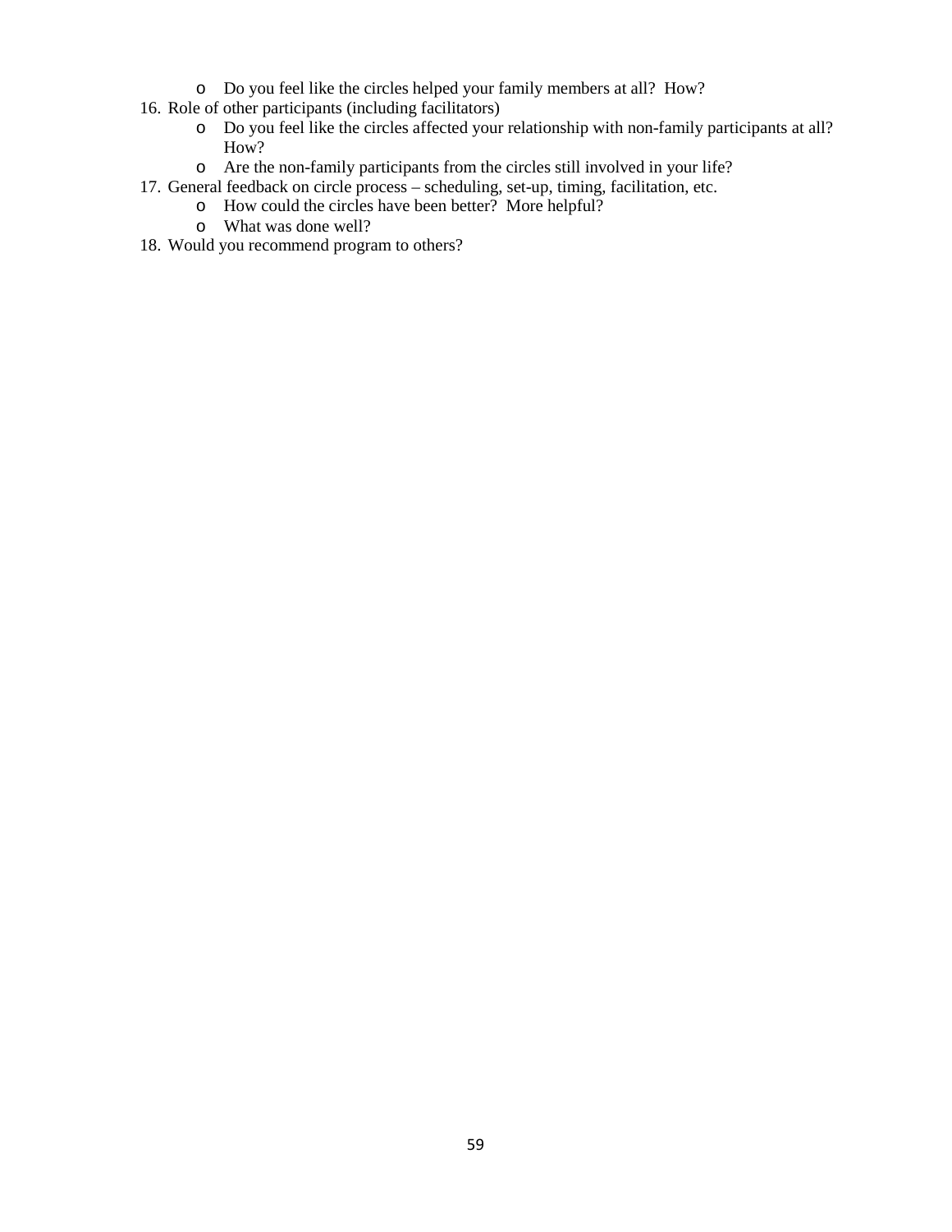- Do you feel like the circles helped your family members at all? How?

16. Role of other participants (including facilitators)
    - Do you feel like the circles affected your relationship with non-family participants at all? How?
    - Are the non-family participants from the circles still involved in your life?
17. General feedback on circle process – scheduling, set-up, timing, facilitation, etc.
    - How could the circles have been better? More helpful?
    - What was done well?
18. Would you recommend program to others?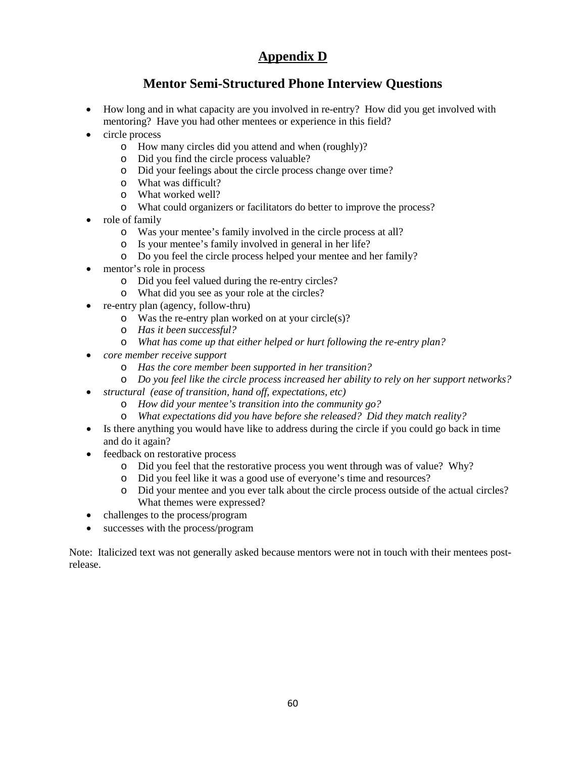# Appendix D

## Mentor Semi-Structured Phone Interview Questions

- How long and in what capacity are you involved in re-entry? How did you get involved with mentoring? Have you had other mentees or experience in this field?
- circle process
  - How many circles did you attend and when (roughly)?
  - Did you find the circle process valuable?
  - Did your feelings about the circle process change over time?
  - What was difficult?
  - What worked well?
  - What could organizers or facilitators do better to improve the process?
- role of family
  - Was your mentee's family involved in the circle process at all?
  - Is your mentee's family involved in general in her life?
  - Do you feel the circle process helped your mentee and her family?
- mentor's role in process
  - Did you feel valued during the re-entry circles?
  - What did you see as your role at the circles?
- re-entry plan (agency, follow-thru)
  - Was the re-entry plan worked on at your circle(s)?
  - *Has it been successful?*
  - *What has come up that either helped or hurt following the re-entry plan?*
- *core member receive support*
  - *Has the core member been supported in her transition?*
  - *Do you feel like the circle process increased her ability to rely on her support networks?*
- *structural (ease of transition, hand off, expectations, etc)*
  - *How did your mentee's transition into the community go?*
  - *What expectations did you have before she released? Did they match reality?*
- Is there anything you would have like to address during the circle if you could go back in time and do it again?
- feedback on restorative process
  - Did you feel that the restorative process you went through was of value? Why?
  - Did you feel like it was a good use of everyone's time and resources?
  - Did your mentee and you ever talk about the circle process outside of the actual circles? What themes were expressed?
- challenges to the process/program
- successes with the process/program

Note: Italicized text was not generally asked because mentors were not in touch with their mentees post-release.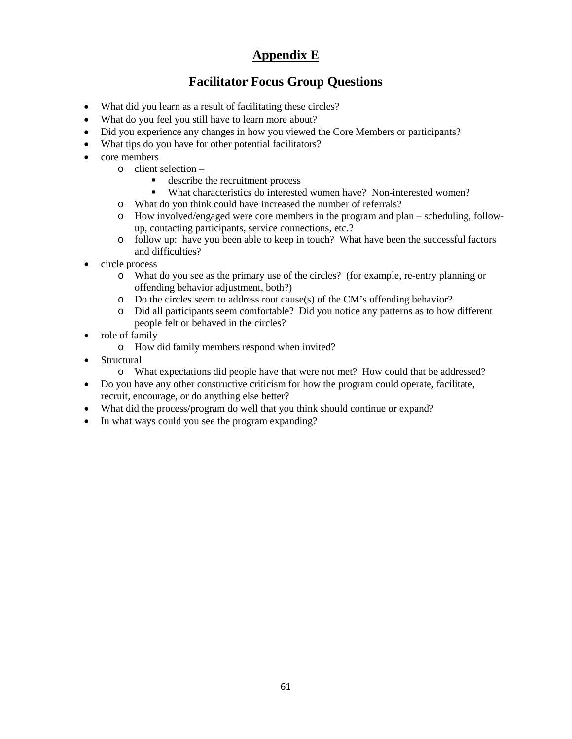# Appendix E

## Facilitator Focus Group Questions

- What did you learn as a result of facilitating these circles?
- What do you feel you still have to learn more about?
- Did you experience any changes in how you viewed the Core Members or participants?
- What tips do you have for other potential facilitators?
- core members
  - client selection –
    - describe the recruitment process
    - What characteristics do interested women have? Non-interested women?
  - What do you think could have increased the number of referrals?
  - How involved/engaged were core members in the program and plan – scheduling, follow-up, contacting participants, service connections, etc.?
  - follow up: have you been able to keep in touch? What have been the successful factors and difficulties?
- circle process
  - What do you see as the primary use of the circles? (for example, re-entry planning or offending behavior adjustment, both?)
  - Do the circles seem to address root cause(s) of the CM's offending behavior?
  - Did all participants seem comfortable? Did you notice any patterns as to how different people felt or behaved in the circles?
- role of family
  - How did family members respond when invited?
- Structural
  - What expectations did people have that were not met? How could that be addressed?
- Do you have any other constructive criticism for how the program could operate, facilitate, recruit, encourage, or do anything else better?
- What did the process/program do well that you think should continue or expand?
- In what ways could you see the program expanding?